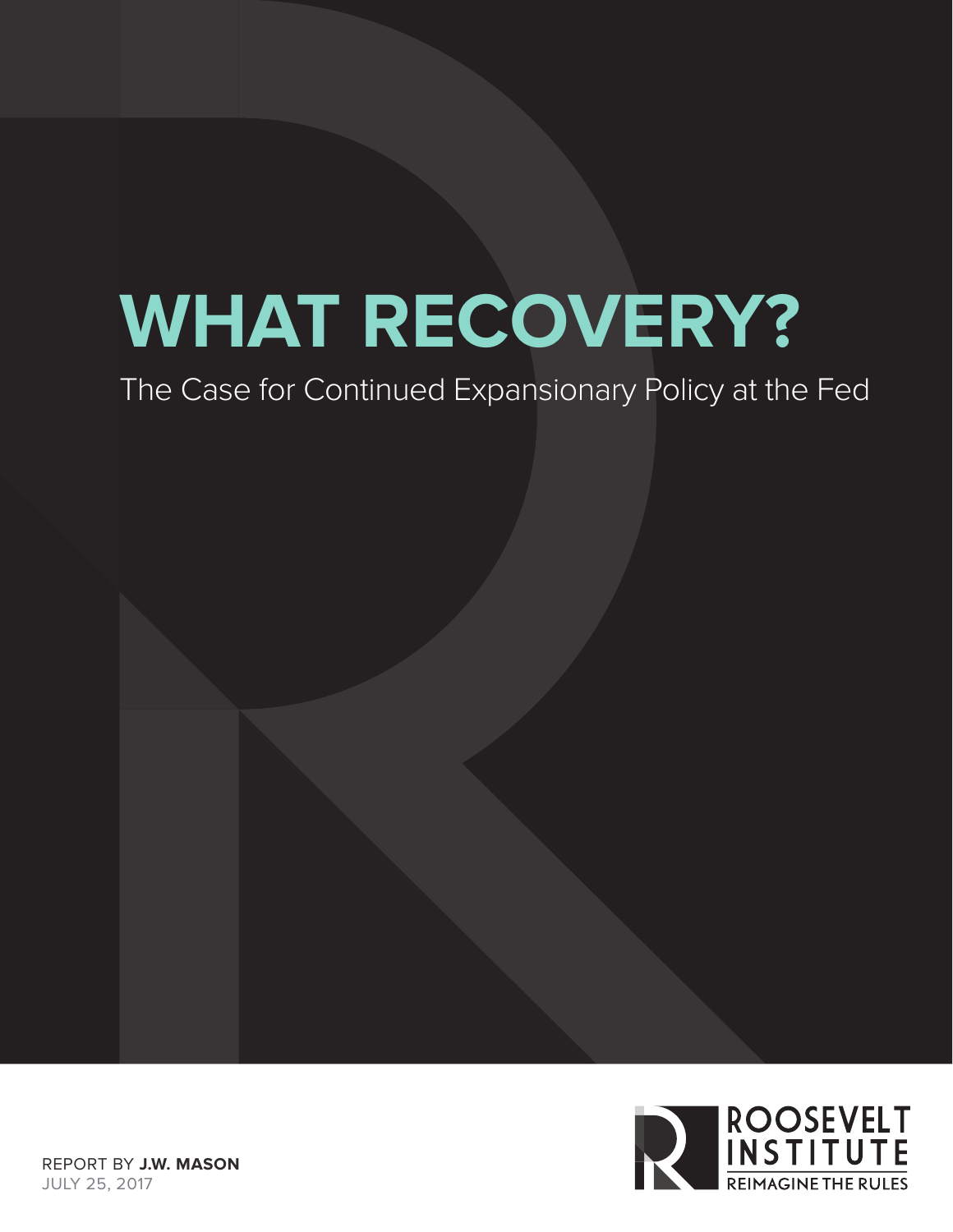# WHAT RECOVERY?

The Case for Continued Expansionary Policy at the Fed

REPORT BY **J.W. MASON**
JULY 25, 2017

ROOSEVELT INSTITUTE
REIMAGINE THE RULES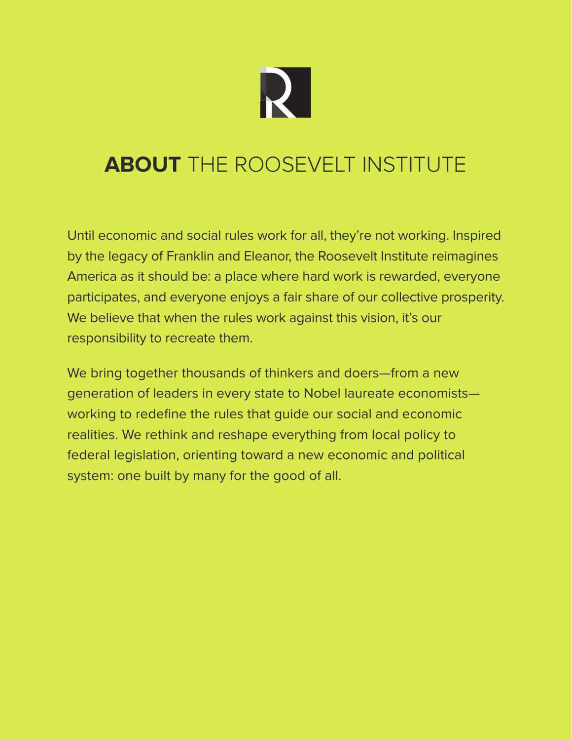# **ABOUT** THE ROOSEVELT INSTITUTE

Until economic and social rules work for all, they're not working. Inspired by the legacy of Franklin and Eleanor, the Roosevelt Institute reimagines America as it should be: a place where hard work is rewarded, everyone participates, and everyone enjoys a fair share of our collective prosperity. We believe that when the rules work against this vision, it's our responsibility to recreate them.

We bring together thousands of thinkers and doers—from a new generation of leaders in every state to Nobel laureate economists—working to redefine the rules that guide our social and economic realities. We rethink and reshape everything from local policy to federal legislation, orienting toward a new economic and political system: one built by many for the good of all.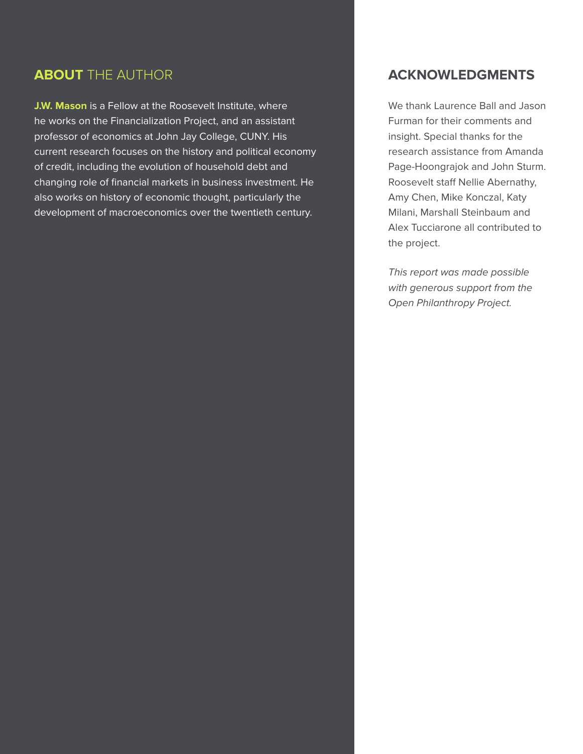## **ABOUT** THE AUTHOR

**J.W. Mason** is a Fellow at the Roosevelt Institute, where he works on the Financialization Project, and an assistant professor of economics at John Jay College, CUNY. His current research focuses on the history and political economy of credit, including the evolution of household debt and changing role of financial markets in business investment. He also works on history of economic thought, particularly the development of macroeconomics over the twentieth century.

## ACKNOWLEDGMENTS

We thank Laurence Ball and Jason Furman for their comments and insight. Special thanks for the research assistance from Amanda Page-Hoongrajok and John Sturm. Roosevelt staff Nellie Abernathy, Amy Chen, Mike Konczal, Katy Milani, Marshall Steinbaum and Alex Tucciarone all contributed to the project.

*This report was made possible with generous support from the Open Philanthropy Project.*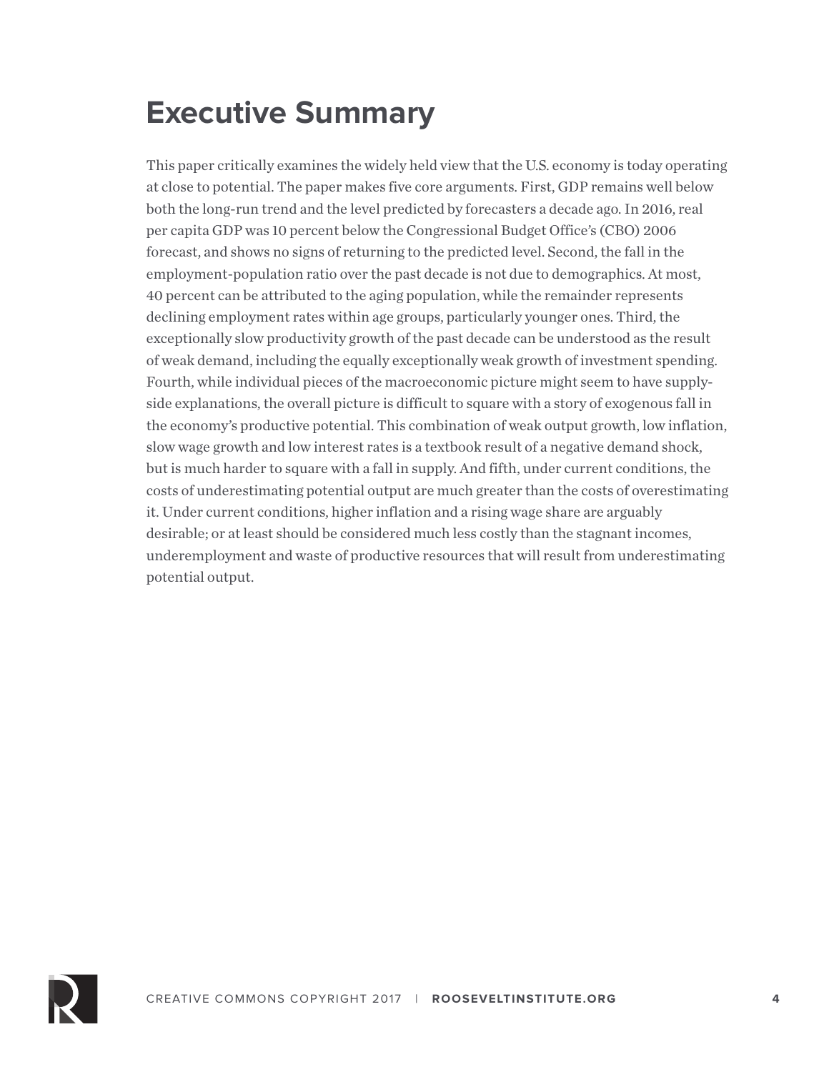# Executive Summary

This paper critically examines the widely held view that the U.S. economy is today operating at close to potential. The paper makes five core arguments. First, GDP remains well below both the long-run trend and the level predicted by forecasters a decade ago. In 2016, real per capita GDP was 10 percent below the Congressional Budget Office's (CBO) 2006 forecast, and shows no signs of returning to the predicted level. Second, the fall in the employment-population ratio over the past decade is not due to demographics. At most, 40 percent can be attributed to the aging population, while the remainder represents declining employment rates within age groups, particularly younger ones. Third, the exceptionally slow productivity growth of the past decade can be understood as the result of weak demand, including the equally exceptionally weak growth of investment spending. Fourth, while individual pieces of the macroeconomic picture might seem to have supply-side explanations, the overall picture is difficult to square with a story of exogenous fall in the economy's productive potential. This combination of weak output growth, low inflation, slow wage growth and low interest rates is a textbook result of a negative demand shock, but is much harder to square with a fall in supply. And fifth, under current conditions, the costs of underestimating potential output are much greater than the costs of overestimating it. Under current conditions, higher inflation and a rising wage share are arguably desirable; or at least should be considered much less costly than the stagnant incomes, underemployment and waste of productive resources that will result from underestimating potential output.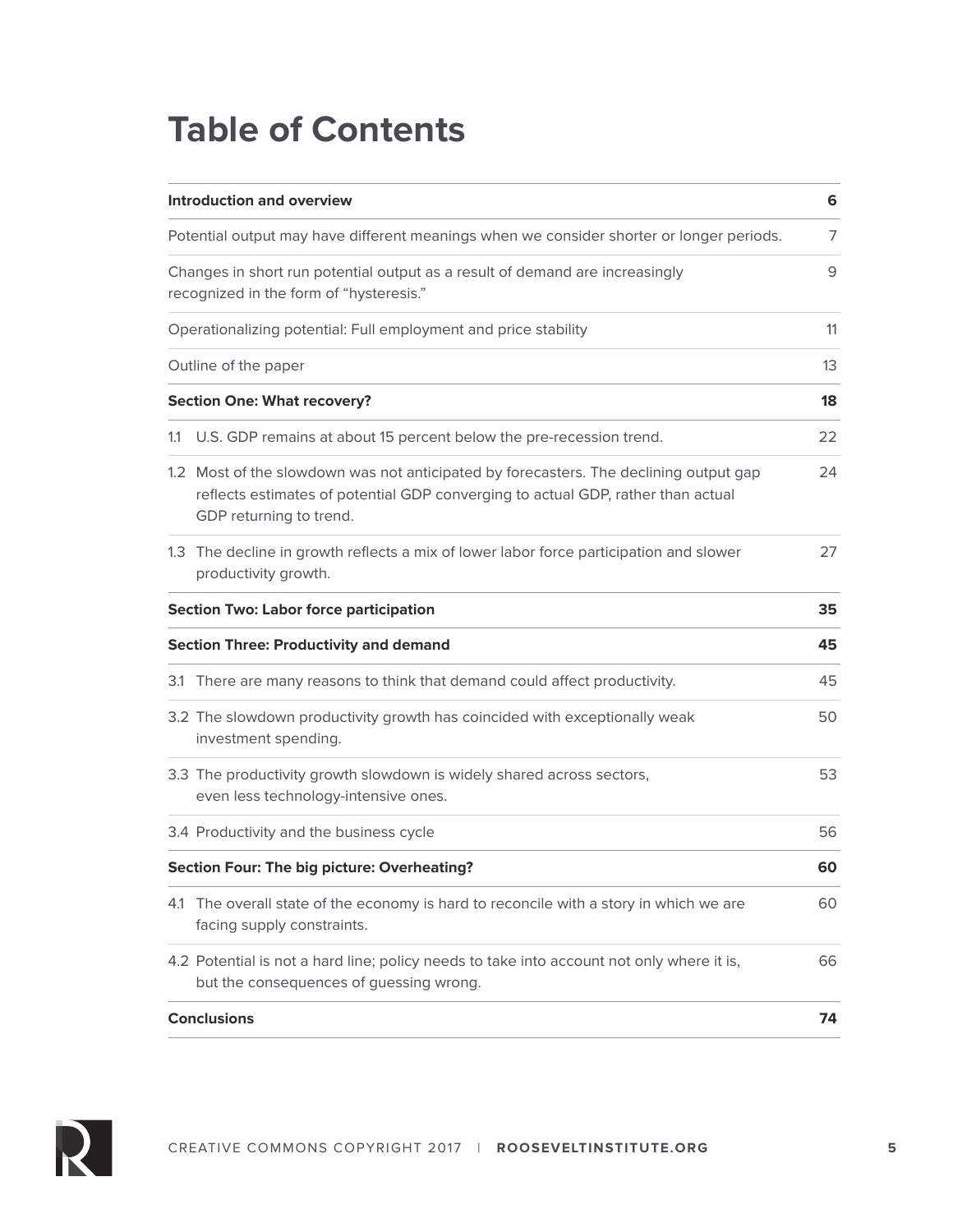# Table of Contents

| | |
|---|---|
| **Introduction and overview** | **6** |
| Potential output may have different meanings when we consider shorter or longer periods. | 7 |
| Changes in short run potential output as a result of demand are increasingly recognized in the form of "hysteresis." | 9 |
| Operationalizing potential: Full employment and price stability | 11 |
| Outline of the paper | 13 |
| **Section One: What recovery?** | **18** |
| 1.1 U.S. GDP remains at about 15 percent below the pre-recession trend. | 22 |
| 1.2 Most of the slowdown was not anticipated by forecasters. The declining output gap reflects estimates of potential GDP converging to actual GDP, rather than actual GDP returning to trend. | 24 |
| 1.3 The decline in growth reflects a mix of lower labor force participation and slower productivity growth. | 27 |
| **Section Two: Labor force participation** | **35** |
| **Section Three: Productivity and demand** | **45** |
| 3.1 There are many reasons to think that demand could affect productivity. | 45 |
| 3.2 The slowdown productivity growth has coincided with exceptionally weak investment spending. | 50 |
| 3.3 The productivity growth slowdown is widely shared across sectors, even less technology-intensive ones. | 53 |
| 3.4 Productivity and the business cycle | 56 |
| **Section Four: The big picture: Overheating?** | **60** |
| 4.1 The overall state of the economy is hard to reconcile with a story in which we are facing supply constraints. | 60 |
| 4.2 Potential is not a hard line; policy needs to take into account not only where it is, but the consequences of guessing wrong. | 66 |
| **Conclusions** | **74** |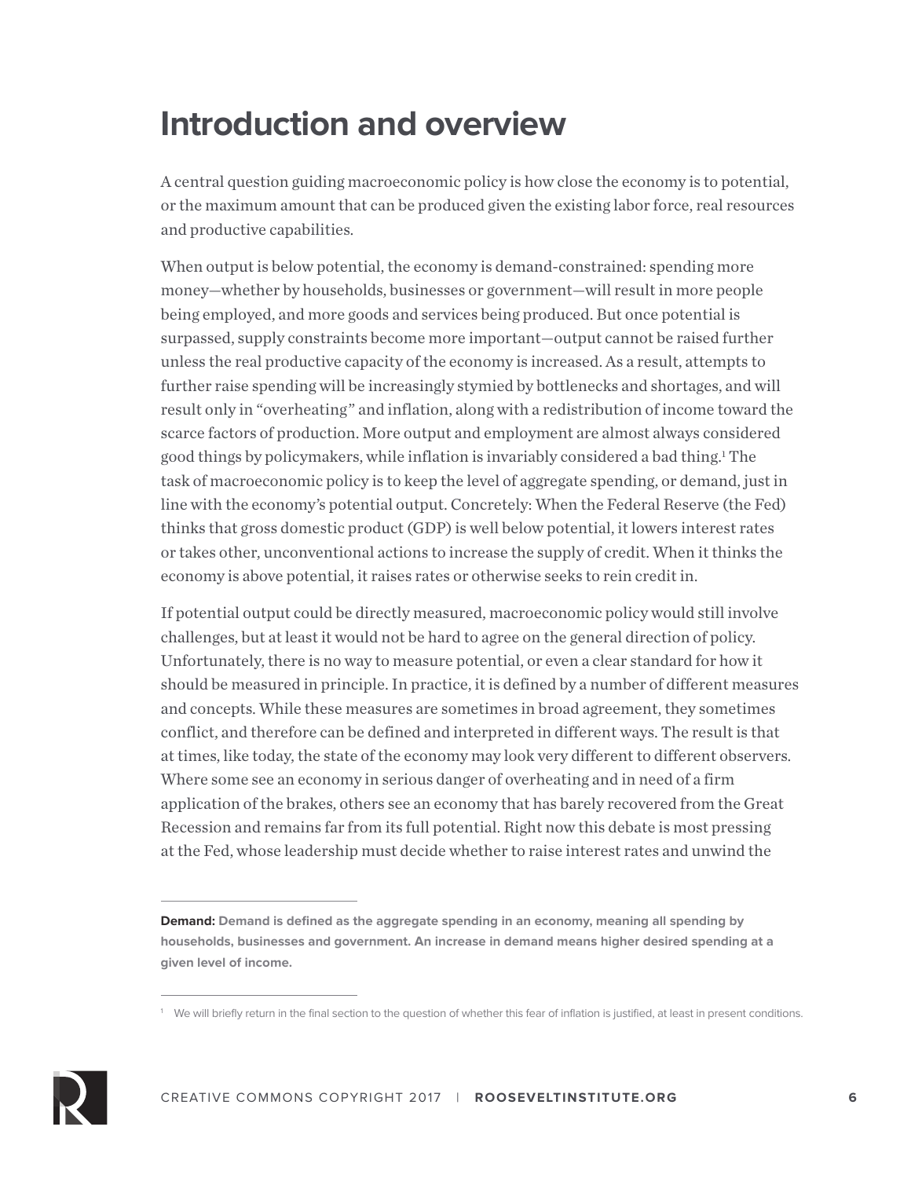# Introduction and overview

A central question guiding macroeconomic policy is how close the economy is to potential, or the maximum amount that can be produced given the existing labor force, real resources and productive capabilities.

When output is below potential, the economy is demand-constrained: spending more money—whether by households, businesses or government—will result in more people being employed, and more goods and services being produced. But once potential is surpassed, supply constraints become more important—output cannot be raised further unless the real productive capacity of the economy is increased. As a result, attempts to further raise spending will be increasingly stymied by bottlenecks and shortages, and will result only in "overheating" and inflation, along with a redistribution of income toward the scarce factors of production. More output and employment are almost always considered good things by policymakers, while inflation is invariably considered a bad thing.[1] The task of macroeconomic policy is to keep the level of aggregate spending, or demand, just in line with the economy's potential output. Concretely: When the Federal Reserve (the Fed) thinks that gross domestic product (GDP) is well below potential, it lowers interest rates or takes other, unconventional actions to increase the supply of credit. When it thinks the economy is above potential, it raises rates or otherwise seeks to rein credit in.

If potential output could be directly measured, macroeconomic policy would still involve challenges, but at least it would not be hard to agree on the general direction of policy. Unfortunately, there is no way to measure potential, or even a clear standard for how it should be measured in principle. In practice, it is defined by a number of different measures and concepts. While these measures are sometimes in broad agreement, they sometimes conflict, and therefore can be defined and interpreted in different ways. The result is that at times, like today, the state of the economy may look very different to different observers. Where some see an economy in serious danger of overheating and in need of a firm application of the brakes, others see an economy that has barely recovered from the Great Recession and remains far from its full potential. Right now this debate is most pressing at the Fed, whose leadership must decide whether to raise interest rates and unwind the

---

**Demand: Demand is defined as the aggregate spending in an economy, meaning all spending by households, businesses and government. An increase in demand means higher desired spending at a given level of income.**

---

[1] We will briefly return in the final section to the question of whether this fear of inflation is justified, at least in present conditions.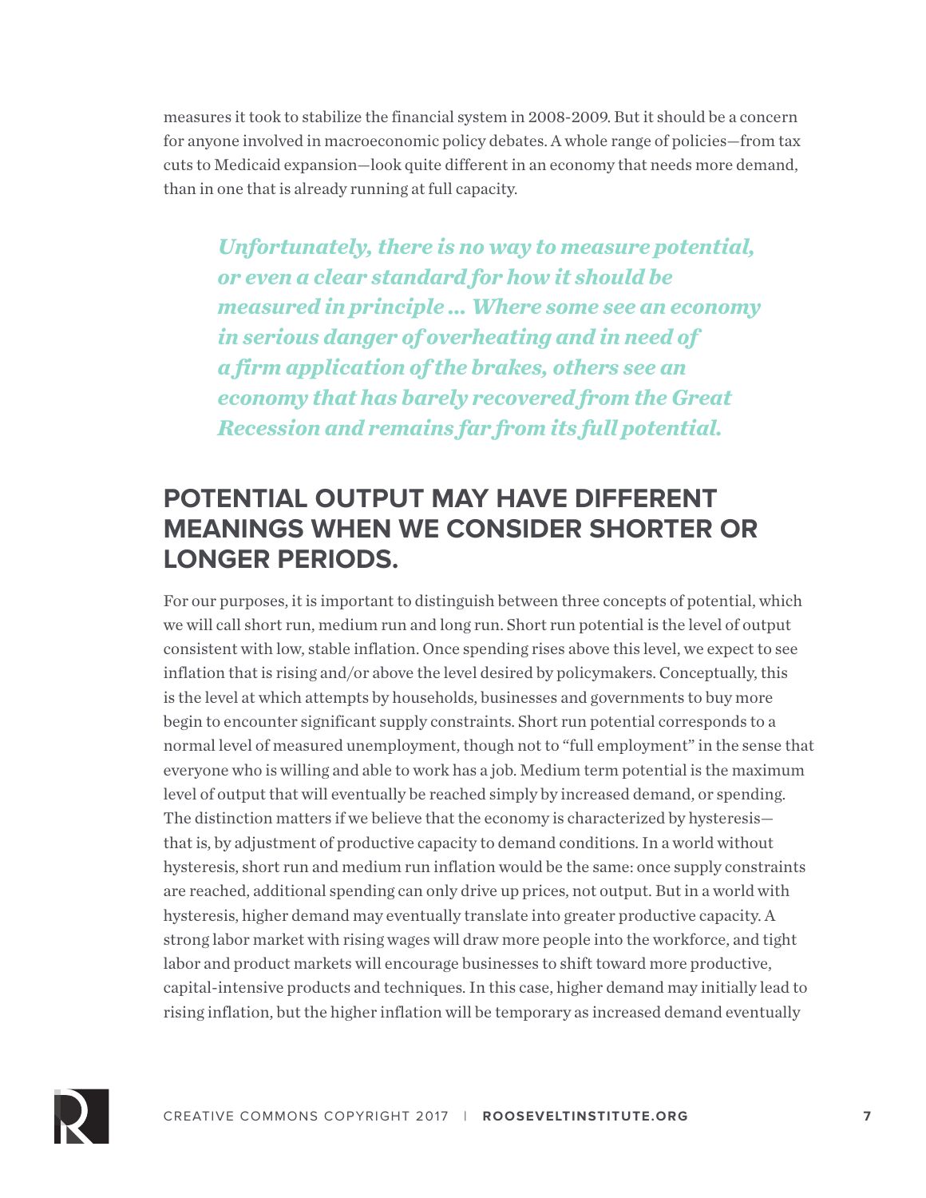measures it took to stabilize the financial system in 2008-2009. But it should be a concern for anyone involved in macroeconomic policy debates. A whole range of policies—from tax cuts to Medicaid expansion—look quite different in an economy that needs more demand, than in one that is already running at full capacity.

> ***Unfortunately, there is no way to measure potential, or even a clear standard for how it should be measured in principle ... Where some see an economy in serious danger of overheating and in need of a firm application of the brakes, others see an economy that has barely recovered from the Great Recession and remains far from its full potential.***

## POTENTIAL OUTPUT MAY HAVE DIFFERENT MEANINGS WHEN WE CONSIDER SHORTER OR LONGER PERIODS.

For our purposes, it is important to distinguish between three concepts of potential, which we will call short run, medium run and long run. Short run potential is the level of output consistent with low, stable inflation. Once spending rises above this level, we expect to see inflation that is rising and/or above the level desired by policymakers. Conceptually, this is the level at which attempts by households, businesses and governments to buy more begin to encounter significant supply constraints. Short run potential corresponds to a normal level of measured unemployment, though not to "full employment" in the sense that everyone who is willing and able to work has a job. Medium term potential is the maximum level of output that will eventually be reached simply by increased demand, or spending. The distinction matters if we believe that the economy is characterized by hysteresis—that is, by adjustment of productive capacity to demand conditions. In a world without hysteresis, short run and medium run inflation would be the same: once supply constraints are reached, additional spending can only drive up prices, not output. But in a world with hysteresis, higher demand may eventually translate into greater productive capacity. A strong labor market with rising wages will draw more people into the workforce, and tight labor and product markets will encourage businesses to shift toward more productive, capital-intensive products and techniques. In this case, higher demand may initially lead to rising inflation, but the higher inflation will be temporary as increased demand eventually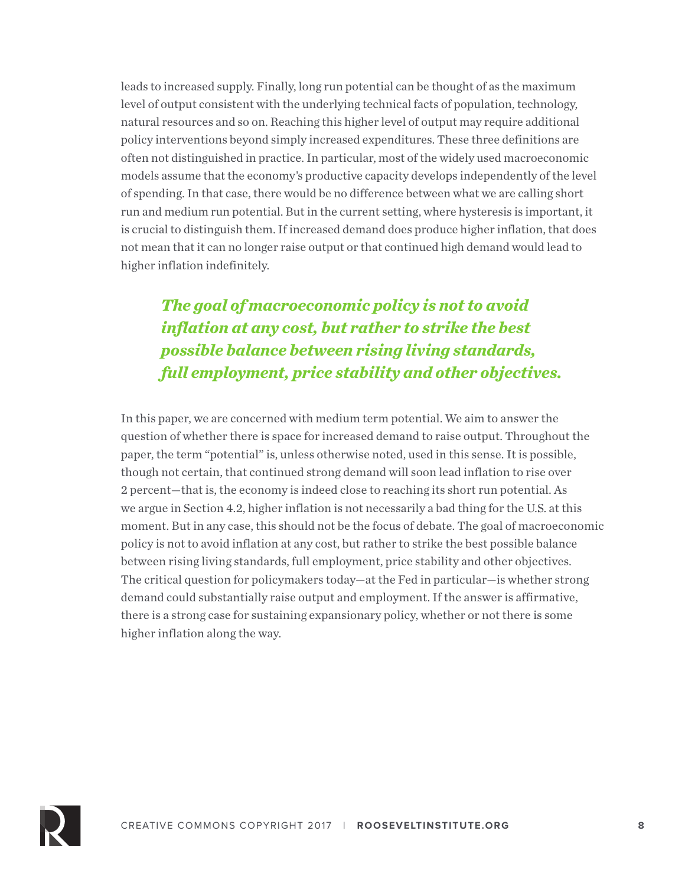leads to increased supply. Finally, long run potential can be thought of as the maximum level of output consistent with the underlying technical facts of population, technology, natural resources and so on. Reaching this higher level of output may require additional policy interventions beyond simply increased expenditures. These three definitions are often not distinguished in practice. In particular, most of the widely used macroeconomic models assume that the economy's productive capacity develops independently of the level of spending. In that case, there would be no difference between what we are calling short run and medium run potential. But in the current setting, where hysteresis is important, it is crucial to distinguish them. If increased demand does produce higher inflation, that does not mean that it can no longer raise output or that continued high demand would lead to higher inflation indefinitely.

> ***The goal of macroeconomic policy is not to avoid inflation at any cost, but rather to strike the best possible balance between rising living standards, full employment, price stability and other objectives.***

In this paper, we are concerned with medium term potential. We aim to answer the question of whether there is space for increased demand to raise output. Throughout the paper, the term "potential" is, unless otherwise noted, used in this sense. It is possible, though not certain, that continued strong demand will soon lead inflation to rise over 2 percent—that is, the economy is indeed close to reaching its short run potential. As we argue in Section 4.2, higher inflation is not necessarily a bad thing for the U.S. at this moment. But in any case, this should not be the focus of debate. The goal of macroeconomic policy is not to avoid inflation at any cost, but rather to strike the best possible balance between rising living standards, full employment, price stability and other objectives. The critical question for policymakers today—at the Fed in particular—is whether strong demand could substantially raise output and employment. If the answer is affirmative, there is a strong case for sustaining expansionary policy, whether or not there is some higher inflation along the way.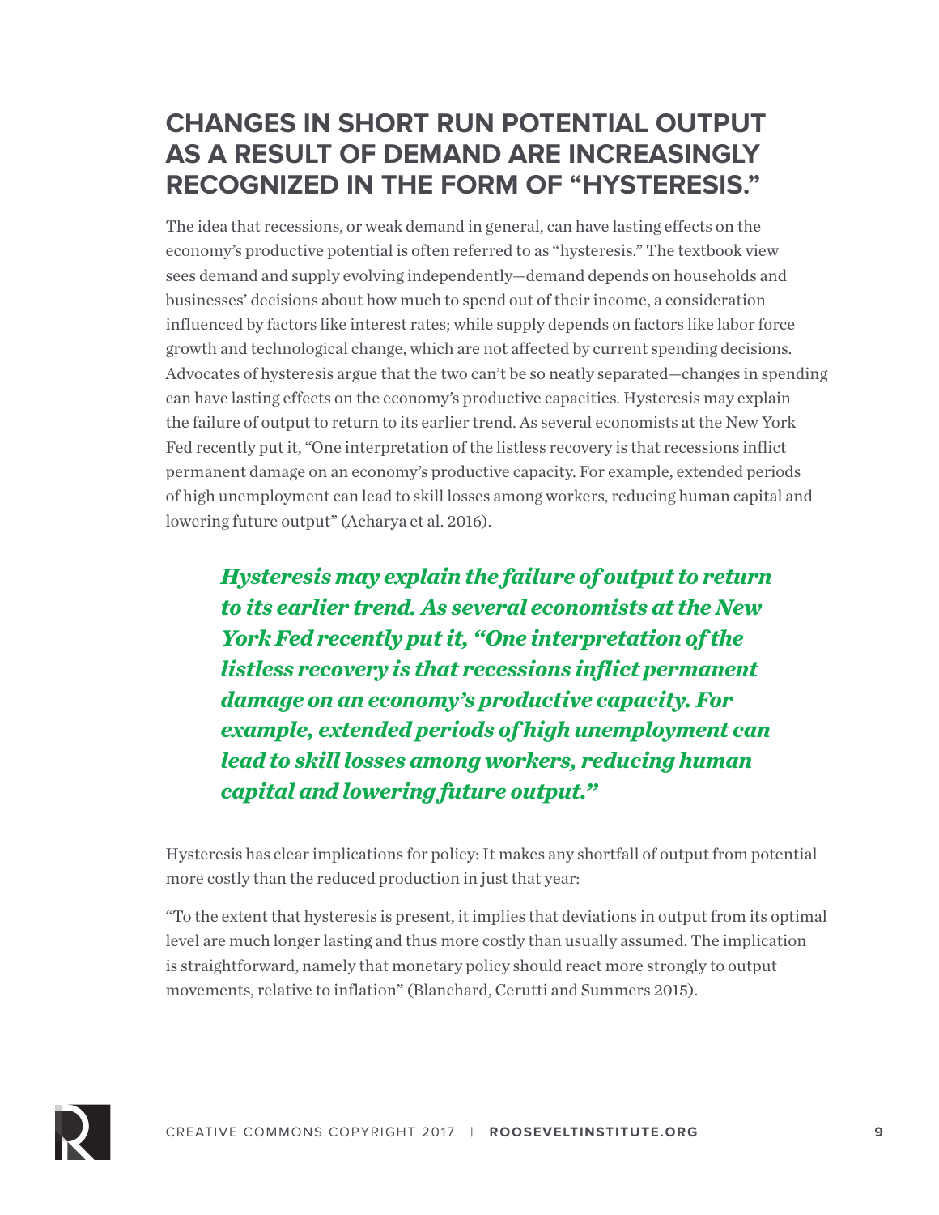## CHANGES IN SHORT RUN POTENTIAL OUTPUT AS A RESULT OF DEMAND ARE INCREASINGLY RECOGNIZED IN THE FORM OF "HYSTERESIS."

The idea that recessions, or weak demand in general, can have lasting effects on the economy's productive potential is often referred to as "hysteresis." The textbook view sees demand and supply evolving independently—demand depends on households and businesses' decisions about how much to spend out of their income, a consideration influenced by factors like interest rates; while supply depends on factors like labor force growth and technological change, which are not affected by current spending decisions. Advocates of hysteresis argue that the two can't be so neatly separated—changes in spending can have lasting effects on the economy's productive capacities. Hysteresis may explain the failure of output to return to its earlier trend. As several economists at the New York Fed recently put it, "One interpretation of the listless recovery is that recessions inflict permanent damage on an economy's productive capacity. For example, extended periods of high unemployment can lead to skill losses among workers, reducing human capital and lowering future output" (Acharya et al. 2016).

> ***Hysteresis may explain the failure of output to return to its earlier trend. As several economists at the New York Fed recently put it, "One interpretation of the listless recovery is that recessions inflict permanent damage on an economy's productive capacity. For example, extended periods of high unemployment can lead to skill losses among workers, reducing human capital and lowering future output."***

Hysteresis has clear implications for policy: It makes any shortfall of output from potential more costly than the reduced production in just that year:

"To the extent that hysteresis is present, it implies that deviations in output from its optimal level are much longer lasting and thus more costly than usually assumed. The implication is straightforward, namely that monetary policy should react more strongly to output movements, relative to inflation" (Blanchard, Cerutti and Summers 2015).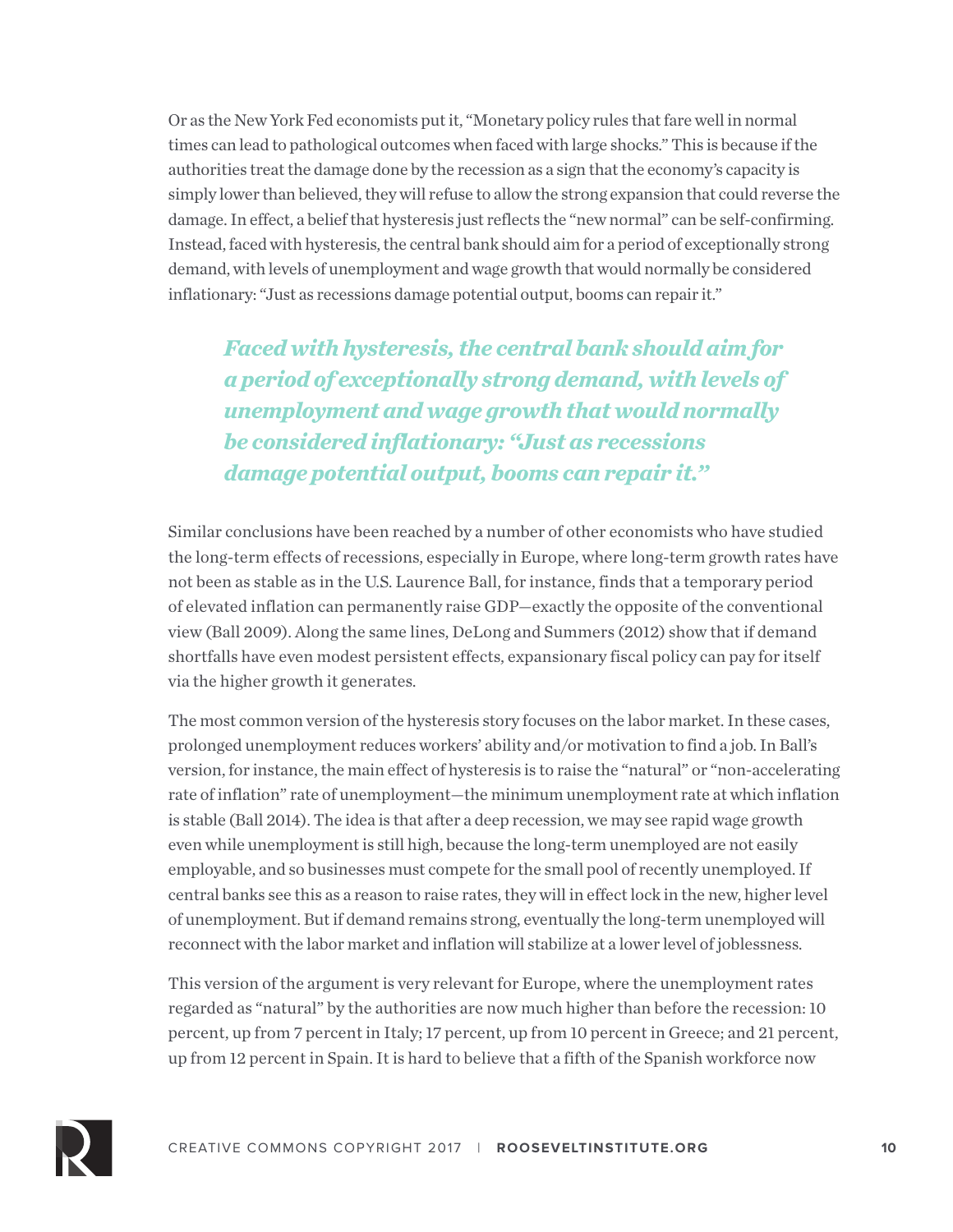Or as the New York Fed economists put it, "Monetary policy rules that fare well in normal times can lead to pathological outcomes when faced with large shocks." This is because if the authorities treat the damage done by the recession as a sign that the economy's capacity is simply lower than believed, they will refuse to allow the strong expansion that could reverse the damage. In effect, a belief that hysteresis just reflects the "new normal" can be self-confirming. Instead, faced with hysteresis, the central bank should aim for a period of exceptionally strong demand, with levels of unemployment and wage growth that would normally be considered inflationary: "Just as recessions damage potential output, booms can repair it."

> ***Faced with hysteresis, the central bank should aim for a period of exceptionally strong demand, with levels of unemployment and wage growth that would normally be considered inflationary: "Just as recessions damage potential output, booms can repair it."***

Similar conclusions have been reached by a number of other economists who have studied the long-term effects of recessions, especially in Europe, where long-term growth rates have not been as stable as in the U.S. Laurence Ball, for instance, finds that a temporary period of elevated inflation can permanently raise GDP—exactly the opposite of the conventional view (Ball 2009). Along the same lines, DeLong and Summers (2012) show that if demand shortfalls have even modest persistent effects, expansionary fiscal policy can pay for itself via the higher growth it generates.

The most common version of the hysteresis story focuses on the labor market. In these cases, prolonged unemployment reduces workers' ability and/or motivation to find a job. In Ball's version, for instance, the main effect of hysteresis is to raise the "natural" or "non-accelerating rate of inflation" rate of unemployment—the minimum unemployment rate at which inflation is stable (Ball 2014). The idea is that after a deep recession, we may see rapid wage growth even while unemployment is still high, because the long-term unemployed are not easily employable, and so businesses must compete for the small pool of recently unemployed. If central banks see this as a reason to raise rates, they will in effect lock in the new, higher level of unemployment. But if demand remains strong, eventually the long-term unemployed will reconnect with the labor market and inflation will stabilize at a lower level of joblessness.

This version of the argument is very relevant for Europe, where the unemployment rates regarded as "natural" by the authorities are now much higher than before the recession: 10 percent, up from 7 percent in Italy; 17 percent, up from 10 percent in Greece; and 21 percent, up from 12 percent in Spain. It is hard to believe that a fifth of the Spanish workforce now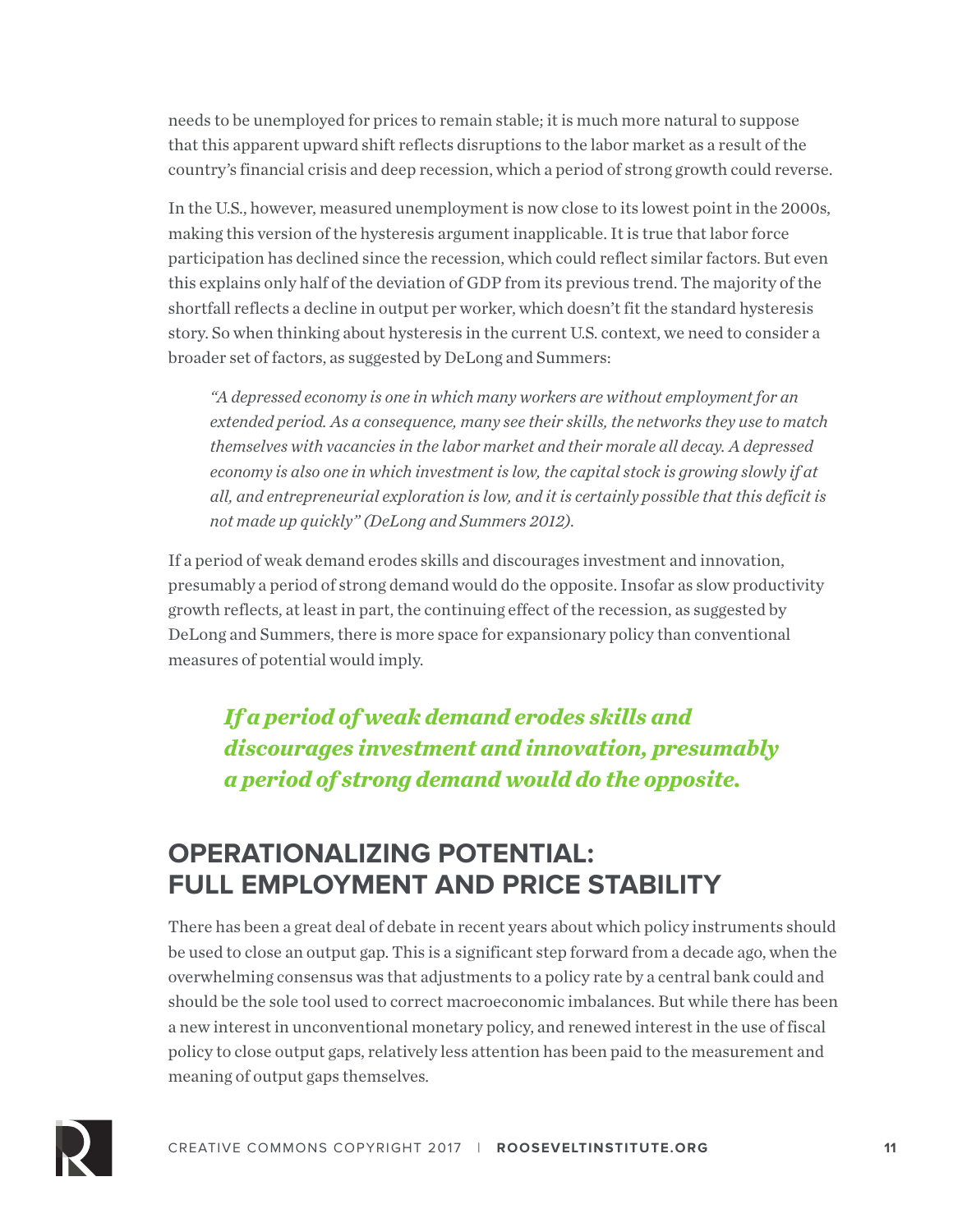needs to be unemployed for prices to remain stable; it is much more natural to suppose that this apparent upward shift reflects disruptions to the labor market as a result of the country's financial crisis and deep recession, which a period of strong growth could reverse.

In the U.S., however, measured unemployment is now close to its lowest point in the 2000s, making this version of the hysteresis argument inapplicable. It is true that labor force participation has declined since the recession, which could reflect similar factors. But even this explains only half of the deviation of GDP from its previous trend. The majority of the shortfall reflects a decline in output per worker, which doesn't fit the standard hysteresis story. So when thinking about hysteresis in the current U.S. context, we need to consider a broader set of factors, as suggested by DeLong and Summers:

> *"A depressed economy is one in which many workers are without employment for an extended period. As a consequence, many see their skills, the networks they use to match themselves with vacancies in the labor market and their morale all decay. A depressed economy is also one in which investment is low, the capital stock is growing slowly if at all, and entrepreneurial exploration is low, and it is certainly possible that this deficit is not made up quickly" (DeLong and Summers 2012).*

If a period of weak demand erodes skills and discourages investment and innovation, presumably a period of strong demand would do the opposite. Insofar as slow productivity growth reflects, at least in part, the continuing effect of the recession, as suggested by DeLong and Summers, there is more space for expansionary policy than conventional measures of potential would imply.

***If a period of weak demand erodes skills and discourages investment and innovation, presumably a period of strong demand would do the opposite.***

## OPERATIONALIZING POTENTIAL: FULL EMPLOYMENT AND PRICE STABILITY

There has been a great deal of debate in recent years about which policy instruments should be used to close an output gap. This is a significant step forward from a decade ago, when the overwhelming consensus was that adjustments to a policy rate by a central bank could and should be the sole tool used to correct macroeconomic imbalances. But while there has been a new interest in unconventional monetary policy, and renewed interest in the use of fiscal policy to close output gaps, relatively less attention has been paid to the measurement and meaning of output gaps themselves.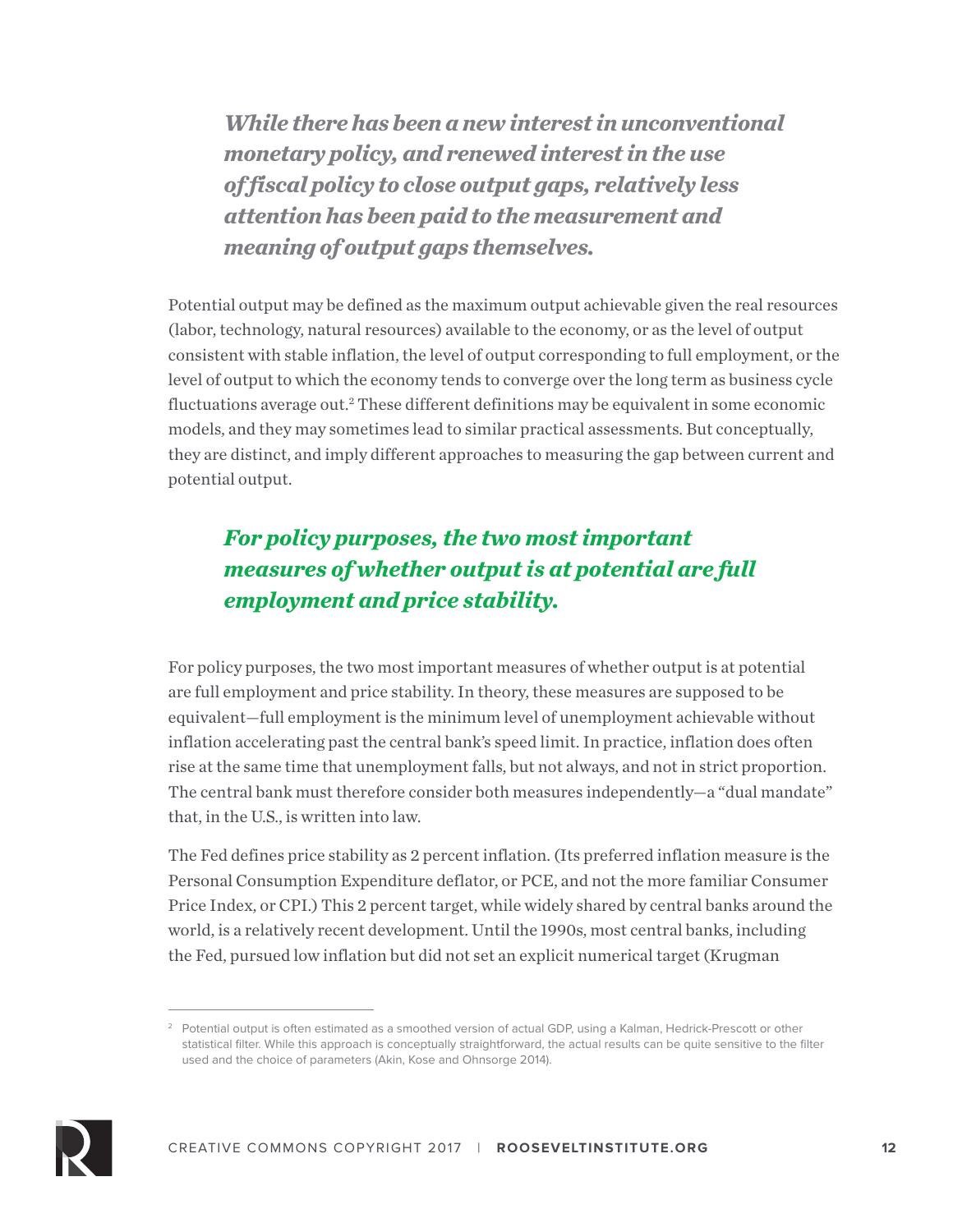***While there has been a new interest in unconventional monetary policy, and renewed interest in the use of fiscal policy to close output gaps, relatively less attention has been paid to the measurement and meaning of output gaps themselves.***

Potential output may be defined as the maximum output achievable given the real resources (labor, technology, natural resources) available to the economy, or as the level of output consistent with stable inflation, the level of output corresponding to full employment, or the level of output to which the economy tends to converge over the long term as business cycle fluctuations average out.[2] These different definitions may be equivalent in some economic models, and they may sometimes lead to similar practical assessments. But conceptually, they are distinct, and imply different approaches to measuring the gap between current and potential output.

***For policy purposes, the two most important measures of whether output is at potential are full employment and price stability.***

For policy purposes, the two most important measures of whether output is at potential are full employment and price stability. In theory, these measures are supposed to be equivalent—full employment is the minimum level of unemployment achievable without inflation accelerating past the central bank's speed limit. In practice, inflation does often rise at the same time that unemployment falls, but not always, and not in strict proportion. The central bank must therefore consider both measures independently—a "dual mandate" that, in the U.S., is written into law.

The Fed defines price stability as 2 percent inflation. (Its preferred inflation measure is the Personal Consumption Expenditure deflator, or PCE, and not the more familiar Consumer Price Index, or CPI.) This 2 percent target, while widely shared by central banks around the world, is a relatively recent development. Until the 1990s, most central banks, including the Fed, pursued low inflation but did not set an explicit numerical target (Krugman

---

[2] Potential output is often estimated as a smoothed version of actual GDP, using a Kalman, Hedrick-Prescott or other statistical filter. While this approach is conceptually straightforward, the actual results can be quite sensitive to the filter used and the choice of parameters (Akin, Kose and Ohnsorge 2014).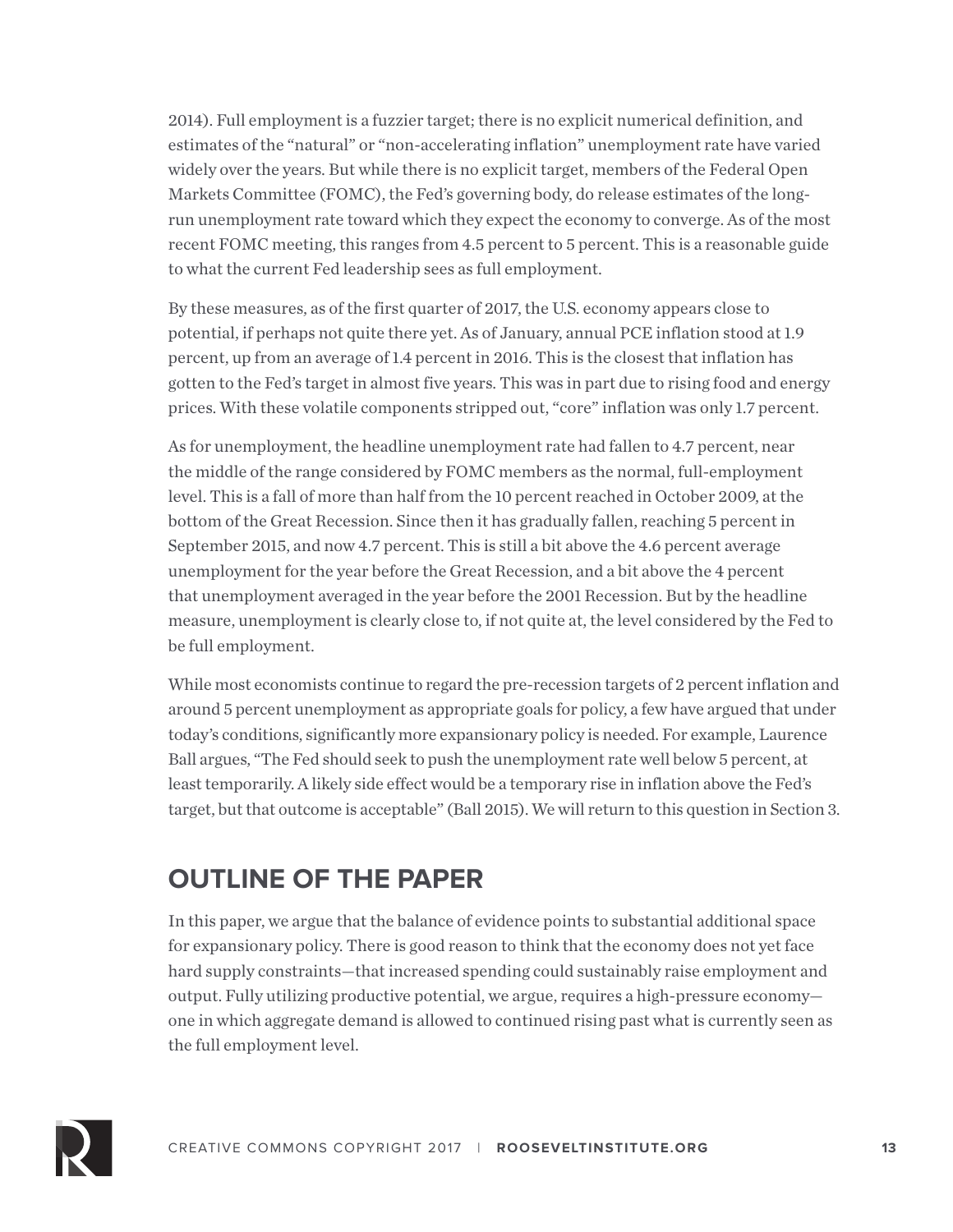2014). Full employment is a fuzzier target; there is no explicit numerical definition, and estimates of the "natural" or "non-accelerating inflation" unemployment rate have varied widely over the years. But while there is no explicit target, members of the Federal Open Markets Committee (FOMC), the Fed's governing body, do release estimates of the long-run unemployment rate toward which they expect the economy to converge. As of the most recent FOMC meeting, this ranges from 4.5 percent to 5 percent. This is a reasonable guide to what the current Fed leadership sees as full employment.

By these measures, as of the first quarter of 2017, the U.S. economy appears close to potential, if perhaps not quite there yet. As of January, annual PCE inflation stood at 1.9 percent, up from an average of 1.4 percent in 2016. This is the closest that inflation has gotten to the Fed's target in almost five years. This was in part due to rising food and energy prices. With these volatile components stripped out, "core" inflation was only 1.7 percent.

As for unemployment, the headline unemployment rate had fallen to 4.7 percent, near the middle of the range considered by FOMC members as the normal, full-employment level. This is a fall of more than half from the 10 percent reached in October 2009, at the bottom of the Great Recession. Since then it has gradually fallen, reaching 5 percent in September 2015, and now 4.7 percent. This is still a bit above the 4.6 percent average unemployment for the year before the Great Recession, and a bit above the 4 percent that unemployment averaged in the year before the 2001 Recession. But by the headline measure, unemployment is clearly close to, if not quite at, the level considered by the Fed to be full employment.

While most economists continue to regard the pre-recession targets of 2 percent inflation and around 5 percent unemployment as appropriate goals for policy, a few have argued that under today's conditions, significantly more expansionary policy is needed. For example, Laurence Ball argues, "The Fed should seek to push the unemployment rate well below 5 percent, at least temporarily. A likely side effect would be a temporary rise in inflation above the Fed's target, but that outcome is acceptable" (Ball 2015). We will return to this question in Section 3.

## OUTLINE OF THE PAPER

In this paper, we argue that the balance of evidence points to substantial additional space for expansionary policy. There is good reason to think that the economy does not yet face hard supply constraints—that increased spending could sustainably raise employment and output. Fully utilizing productive potential, we argue, requires a high-pressure economy—one in which aggregate demand is allowed to continued rising past what is currently seen as the full employment level.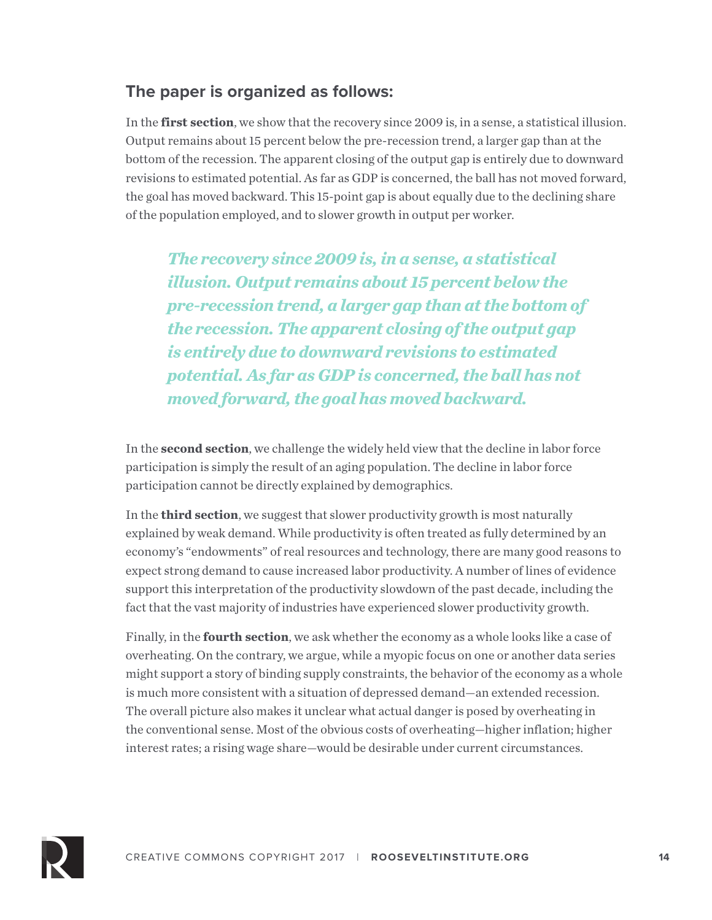## The paper is organized as follows:

In the **first section**, we show that the recovery since 2009 is, in a sense, a statistical illusion. Output remains about 15 percent below the pre-recession trend, a larger gap than at the bottom of the recession. The apparent closing of the output gap is entirely due to downward revisions to estimated potential. As far as GDP is concerned, the ball has not moved forward, the goal has moved backward. This 15-point gap is about equally due to the declining share of the population employed, and to slower growth in output per worker.

> ***The recovery since 2009 is, in a sense, a statistical illusion. Output remains about 15 percent below the pre-recession trend, a larger gap than at the bottom of the recession. The apparent closing of the output gap is entirely due to downward revisions to estimated potential. As far as GDP is concerned, the ball has not moved forward, the goal has moved backward.***

In the **second section**, we challenge the widely held view that the decline in labor force participation is simply the result of an aging population. The decline in labor force participation cannot be directly explained by demographics.

In the **third section**, we suggest that slower productivity growth is most naturally explained by weak demand. While productivity is often treated as fully determined by an economy's "endowments" of real resources and technology, there are many good reasons to expect strong demand to cause increased labor productivity. A number of lines of evidence support this interpretation of the productivity slowdown of the past decade, including the fact that the vast majority of industries have experienced slower productivity growth.

Finally, in the **fourth section**, we ask whether the economy as a whole looks like a case of overheating. On the contrary, we argue, while a myopic focus on one or another data series might support a story of binding supply constraints, the behavior of the economy as a whole is much more consistent with a situation of depressed demand—an extended recession. The overall picture also makes it unclear what actual danger is posed by overheating in the conventional sense. Most of the obvious costs of overheating—higher inflation; higher interest rates; a rising wage share—would be desirable under current circumstances.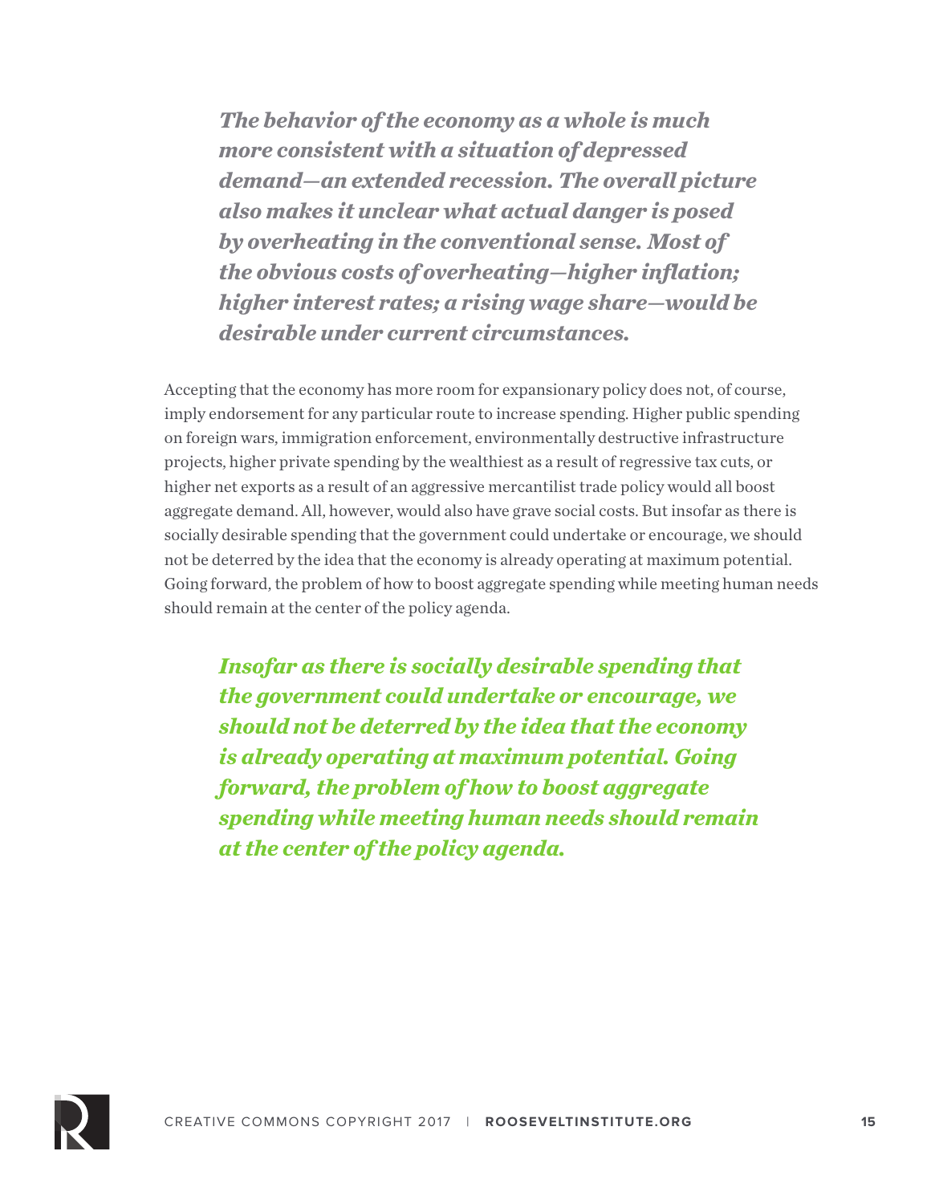***The behavior of the economy as a whole is much more consistent with a situation of depressed demand—an extended recession. The overall picture also makes it unclear what actual danger is posed by overheating in the conventional sense. Most of the obvious costs of overheating—higher inflation; higher interest rates; a rising wage share—would be desirable under current circumstances.***

Accepting that the economy has more room for expansionary policy does not, of course, imply endorsement for any particular route to increase spending. Higher public spending on foreign wars, immigration enforcement, environmentally destructive infrastructure projects, higher private spending by the wealthiest as a result of regressive tax cuts, or higher net exports as a result of an aggressive mercantilist trade policy would all boost aggregate demand. All, however, would also have grave social costs. But insofar as there is socially desirable spending that the government could undertake or encourage, we should not be deterred by the idea that the economy is already operating at maximum potential. Going forward, the problem of how to boost aggregate spending while meeting human needs should remain at the center of the policy agenda.

***Insofar as there is socially desirable spending that the government could undertake or encourage, we should not be deterred by the idea that the economy is already operating at maximum potential. Going forward, the problem of how to boost aggregate spending while meeting human needs should remain at the center of the policy agenda.***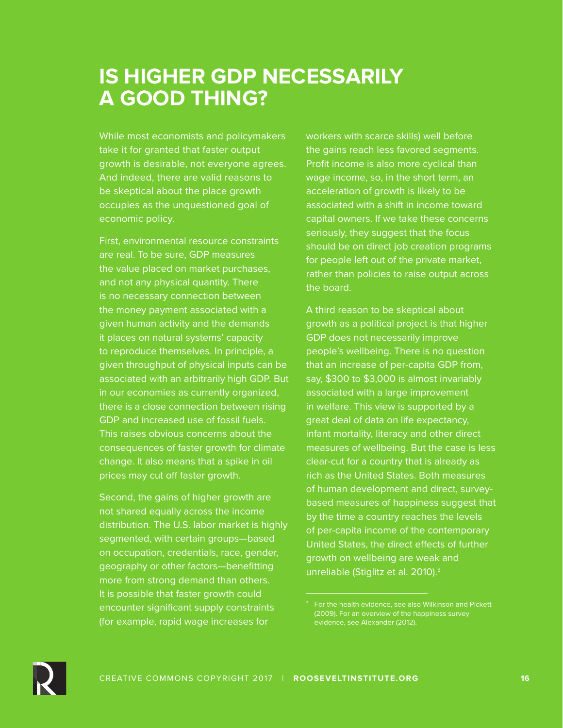# IS HIGHER GDP NECESSARILY A GOOD THING?

While most economists and policymakers take it for granted that faster output growth is desirable, not everyone agrees. And indeed, there are valid reasons to be skeptical about the place growth occupies as the unquestioned goal of economic policy.

First, environmental resource constraints are real. To be sure, GDP measures the value placed on market purchases, and not any physical quantity. There is no necessary connection between the money payment associated with a given human activity and the demands it places on natural systems' capacity to reproduce themselves. In principle, a given throughput of physical inputs can be associated with an arbitrarily high GDP. But in our economies as currently organized, there is a close connection between rising GDP and increased use of fossil fuels. This raises obvious concerns about the consequences of faster growth for climate change. It also means that a spike in oil prices may cut off faster growth.

Second, the gains of higher growth are not shared equally across the income distribution. The U.S. labor market is highly segmented, with certain groups—based on occupation, credentials, race, gender, geography or other factors—benefitting more from strong demand than others. It is possible that faster growth could encounter significant supply constraints (for example, rapid wage increases for workers with scarce skills) well before the gains reach less favored segments. Profit income is also more cyclical than wage income, so, in the short term, an acceleration of growth is likely to be associated with a shift in income toward capital owners. If we take these concerns seriously, they suggest that the focus should be on direct job creation programs for people left out of the private market, rather than policies to raise output across the board.

A third reason to be skeptical about growth as a political project is that higher GDP does not necessarily improve people's wellbeing. There is no question that an increase of per-capita GDP from, say, \$300 to \$3,000 is almost invariably associated with a large improvement in welfare. This view is supported by a great deal of data on life expectancy, infant mortality, literacy and other direct measures of wellbeing. But the case is less clear-cut for a country that is already as rich as the United States. Both measures of human development and direct, survey-based measures of happiness suggest that by the time a country reaches the levels of per-capita income of the contemporary United States, the direct effects of further growth on wellbeing are weak and unreliable (Stiglitz et al. 2010).[3]

[3] For the health evidence, see also Wilkinson and Pickett (2009). For an overview of the happiness survey evidence, see Alexander (2012).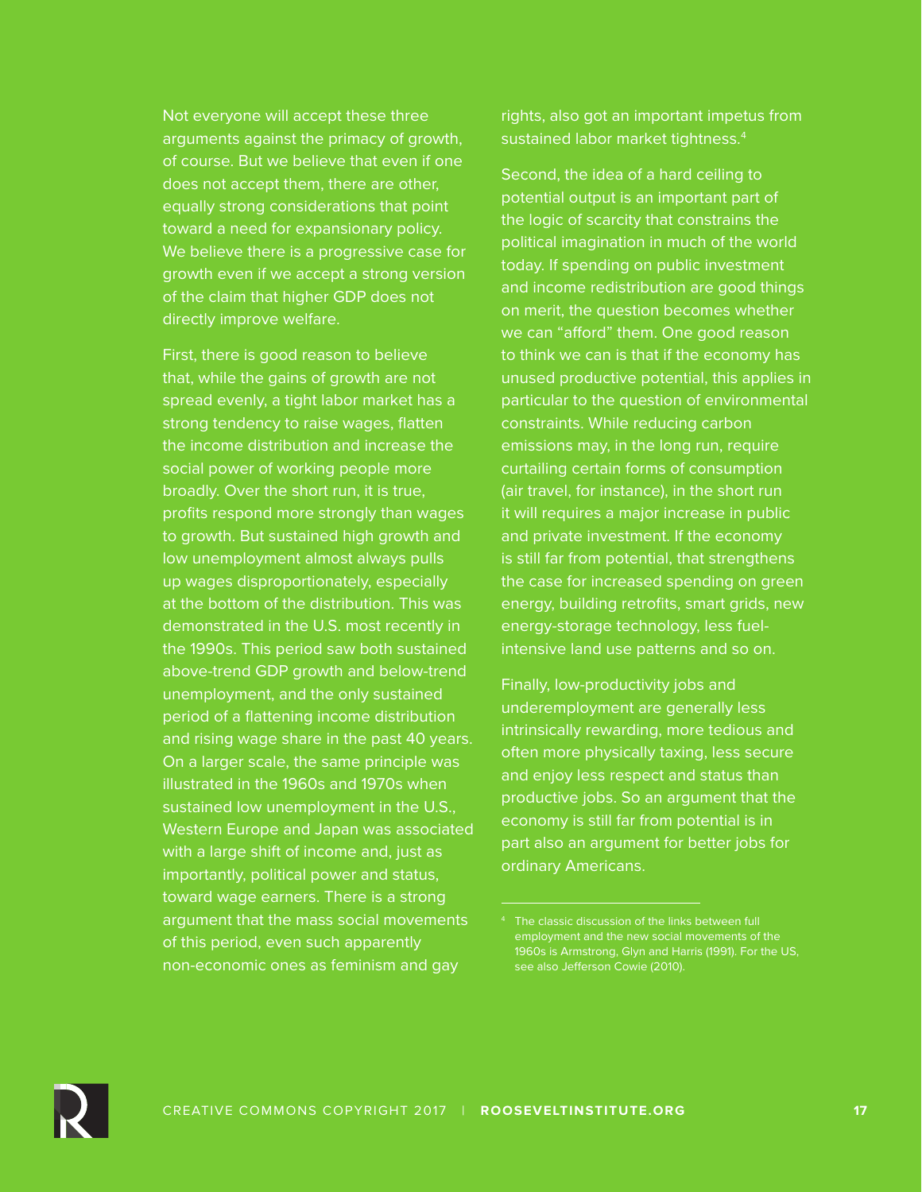Not everyone will accept these three arguments against the primacy of growth, of course. But we believe that even if one does not accept them, there are other, equally strong considerations that point toward a need for expansionary policy. We believe there is a progressive case for growth even if we accept a strong version of the claim that higher GDP does not directly improve welfare.

First, there is good reason to believe that, while the gains of growth are not spread evenly, a tight labor market has a strong tendency to raise wages, flatten the income distribution and increase the social power of working people more broadly. Over the short run, it is true, profits respond more strongly than wages to growth. But sustained high growth and low unemployment almost always pulls up wages disproportionately, especially at the bottom of the distribution. This was demonstrated in the U.S. most recently in the 1990s. This period saw both sustained above-trend GDP growth and below-trend unemployment, and the only sustained period of a flattening income distribution and rising wage share in the past 40 years. On a larger scale, the same principle was illustrated in the 1960s and 1970s when sustained low unemployment in the U.S., Western Europe and Japan was associated with a large shift of income and, just as importantly, political power and status, toward wage earners. There is a strong argument that the mass social movements of this period, even such apparently non-economic ones as feminism and gay rights, also got an important impetus from sustained labor market tightness.[4]

Second, the idea of a hard ceiling to potential output is an important part of the logic of scarcity that constrains the political imagination in much of the world today. If spending on public investment and income redistribution are good things on merit, the question becomes whether we can "afford" them. One good reason to think we can is that if the economy has unused productive potential, this applies in particular to the question of environmental constraints. While reducing carbon emissions may, in the long run, require curtailing certain forms of consumption (air travel, for instance), in the short run it will requires a major increase in public and private investment. If the economy is still far from potential, that strengthens the case for increased spending on green energy, building retrofits, smart grids, new energy-storage technology, less fuel-intensive land use patterns and so on.

Finally, low-productivity jobs and underemployment are generally less intrinsically rewarding, more tedious and often more physically taxing, less secure and enjoy less respect and status than productive jobs. So an argument that the economy is still far from potential is in part also an argument for better jobs for ordinary Americans.

---

[4] The classic discussion of the links between full employment and the new social movements of the 1960s is Armstrong, Glyn and Harris (1991). For the US, see also Jefferson Cowie (2010).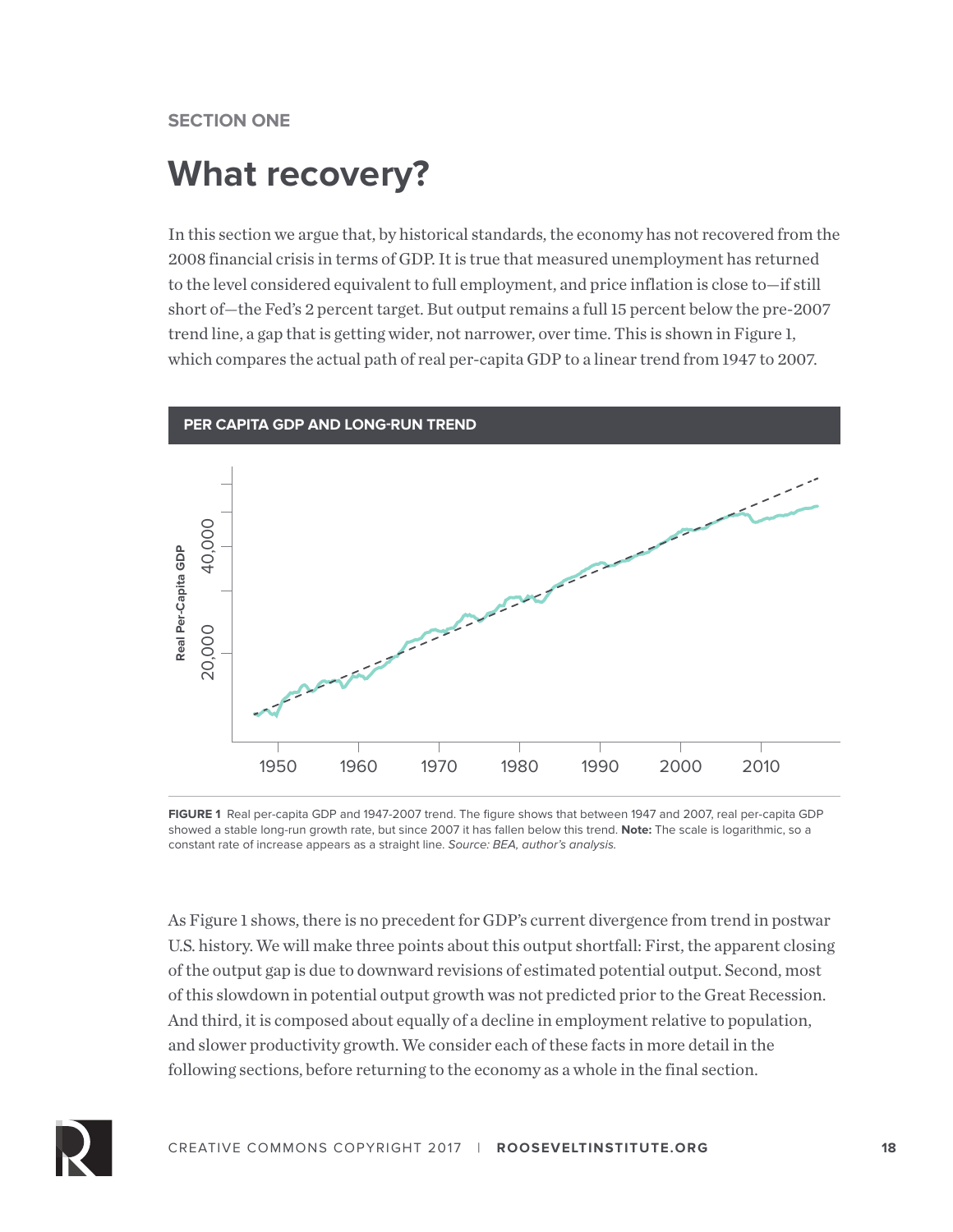SECTION ONE

# What recovery?

In this section we argue that, by historical standards, the economy has not recovered from the 2008 financial crisis in terms of GDP. It is true that measured unemployment has returned to the level considered equivalent to full employment, and price inflation is close to—if still short of—the Fed's 2 percent target. But output remains a full 15 percent below the pre-2007 trend line, a gap that is getting wider, not narrower, over time. This is shown in Figure 1, which compares the actual path of real per-capita GDP to a linear trend from 1947 to 2007.

**PER CAPITA GDP AND LONG-RUN TREND**

**FIGURE 1** Real per-capita GDP and 1947-2007 trend. The figure shows that between 1947 and 2007, real per-capita GDP showed a stable long-run growth rate, but since 2007 it has fallen below this trend. **Note:** The scale is logarithmic, so a constant rate of increase appears as a straight line. *Source: BEA, author's analysis.*

As Figure 1 shows, there is no precedent for GDP's current divergence from trend in postwar U.S. history. We will make three points about this output shortfall: First, the apparent closing of the output gap is due to downward revisions of estimated potential output. Second, most of this slowdown in potential output growth was not predicted prior to the Great Recession. And third, it is composed about equally of a decline in employment relative to population, and slower productivity growth. We consider each of these facts in more detail in the following sections, before returning to the economy as a whole in the final section.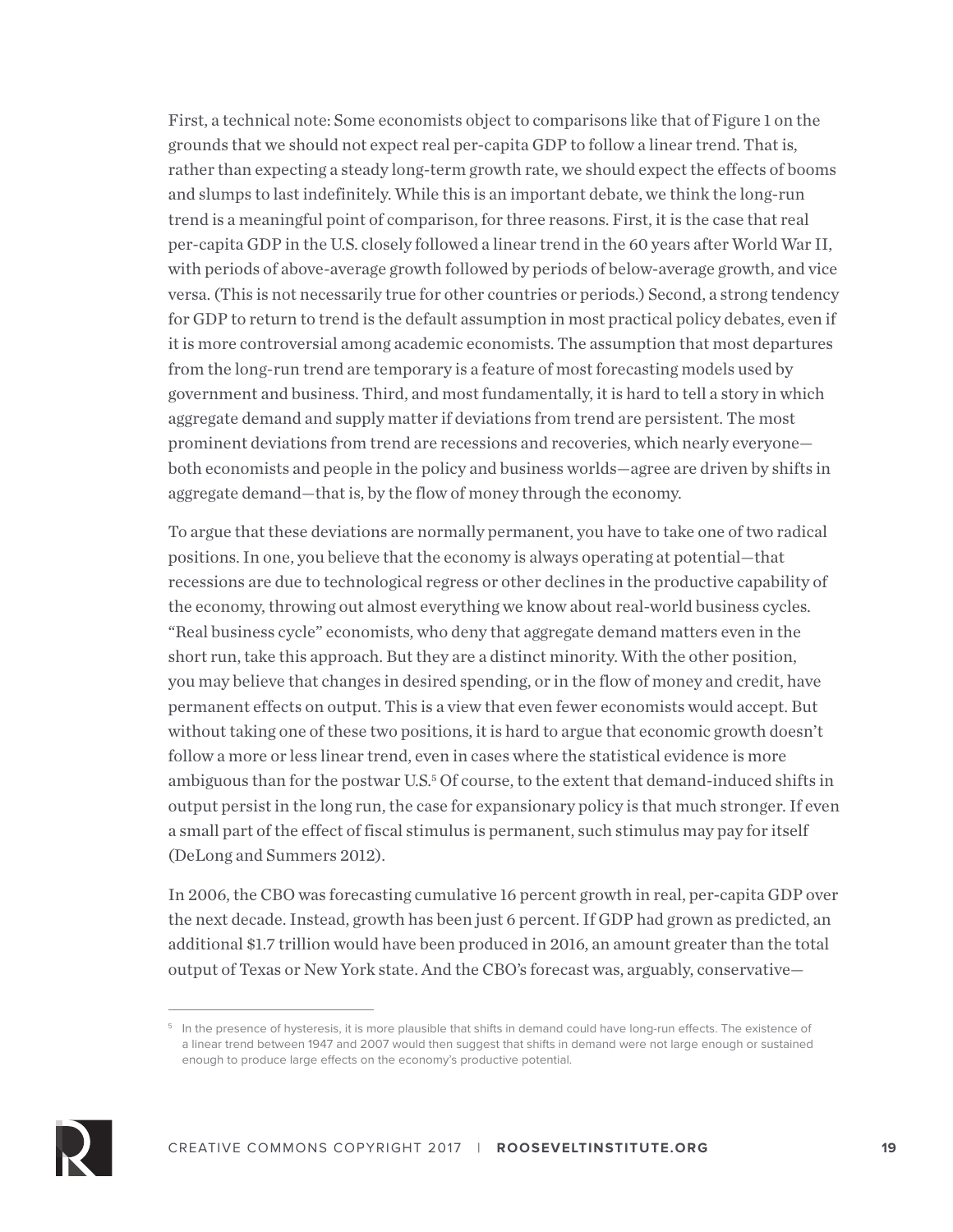First, a technical note: Some economists object to comparisons like that of Figure 1 on the grounds that we should not expect real per-capita GDP to follow a linear trend. That is, rather than expecting a steady long-term growth rate, we should expect the effects of booms and slumps to last indefinitely. While this is an important debate, we think the long-run trend is a meaningful point of comparison, for three reasons. First, it is the case that real per-capita GDP in the U.S. closely followed a linear trend in the 60 years after World War II, with periods of above-average growth followed by periods of below-average growth, and vice versa. (This is not necessarily true for other countries or periods.) Second, a strong tendency for GDP to return to trend is the default assumption in most practical policy debates, even if it is more controversial among academic economists. The assumption that most departures from the long-run trend are temporary is a feature of most forecasting models used by government and business. Third, and most fundamentally, it is hard to tell a story in which aggregate demand and supply matter if deviations from trend are persistent. The most prominent deviations from trend are recessions and recoveries, which nearly everyone—both economists and people in the policy and business worlds—agree are driven by shifts in aggregate demand—that is, by the flow of money through the economy.

To argue that these deviations are normally permanent, you have to take one of two radical positions. In one, you believe that the economy is always operating at potential—that recessions are due to technological regress or other declines in the productive capability of the economy, throwing out almost everything we know about real-world business cycles. "Real business cycle" economists, who deny that aggregate demand matters even in the short run, take this approach. But they are a distinct minority. With the other position, you may believe that changes in desired spending, or in the flow of money and credit, have permanent effects on output. This is a view that even fewer economists would accept. But without taking one of these two positions, it is hard to argue that economic growth doesn't follow a more or less linear trend, even in cases where the statistical evidence is more ambiguous than for the postwar U.S.[5] Of course, to the extent that demand-induced shifts in output persist in the long run, the case for expansionary policy is that much stronger. If even a small part of the effect of fiscal stimulus is permanent, such stimulus may pay for itself (DeLong and Summers 2012).

In 2006, the CBO was forecasting cumulative 16 percent growth in real, per-capita GDP over the next decade. Instead, growth has been just 6 percent. If GDP had grown as predicted, an additional $1.7 trillion would have been produced in 2016, an amount greater than the total output of Texas or New York state. And the CBO's forecast was, arguably, conservative—

[5] In the presence of hysteresis, it is more plausible that shifts in demand could have long-run effects. The existence of a linear trend between 1947 and 2007 would then suggest that shifts in demand were not large enough or sustained enough to produce large effects on the economy's productive potential.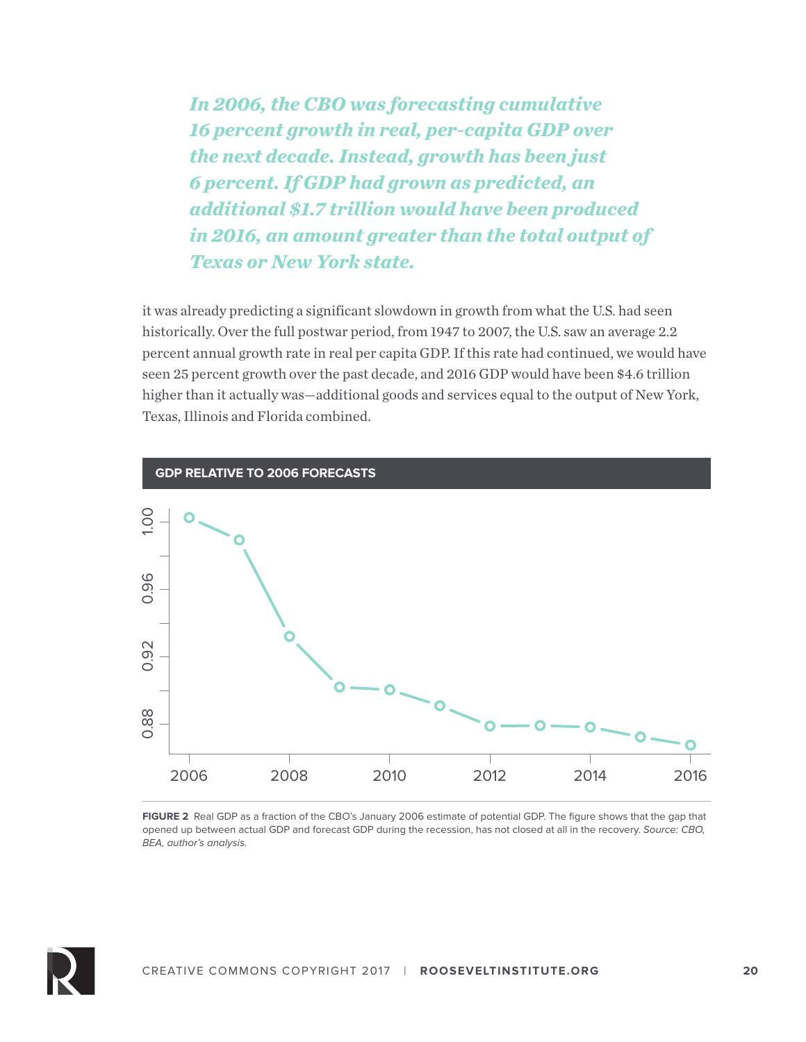*In 2006, the CBO was forecasting cumulative 16 percent growth in real, per-capita GDP over the next decade. Instead, growth has been just 6 percent. If GDP had grown as predicted, an additional $1.7 trillion would have been produced in 2016, an amount greater than the total output of Texas or New York state.*

it was already predicting a significant slowdown in growth from what the U.S. had seen historically. Over the full postwar period, from 1947 to 2007, the U.S. saw an average 2.2 percent annual growth rate in real per capita GDP. If this rate had continued, we would have seen 25 percent growth over the past decade, and 2016 GDP would have been $4.6 trillion higher than it actually was—additional goods and services equal to the output of New York, Texas, Illinois and Florida combined.

**GDP RELATIVE TO 2006 FORECASTS**

**FIGURE 2** Real GDP as a fraction of the CBO's January 2006 estimate of potential GDP. The figure shows that the gap that opened up between actual GDP and forecast GDP during the recession, has not closed at all in the recovery. *Source: CBO, BEA, author's analysis.*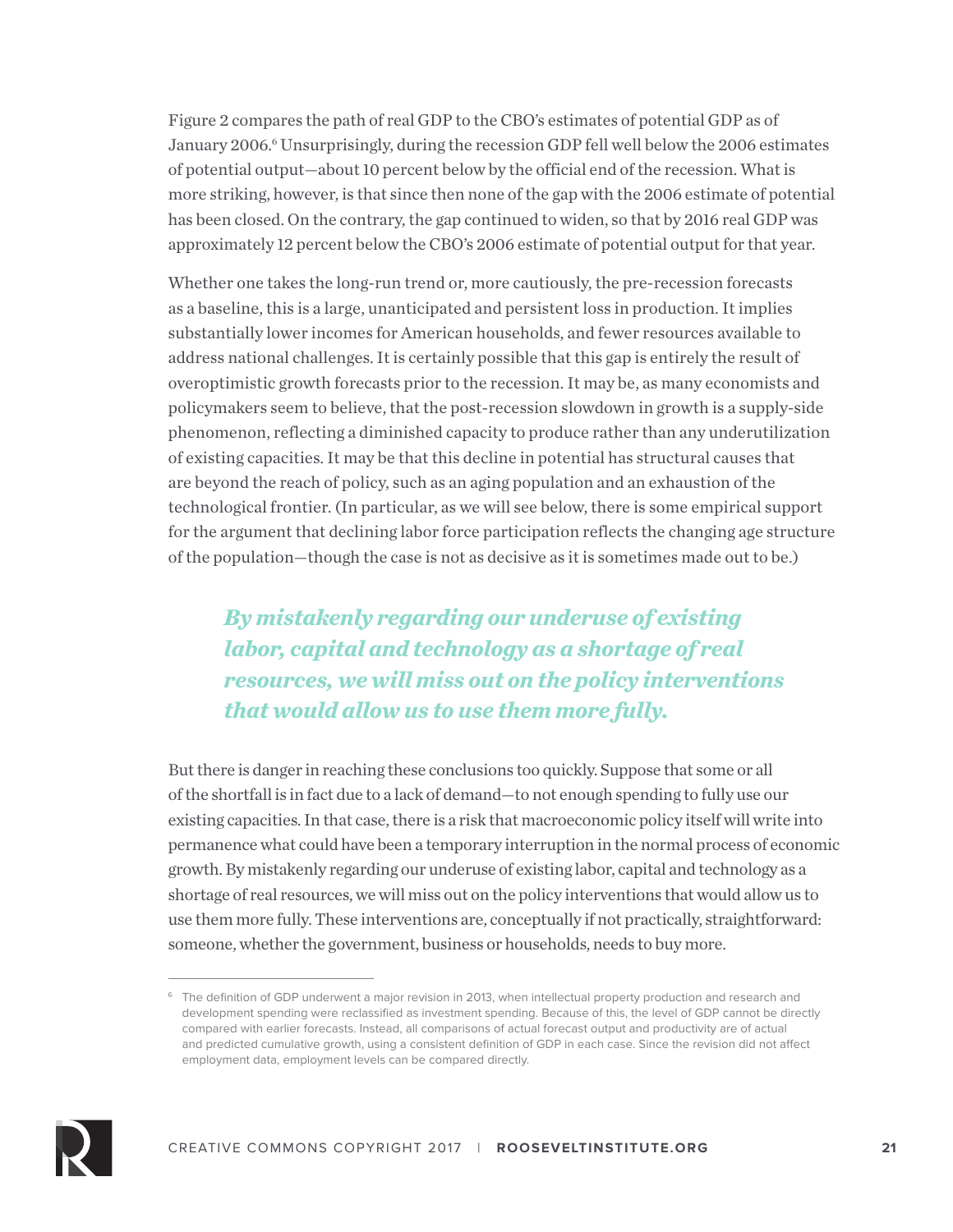Figure 2 compares the path of real GDP to the CBO's estimates of potential GDP as of January 2006.[6] Unsurprisingly, during the recession GDP fell well below the 2006 estimates of potential output—about 10 percent below by the official end of the recession. What is more striking, however, is that since then none of the gap with the 2006 estimate of potential has been closed. On the contrary, the gap continued to widen, so that by 2016 real GDP was approximately 12 percent below the CBO's 2006 estimate of potential output for that year.

Whether one takes the long-run trend or, more cautiously, the pre-recession forecasts as a baseline, this is a large, unanticipated and persistent loss in production. It implies substantially lower incomes for American households, and fewer resources available to address national challenges. It is certainly possible that this gap is entirely the result of overoptimistic growth forecasts prior to the recession. It may be, as many economists and policymakers seem to believe, that the post-recession slowdown in growth is a supply-side phenomenon, reflecting a diminished capacity to produce rather than any underutilization of existing capacities. It may be that this decline in potential has structural causes that are beyond the reach of policy, such as an aging population and an exhaustion of the technological frontier. (In particular, as we will see below, there is some empirical support for the argument that declining labor force participation reflects the changing age structure of the population—though the case is not as decisive as it is sometimes made out to be.)

> ***By mistakenly regarding our underuse of existing labor, capital and technology as a shortage of real resources, we will miss out on the policy interventions that would allow us to use them more fully.***

But there is danger in reaching these conclusions too quickly. Suppose that some or all of the shortfall is in fact due to a lack of demand—to not enough spending to fully use our existing capacities. In that case, there is a risk that macroeconomic policy itself will write into permanence what could have been a temporary interruption in the normal process of economic growth. By mistakenly regarding our underuse of existing labor, capital and technology as a shortage of real resources, we will miss out on the policy interventions that would allow us to use them more fully. These interventions are, conceptually if not practically, straightforward: someone, whether the government, business or households, needs to buy more.

---

[6] The definition of GDP underwent a major revision in 2013, when intellectual property production and research and development spending were reclassified as investment spending. Because of this, the level of GDP cannot be directly compared with earlier forecasts. Instead, all comparisons of actual forecast output and productivity are of actual and predicted cumulative growth, using a consistent definition of GDP in each case. Since the revision did not affect employment data, employment levels can be compared directly.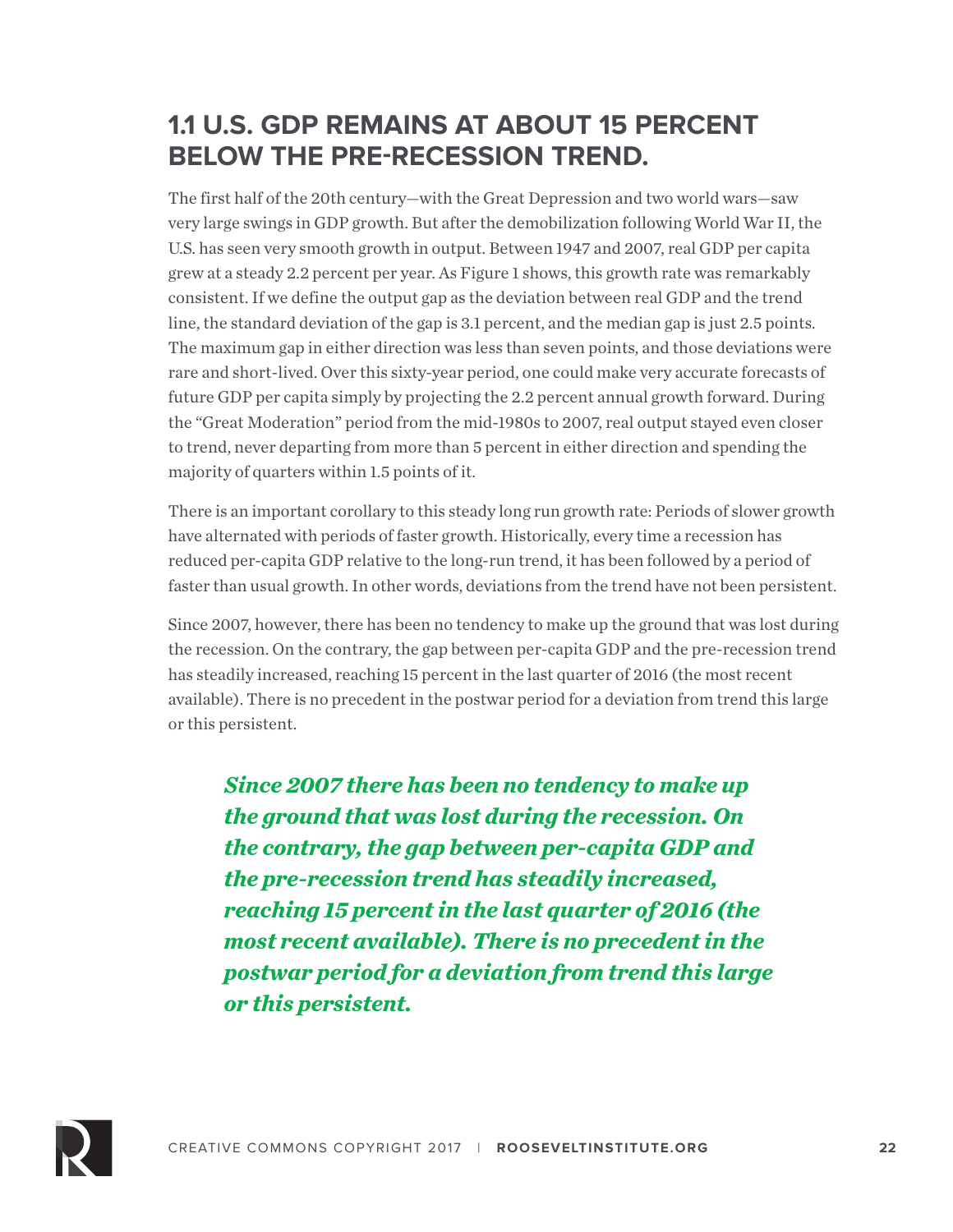## 1.1 U.S. GDP REMAINS AT ABOUT 15 PERCENT BELOW THE PRE-RECESSION TREND.

The first half of the 20th century—with the Great Depression and two world wars—saw very large swings in GDP growth. But after the demobilization following World War II, the U.S. has seen very smooth growth in output. Between 1947 and 2007, real GDP per capita grew at a steady 2.2 percent per year. As Figure 1 shows, this growth rate was remarkably consistent. If we define the output gap as the deviation between real GDP and the trend line, the standard deviation of the gap is 3.1 percent, and the median gap is just 2.5 points. The maximum gap in either direction was less than seven points, and those deviations were rare and short-lived. Over this sixty-year period, one could make very accurate forecasts of future GDP per capita simply by projecting the 2.2 percent annual growth forward. During the "Great Moderation" period from the mid-1980s to 2007, real output stayed even closer to trend, never departing from more than 5 percent in either direction and spending the majority of quarters within 1.5 points of it.

There is an important corollary to this steady long run growth rate: Periods of slower growth have alternated with periods of faster growth. Historically, every time a recession has reduced per-capita GDP relative to the long-run trend, it has been followed by a period of faster than usual growth. In other words, deviations from the trend have not been persistent.

Since 2007, however, there has been no tendency to make up the ground that was lost during the recession. On the contrary, the gap between per-capita GDP and the pre-recession trend has steadily increased, reaching 15 percent in the last quarter of 2016 (the most recent available). There is no precedent in the postwar period for a deviation from trend this large or this persistent.

***Since 2007 there has been no tendency to make up the ground that was lost during the recession. On the contrary, the gap between per-capita GDP and the pre-recession trend has steadily increased, reaching 15 percent in the last quarter of 2016 (the most recent available). There is no precedent in the postwar period for a deviation from trend this large or this persistent.***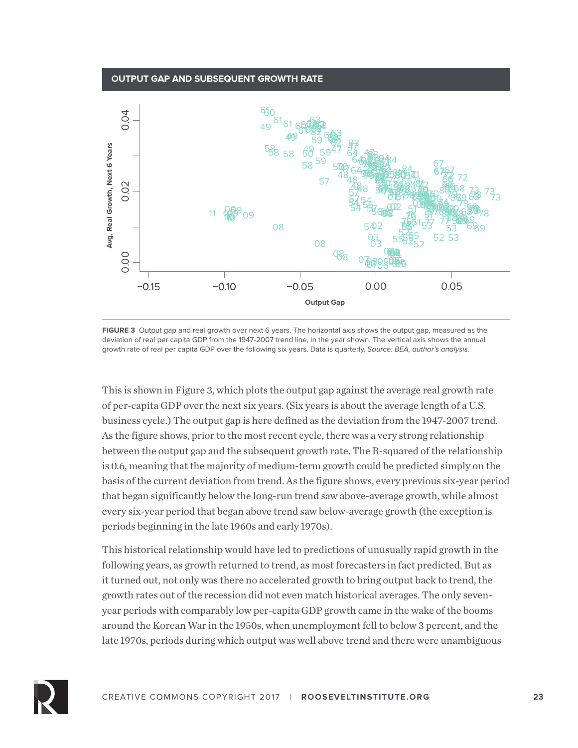**OUTPUT GAP AND SUBSEQUENT GROWTH RATE**

**FIGURE 3** Output gap and real growth over next 6 years. The horizontal axis shows the output gap, measured as the deviation of real per capita GDP from the 1947-2007 trend line, in the year shown. The vertical axis shows the annual growth rate of real per capita GDP over the following six years. Data is quarterly. *Source: BEA, author's analysis.*

This is shown in Figure 3, which plots the output gap against the average real growth rate of per-capita GDP over the next six years. (Six years is about the average length of a U.S. business cycle.) The output gap is here defined as the deviation from the 1947-2007 trend. As the figure shows, prior to the most recent cycle, there was a very strong relationship between the output gap and the subsequent growth rate. The R-squared of the relationship is 0.6, meaning that the majority of medium-term growth could be predicted simply on the basis of the current deviation from trend. As the figure shows, every previous six-year period that began significantly below the long-run trend saw above-average growth, while almost every six-year period that began above trend saw below-average growth (the exception is periods beginning in the late 1960s and early 1970s).

This historical relationship would have led to predictions of unusually rapid growth in the following years, as growth returned to trend, as most forecasters in fact predicted. But as it turned out, not only was there no accelerated growth to bring output back to trend, the growth rates out of the recession did not even match historical averages. The only seven-year periods with comparably low per-capita GDP growth came in the wake of the booms around the Korean War in the 1950s, when unemployment fell to below 3 percent, and the late 1970s, periods during which output was well above trend and there were unambiguous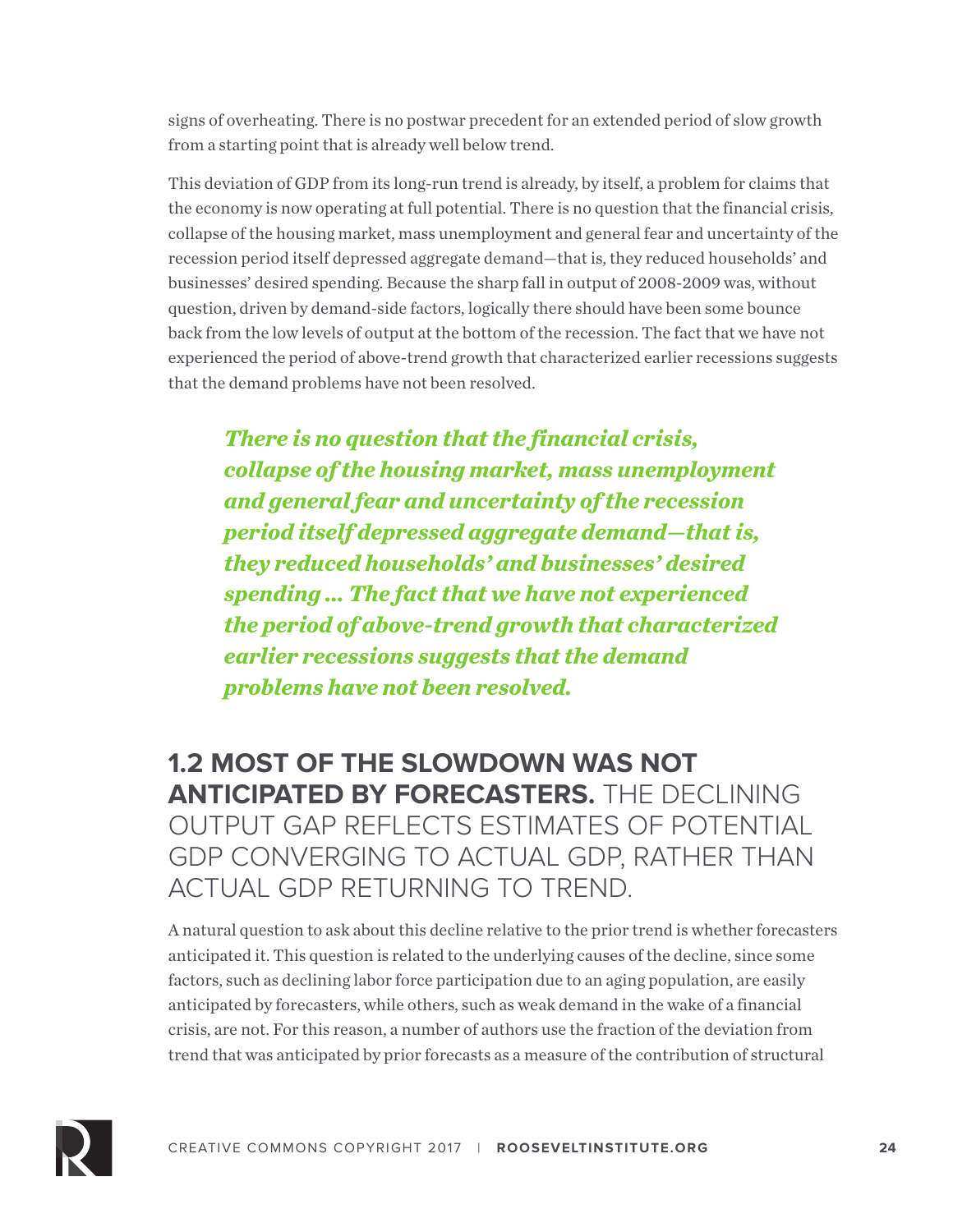signs of overheating. There is no postwar precedent for an extended period of slow growth from a starting point that is already well below trend.

This deviation of GDP from its long-run trend is already, by itself, a problem for claims that the economy is now operating at full potential. There is no question that the financial crisis, collapse of the housing market, mass unemployment and general fear and uncertainty of the recession period itself depressed aggregate demand—that is, they reduced households' and businesses' desired spending. Because the sharp fall in output of 2008-2009 was, without question, driven by demand-side factors, logically there should have been some bounce back from the low levels of output at the bottom of the recession. The fact that we have not experienced the period of above-trend growth that characterized earlier recessions suggests that the demand problems have not been resolved.

> ***There is no question that the financial crisis, collapse of the housing market, mass unemployment and general fear and uncertainty of the recession period itself depressed aggregate demand—that is, they reduced households' and businesses' desired spending ... The fact that we have not experienced the period of above-trend growth that characterized earlier recessions suggests that the demand problems have not been resolved.***

## **1.2 MOST OF THE SLOWDOWN WAS NOT ANTICIPATED BY FORECASTERS.** THE DECLINING OUTPUT GAP REFLECTS ESTIMATES OF POTENTIAL GDP CONVERGING TO ACTUAL GDP, RATHER THAN ACTUAL GDP RETURNING TO TREND.

A natural question to ask about this decline relative to the prior trend is whether forecasters anticipated it. This question is related to the underlying causes of the decline, since some factors, such as declining labor force participation due to an aging population, are easily anticipated by forecasters, while others, such as weak demand in the wake of a financial crisis, are not. For this reason, a number of authors use the fraction of the deviation from trend that was anticipated by prior forecasts as a measure of the contribution of structural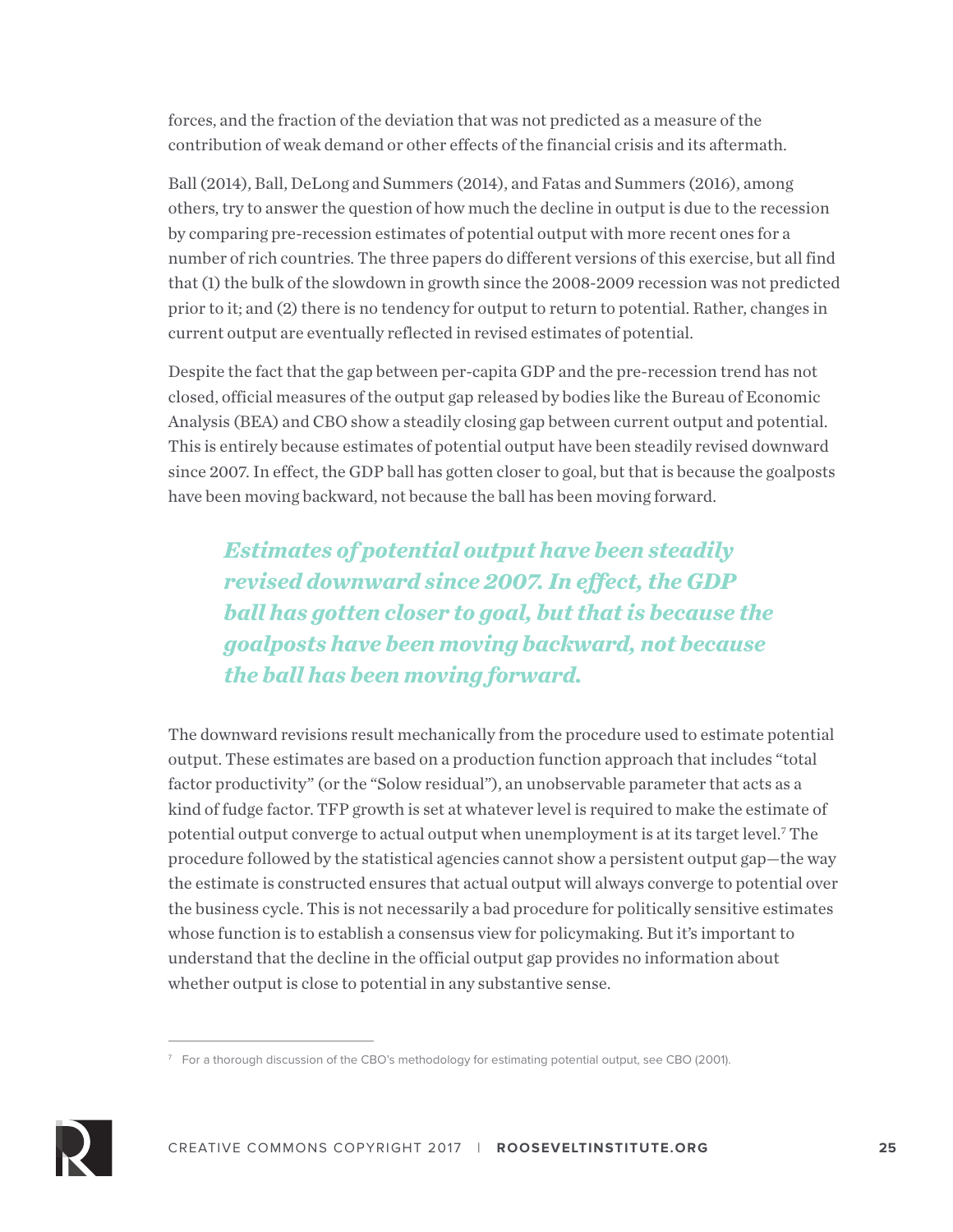forces, and the fraction of the deviation that was not predicted as a measure of the contribution of weak demand or other effects of the financial crisis and its aftermath.

Ball (2014), Ball, DeLong and Summers (2014), and Fatas and Summers (2016), among others, try to answer the question of how much the decline in output is due to the recession by comparing pre-recession estimates of potential output with more recent ones for a number of rich countries. The three papers do different versions of this exercise, but all find that (1) the bulk of the slowdown in growth since the 2008-2009 recession was not predicted prior to it; and (2) there is no tendency for output to return to potential. Rather, changes in current output are eventually reflected in revised estimates of potential.

Despite the fact that the gap between per-capita GDP and the pre-recession trend has not closed, official measures of the output gap released by bodies like the Bureau of Economic Analysis (BEA) and CBO show a steadily closing gap between current output and potential. This is entirely because estimates of potential output have been steadily revised downward since 2007. In effect, the GDP ball has gotten closer to goal, but that is because the goalposts have been moving backward, not because the ball has been moving forward.

> ***Estimates of potential output have been steadily revised downward since 2007. In effect, the GDP ball has gotten closer to goal, but that is because the goalposts have been moving backward, not because the ball has been moving forward.***

The downward revisions result mechanically from the procedure used to estimate potential output. These estimates are based on a production function approach that includes "total factor productivity" (or the "Solow residual"), an unobservable parameter that acts as a kind of fudge factor. TFP growth is set at whatever level is required to make the estimate of potential output converge to actual output when unemployment is at its target level.[7] The procedure followed by the statistical agencies cannot show a persistent output gap—the way the estimate is constructed ensures that actual output will always converge to potential over the business cycle. This is not necessarily a bad procedure for politically sensitive estimates whose function is to establish a consensus view for policymaking. But it's important to understand that the decline in the official output gap provides no information about whether output is close to potential in any substantive sense.

---

[7] For a thorough discussion of the CBO's methodology for estimating potential output, see CBO (2001).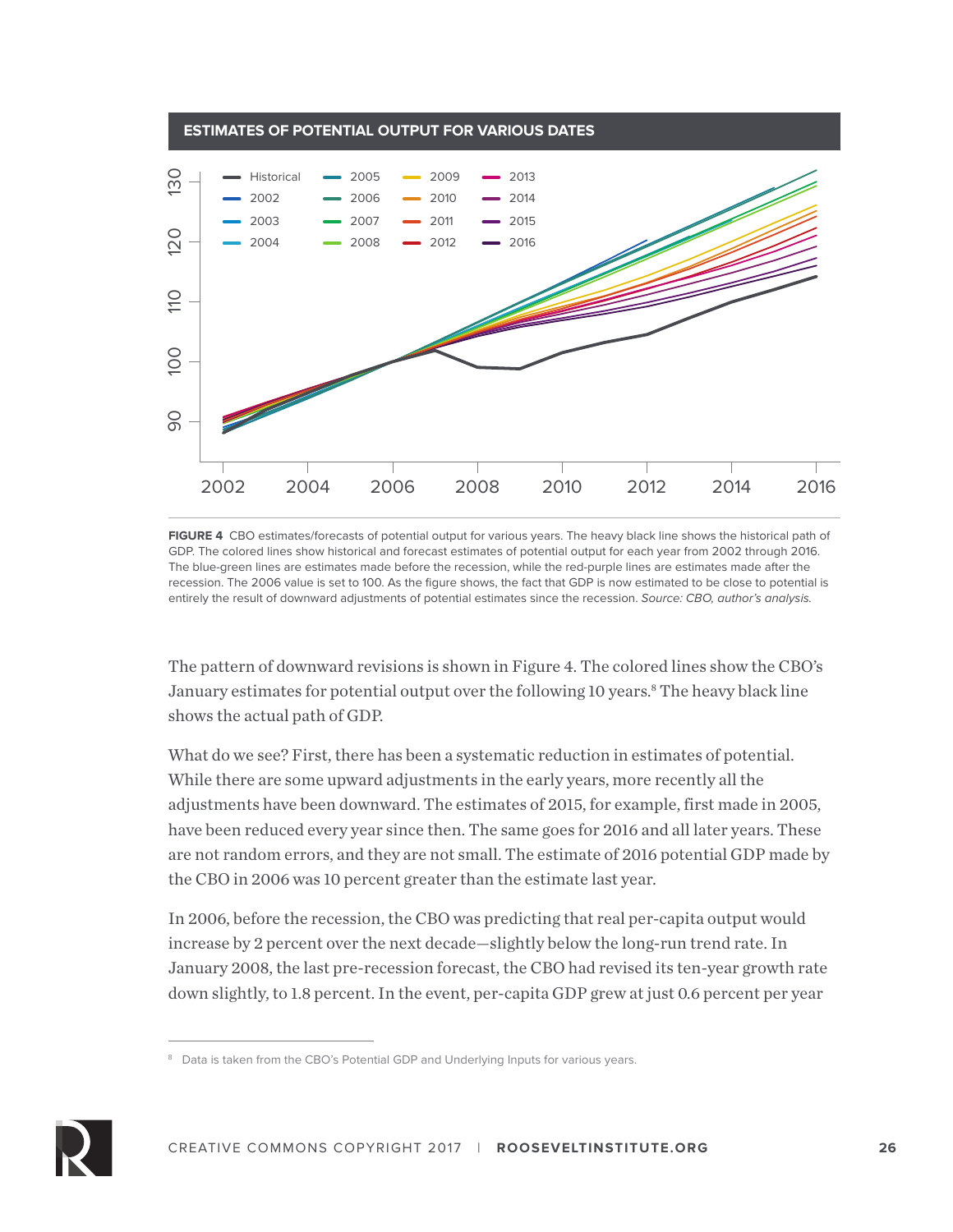ESTIMATES OF POTENTIAL OUTPUT FOR VARIOUS DATES

**FIGURE 4** CBO estimates/forecasts of potential output for various years. The heavy black line shows the historical path of GDP. The colored lines show historical and forecast estimates of potential output for each year from 2002 through 2016. The blue-green lines are estimates made before the recession, while the red-purple lines are estimates made after the recession. The 2006 value is set to 100. As the figure shows, the fact that GDP is now estimated to be close to potential is entirely the result of downward adjustments of potential estimates since the recession. *Source: CBO, author's analysis.*

The pattern of downward revisions is shown in Figure 4. The colored lines show the CBO's January estimates for potential output over the following 10 years.[8] The heavy black line shows the actual path of GDP.

What do we see? First, there has been a systematic reduction in estimates of potential. While there are some upward adjustments in the early years, more recently all the adjustments have been downward. The estimates of 2015, for example, first made in 2005, have been reduced every year since then. The same goes for 2016 and all later years. These are not random errors, and they are not small. The estimate of 2016 potential GDP made by the CBO in 2006 was 10 percent greater than the estimate last year.

In 2006, before the recession, the CBO was predicting that real per-capita output would increase by 2 percent over the next decade—slightly below the long-run trend rate. In January 2008, the last pre-recession forecast, the CBO had revised its ten-year growth rate down slightly, to 1.8 percent. In the event, per-capita GDP grew at just 0.6 percent per year

[8] Data is taken from the CBO's Potential GDP and Underlying Inputs for various years.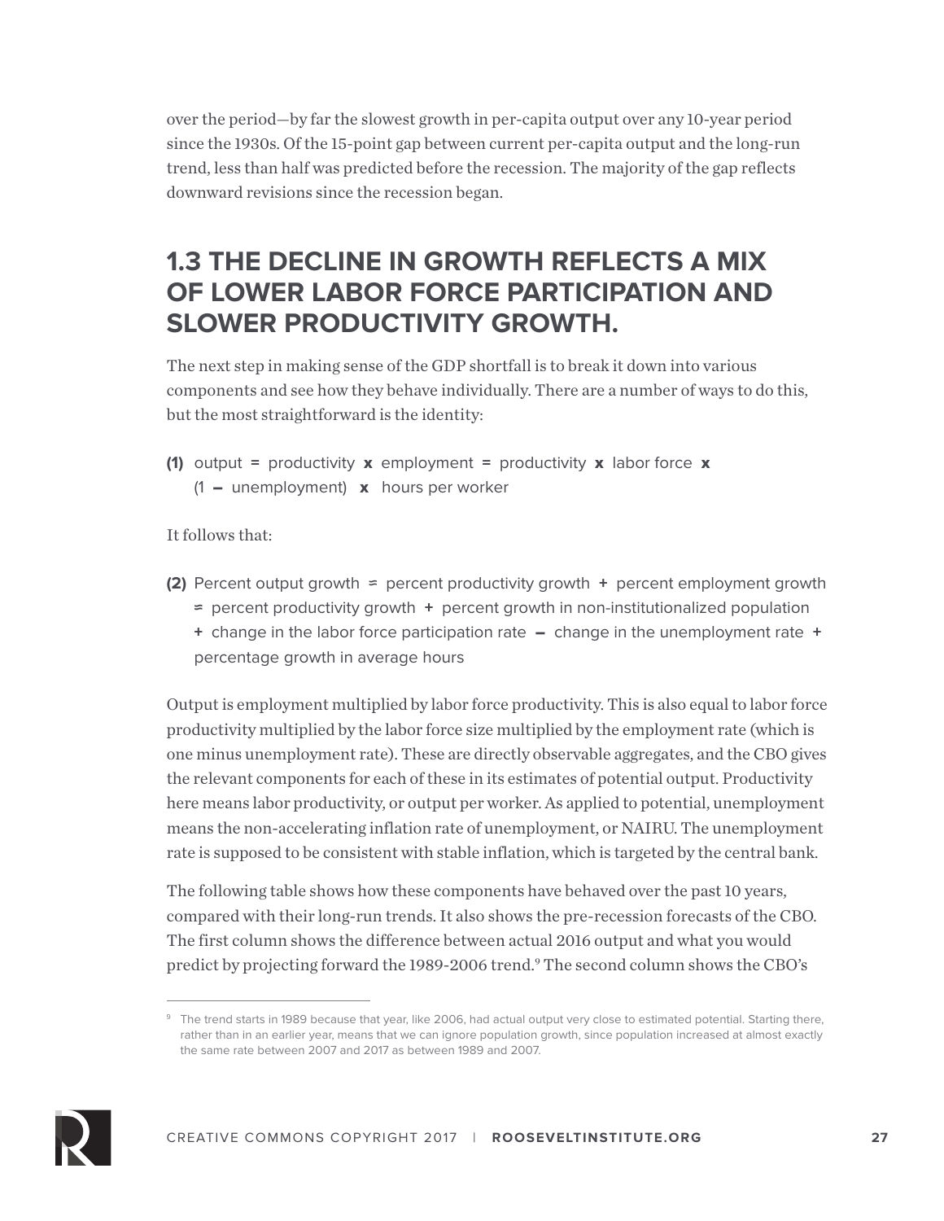over the period—by far the slowest growth in per-capita output over any 10-year period since the 1930s. Of the 15-point gap between current per-capita output and the long-run trend, less than half was predicted before the recession. The majority of the gap reflects downward revisions since the recession began.

## 1.3 THE DECLINE IN GROWTH REFLECTS A MIX OF LOWER LABOR FORCE PARTICIPATION AND SLOWER PRODUCTIVITY GROWTH.

The next step in making sense of the GDP shortfall is to break it down into various components and see how they behave individually. There are a number of ways to do this, but the most straightforward is the identity:

**(1)** output = productivity **x** employment = productivity **x** labor force **x** (1 **–** unemployment) **x** hours per worker

It follows that:

**(2)** Percent output growth ≈ percent productivity growth + percent employment growth ≈ percent productivity growth + percent growth in non-institutionalized population + change in the labor force participation rate **–** change in the unemployment rate + percentage growth in average hours

Output is employment multiplied by labor force productivity. This is also equal to labor force productivity multiplied by the labor force size multiplied by the employment rate (which is one minus unemployment rate). These are directly observable aggregates, and the CBO gives the relevant components for each of these in its estimates of potential output. Productivity here means labor productivity, or output per worker. As applied to potential, unemployment means the non-accelerating inflation rate of unemployment, or NAIRU. The unemployment rate is supposed to be consistent with stable inflation, which is targeted by the central bank.

The following table shows how these components have behaved over the past 10 years, compared with their long-run trends. It also shows the pre-recession forecasts of the CBO. The first column shows the difference between actual 2016 output and what you would predict by projecting forward the 1989-2006 trend.[9] The second column shows the CBO's

[9] The trend starts in 1989 because that year, like 2006, had actual output very close to estimated potential. Starting there, rather than in an earlier year, means that we can ignore population growth, since population increased at almost exactly the same rate between 2007 and 2017 as between 1989 and 2007.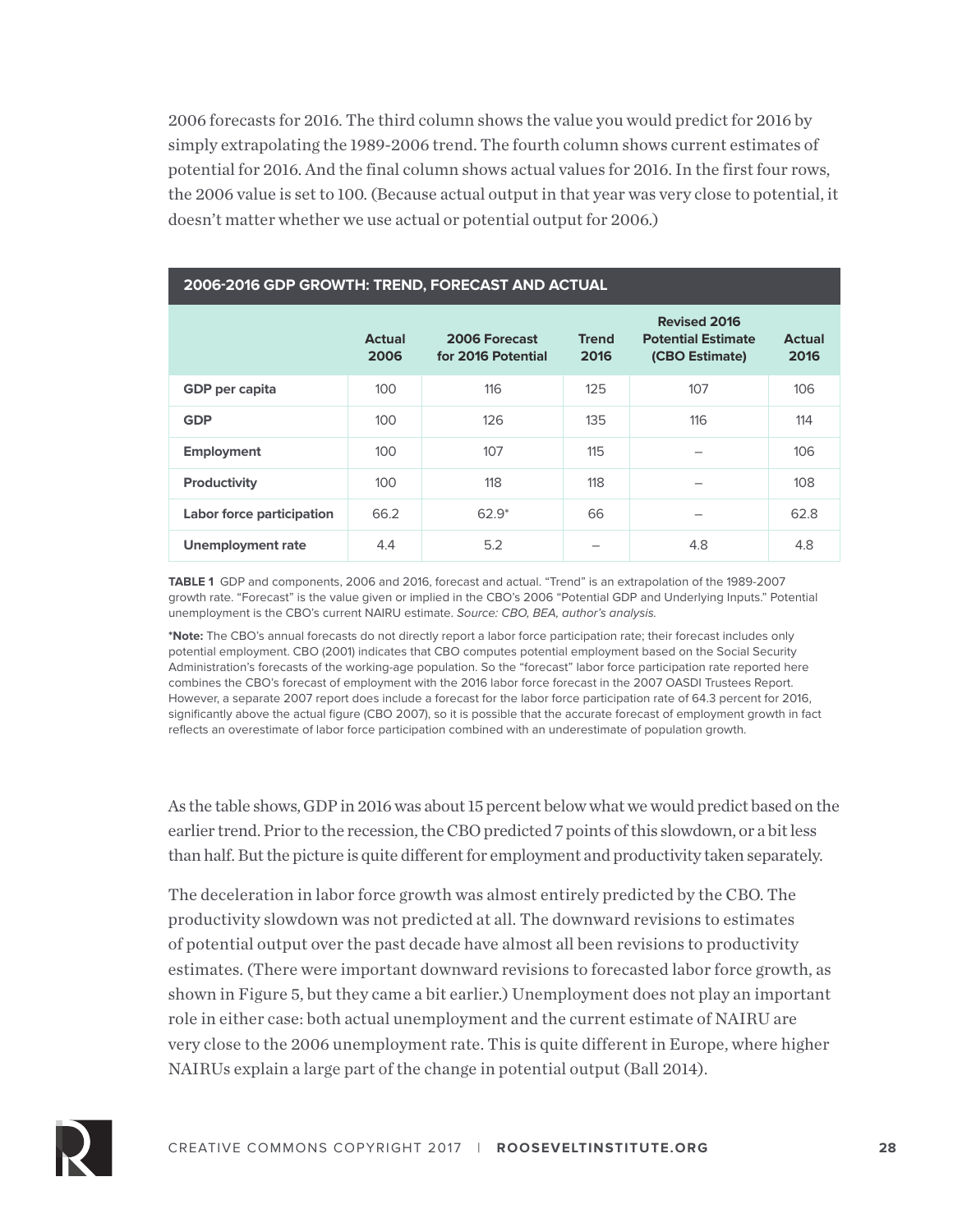2006 forecasts for 2016. The third column shows the value you would predict for 2016 by simply extrapolating the 1989-2006 trend. The fourth column shows current estimates of potential for 2016. And the final column shows actual values for 2016. In the first four rows, the 2006 value is set to 100. (Because actual output in that year was very close to potential, it doesn't matter whether we use actual or potential output for 2006.)

**2006-2016 GDP GROWTH: TREND, FORECAST AND ACTUAL**

| | Actual 2006 | 2006 Forecast for 2016 Potential | Trend 2016 | Revised 2016 Potential Estimate (CBO Estimate) | Actual 2016 |
|---|---|---|---|---|---|
| **GDP per capita** | 100 | 116 | 125 | 107 | 106 |
| **GDP** | 100 | 126 | 135 | 116 | 114 |
| **Employment** | 100 | 107 | 115 | – | 106 |
| **Productivity** | 100 | 118 | 118 | – | 108 |
| **Labor force participation** | 66.2 | 62.9* | 66 | – | 62.8 |
| **Unemployment rate** | 4.4 | 5.2 | – | 4.8 | 4.8 |

**TABLE 1** GDP and components, 2006 and 2016, forecast and actual. "Trend" is an extrapolation of the 1989-2007 growth rate. "Forecast" is the value given or implied in the CBO's 2006 "Potential GDP and Underlying Inputs." Potential unemployment is the CBO's current NAIRU estimate. *Source: CBO, BEA, author's analysis.*

***Note:** The CBO's annual forecasts do not directly report a labor force participation rate; their forecast includes only potential employment. CBO (2001) indicates that CBO computes potential employment based on the Social Security Administration's forecasts of the working-age population. So the "forecast" labor force participation rate reported here combines the CBO's forecast of employment with the 2016 labor force forecast in the 2007 OASDI Trustees Report. However, a separate 2007 report does include a forecast for the labor force participation rate of 64.3 percent for 2016, significantly above the actual figure (CBO 2007), so it is possible that the accurate forecast of employment growth in fact reflects an overestimate of labor force participation combined with an underestimate of population growth.

As the table shows, GDP in 2016 was about 15 percent below what we would predict based on the earlier trend. Prior to the recession, the CBO predicted 7 points of this slowdown, or a bit less than half. But the picture is quite different for employment and productivity taken separately.

The deceleration in labor force growth was almost entirely predicted by the CBO. The productivity slowdown was not predicted at all. The downward revisions to estimates of potential output over the past decade have almost all been revisions to productivity estimates. (There were important downward revisions to forecasted labor force growth, as shown in Figure 5, but they came a bit earlier.) Unemployment does not play an important role in either case: both actual unemployment and the current estimate of NAIRU are very close to the 2006 unemployment rate. This is quite different in Europe, where higher NAIRUs explain a large part of the change in potential output (Ball 2014).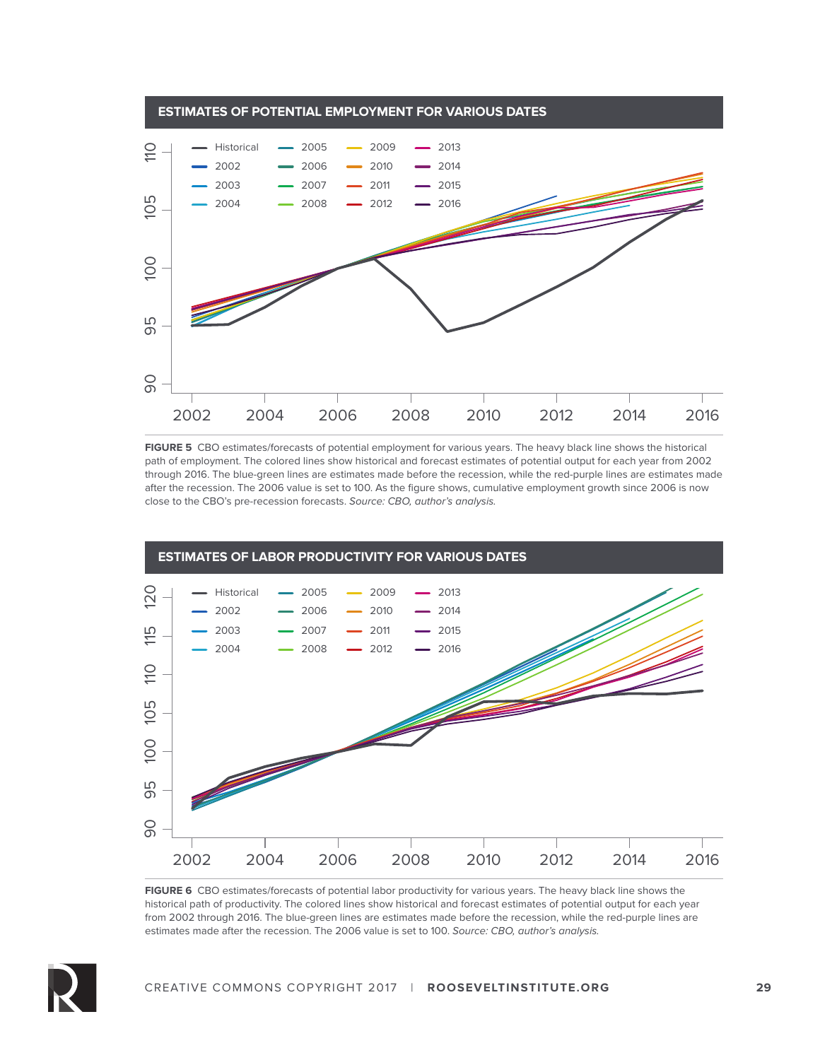**ESTIMATES OF POTENTIAL EMPLOYMENT FOR VARIOUS DATES**

**FIGURE 5** CBO estimates/forecasts of potential employment for various years. The heavy black line shows the historical path of employment. The colored lines show historical and forecast estimates of potential output for each year from 2002 through 2016. The blue-green lines are estimates made before the recession, while the red-purple lines are estimates made after the recession. The 2006 value is set to 100. As the figure shows, cumulative employment growth since 2006 is now close to the CBO's pre-recession forecasts. *Source: CBO, author's analysis.*

**ESTIMATES OF LABOR PRODUCTIVITY FOR VARIOUS DATES**

**FIGURE 6** CBO estimates/forecasts of potential labor productivity for various years. The heavy black line shows the historical path of productivity. The colored lines show historical and forecast estimates of potential output for each year from 2002 through 2016. The blue-green lines are estimates made before the recession, while the red-purple lines are estimates made after the recession. The 2006 value is set to 100. *Source: CBO, author's analysis.*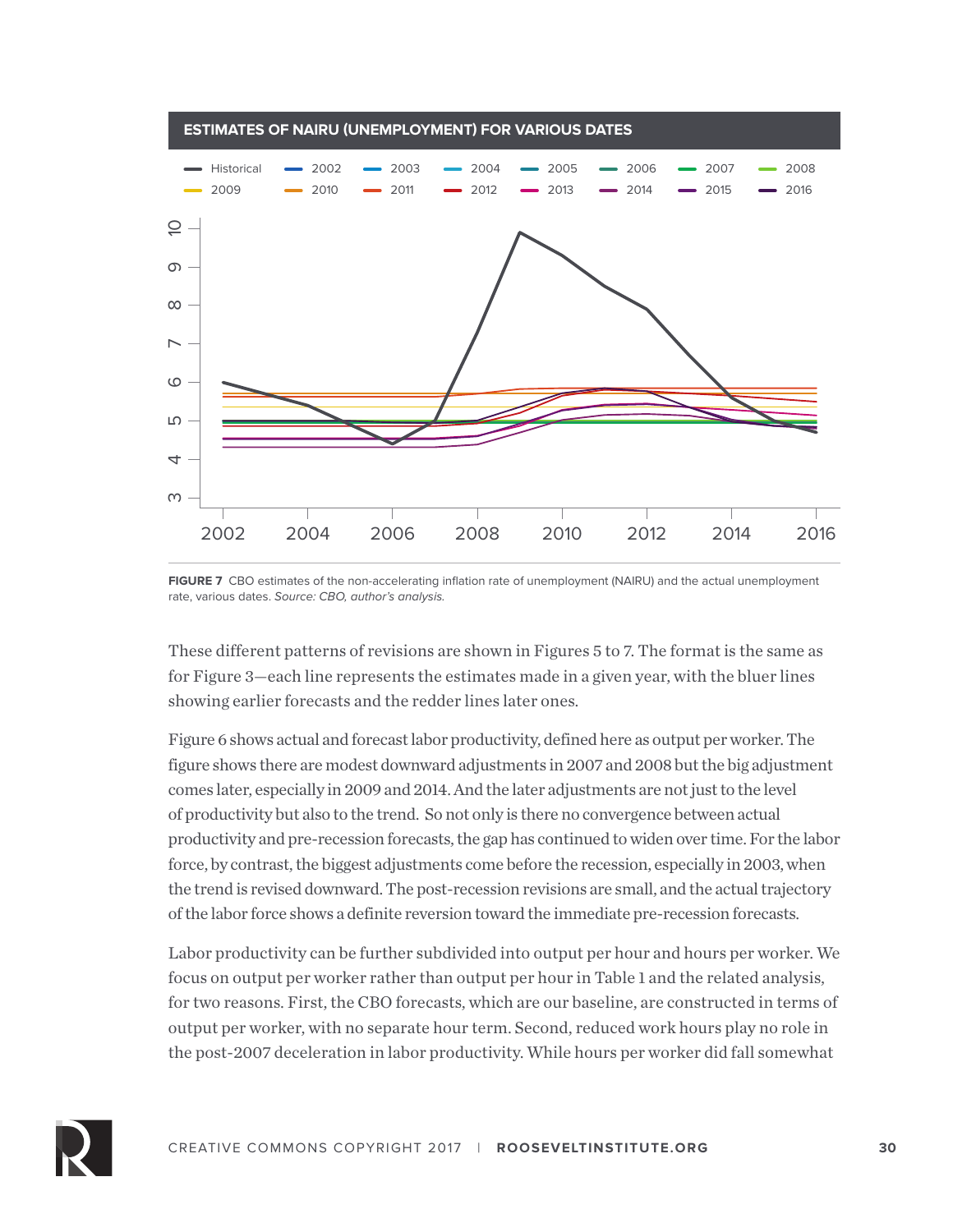**ESTIMATES OF NAIRU (UNEMPLOYMENT) FOR VARIOUS DATES**

**FIGURE 7** CBO estimates of the non-accelerating inflation rate of unemployment (NAIRU) and the actual unemployment rate, various dates. *Source: CBO, author's analysis.*

These different patterns of revisions are shown in Figures 5 to 7. The format is the same as for Figure 3—each line represents the estimates made in a given year, with the bluer lines showing earlier forecasts and the redder lines later ones.

Figure 6 shows actual and forecast labor productivity, defined here as output per worker. The figure shows there are modest downward adjustments in 2007 and 2008 but the big adjustment comes later, especially in 2009 and 2014. And the later adjustments are not just to the level of productivity but also to the trend. So not only is there no convergence between actual productivity and pre-recession forecasts, the gap has continued to widen over time. For the labor force, by contrast, the biggest adjustments come before the recession, especially in 2003, when the trend is revised downward. The post-recession revisions are small, and the actual trajectory of the labor force shows a definite reversion toward the immediate pre-recession forecasts.

Labor productivity can be further subdivided into output per hour and hours per worker. We focus on output per worker rather than output per hour in Table 1 and the related analysis, for two reasons. First, the CBO forecasts, which are our baseline, are constructed in terms of output per worker, with no separate hour term. Second, reduced work hours play no role in the post-2007 deceleration in labor productivity. While hours per worker did fall somewhat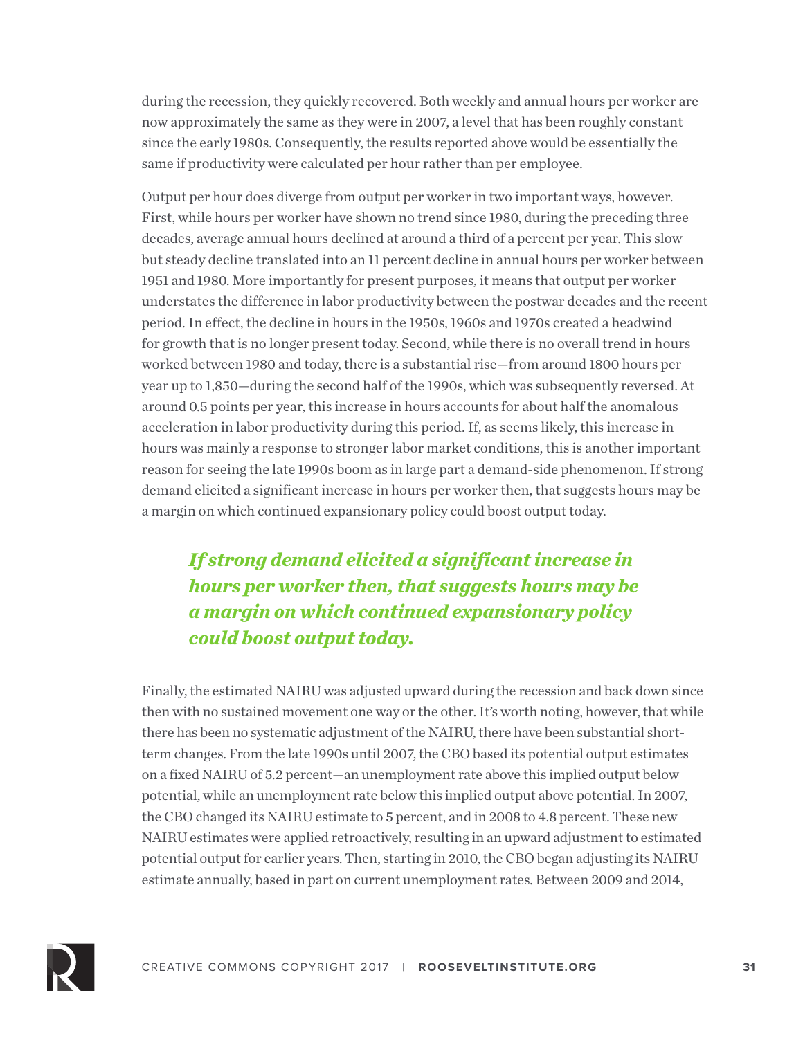during the recession, they quickly recovered. Both weekly and annual hours per worker are now approximately the same as they were in 2007, a level that has been roughly constant since the early 1980s. Consequently, the results reported above would be essentially the same if productivity were calculated per hour rather than per employee.

Output per hour does diverge from output per worker in two important ways, however. First, while hours per worker have shown no trend since 1980, during the preceding three decades, average annual hours declined at around a third of a percent per year. This slow but steady decline translated into an 11 percent decline in annual hours per worker between 1951 and 1980. More importantly for present purposes, it means that output per worker understates the difference in labor productivity between the postwar decades and the recent period. In effect, the decline in hours in the 1950s, 1960s and 1970s created a headwind for growth that is no longer present today. Second, while there is no overall trend in hours worked between 1980 and today, there is a substantial rise—from around 1800 hours per year up to 1,850—during the second half of the 1990s, which was subsequently reversed. At around 0.5 points per year, this increase in hours accounts for about half the anomalous acceleration in labor productivity during this period. If, as seems likely, this increase in hours was mainly a response to stronger labor market conditions, this is another important reason for seeing the late 1990s boom as in large part a demand-side phenomenon. If strong demand elicited a significant increase in hours per worker then, that suggests hours may be a margin on which continued expansionary policy could boost output today.

> ***If strong demand elicited a significant increase in hours per worker then, that suggests hours may be a margin on which continued expansionary policy could boost output today.***

Finally, the estimated NAIRU was adjusted upward during the recession and back down since then with no sustained movement one way or the other. It's worth noting, however, that while there has been no systematic adjustment of the NAIRU, there have been substantial short-term changes. From the late 1990s until 2007, the CBO based its potential output estimates on a fixed NAIRU of 5.2 percent—an unemployment rate above this implied output below potential, while an unemployment rate below this implied output above potential. In 2007, the CBO changed its NAIRU estimate to 5 percent, and in 2008 to 4.8 percent. These new NAIRU estimates were applied retroactively, resulting in an upward adjustment to estimated potential output for earlier years. Then, starting in 2010, the CBO began adjusting its NAIRU estimate annually, based in part on current unemployment rates. Between 2009 and 2014,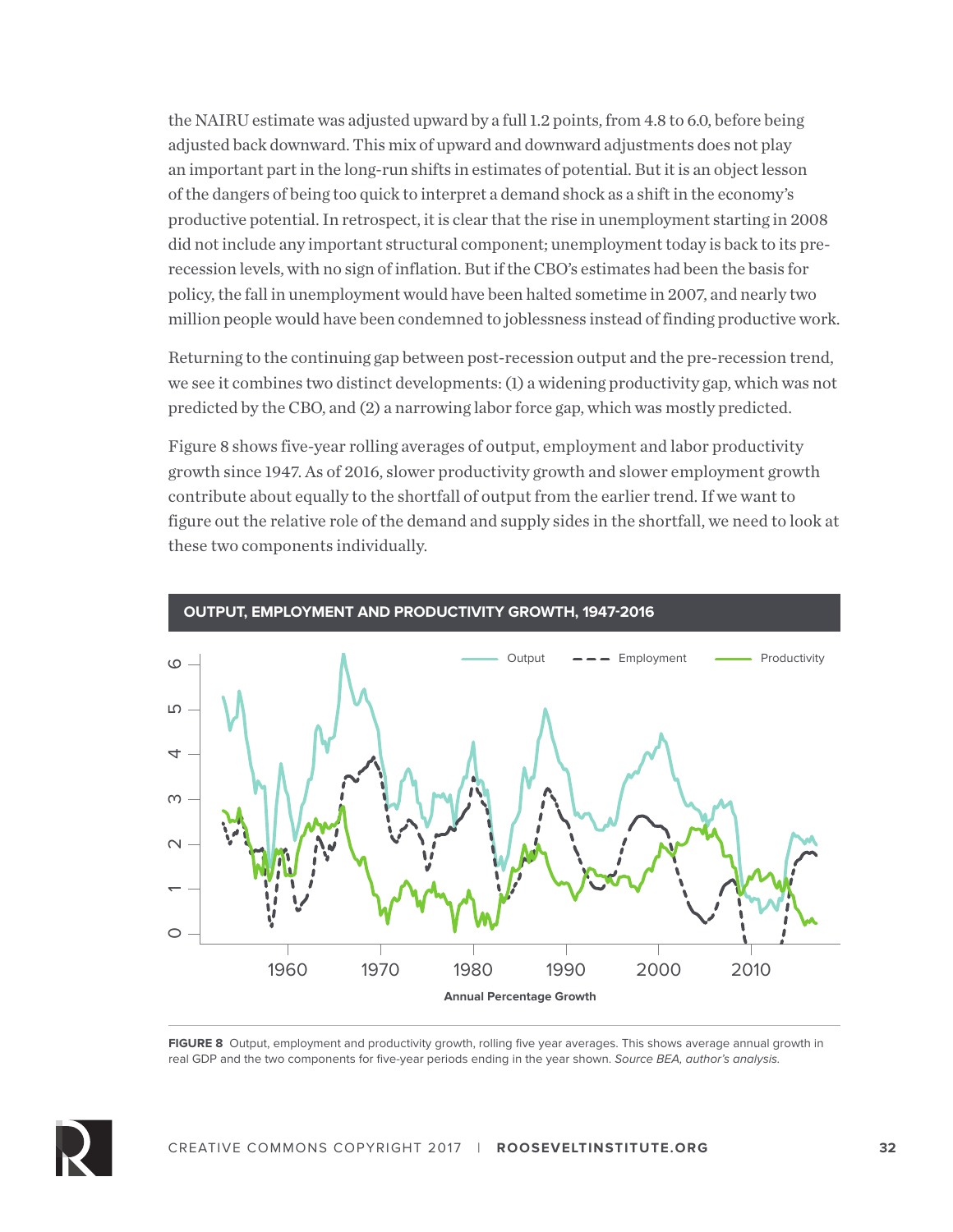the NAIRU estimate was adjusted upward by a full 1.2 points, from 4.8 to 6.0, before being adjusted back downward. This mix of upward and downward adjustments does not play an important part in the long-run shifts in estimates of potential. But it is an object lesson of the dangers of being too quick to interpret a demand shock as a shift in the economy's productive potential. In retrospect, it is clear that the rise in unemployment starting in 2008 did not include any important structural component; unemployment today is back to its pre-recession levels, with no sign of inflation. But if the CBO's estimates had been the basis for policy, the fall in unemployment would have been halted sometime in 2007, and nearly two million people would have been condemned to joblessness instead of finding productive work.

Returning to the continuing gap between post-recession output and the pre-recession trend, we see it combines two distinct developments: (1) a widening productivity gap, which was not predicted by the CBO, and (2) a narrowing labor force gap, which was mostly predicted.

Figure 8 shows five-year rolling averages of output, employment and labor productivity growth since 1947. As of 2016, slower productivity growth and slower employment growth contribute about equally to the shortfall of output from the earlier trend. If we want to figure out the relative role of the demand and supply sides in the shortfall, we need to look at these two components individually.

**OUTPUT, EMPLOYMENT AND PRODUCTIVITY GROWTH, 1947-2016**

**FIGURE 8** Output, employment and productivity growth, rolling five year averages. This shows average annual growth in real GDP and the two components for five-year periods ending in the year shown. *Source BEA, author's analysis.*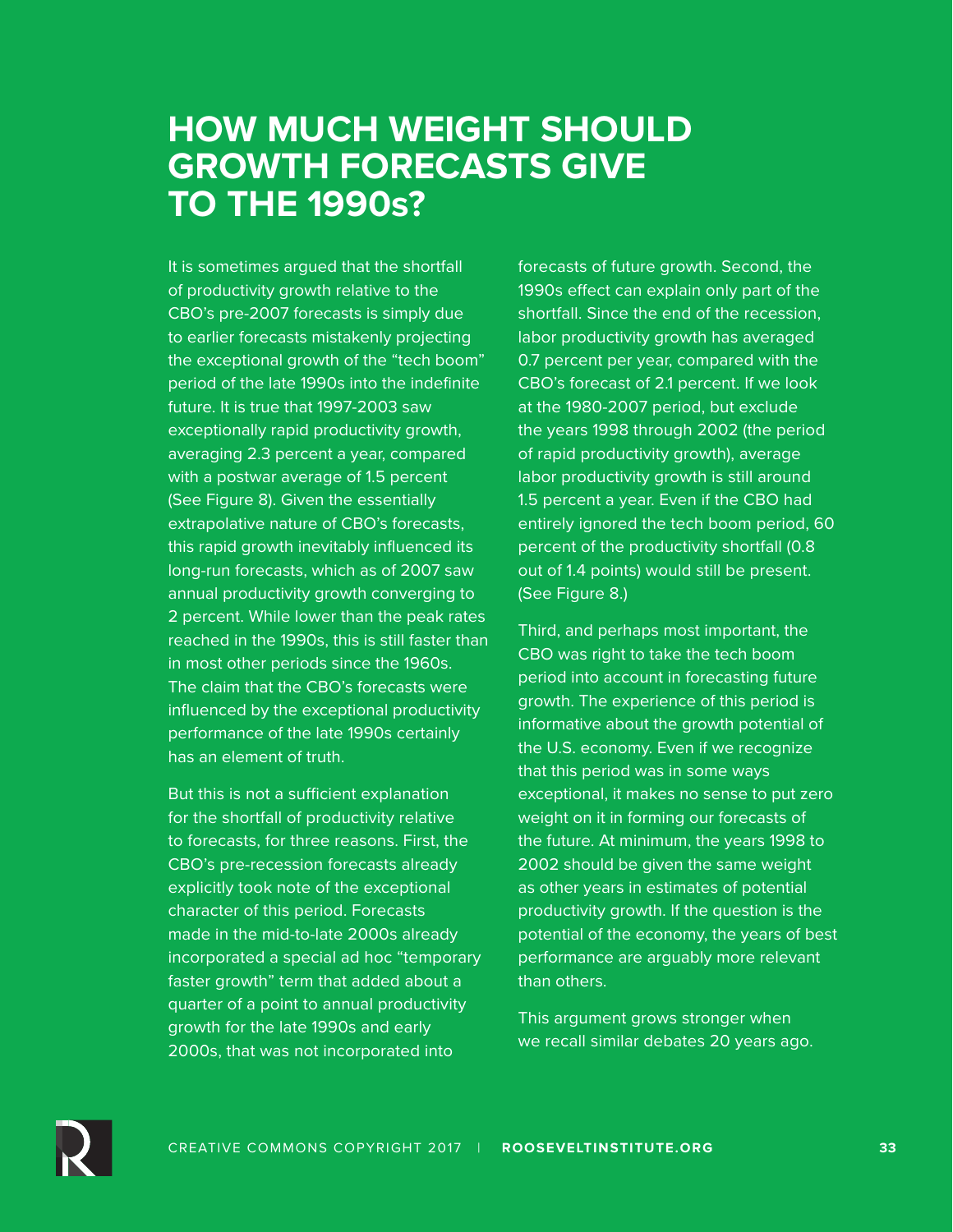# HOW MUCH WEIGHT SHOULD GROWTH FORECASTS GIVE TO THE 1990s?

It is sometimes argued that the shortfall of productivity growth relative to the CBO's pre-2007 forecasts is simply due to earlier forecasts mistakenly projecting the exceptional growth of the "tech boom" period of the late 1990s into the indefinite future. It is true that 1997-2003 saw exceptionally rapid productivity growth, averaging 2.3 percent a year, compared with a postwar average of 1.5 percent (See Figure 8). Given the essentially extrapolative nature of CBO's forecasts, this rapid growth inevitably influenced its long-run forecasts, which as of 2007 saw annual productivity growth converging to 2 percent. While lower than the peak rates reached in the 1990s, this is still faster than in most other periods since the 1960s. The claim that the CBO's forecasts were influenced by the exceptional productivity performance of the late 1990s certainly has an element of truth.

But this is not a sufficient explanation for the shortfall of productivity relative to forecasts, for three reasons. First, the CBO's pre-recession forecasts already explicitly took note of the exceptional character of this period. Forecasts made in the mid-to-late 2000s already incorporated a special ad hoc "temporary faster growth" term that added about a quarter of a point to annual productivity growth for the late 1990s and early 2000s, that was not incorporated into forecasts of future growth. Second, the 1990s effect can explain only part of the shortfall. Since the end of the recession, labor productivity growth has averaged 0.7 percent per year, compared with the CBO's forecast of 2.1 percent. If we look at the 1980-2007 period, but exclude the years 1998 through 2002 (the period of rapid productivity growth), average labor productivity growth is still around 1.5 percent a year. Even if the CBO had entirely ignored the tech boom period, 60 percent of the productivity shortfall (0.8 out of 1.4 points) would still be present. (See Figure 8.)

Third, and perhaps most important, the CBO was right to take the tech boom period into account in forecasting future growth. The experience of this period is informative about the growth potential of the U.S. economy. Even if we recognize that this period was in some ways exceptional, it makes no sense to put zero weight on it in forming our forecasts of the future. At minimum, the years 1998 to 2002 should be given the same weight as other years in estimates of potential productivity growth. If the question is the potential of the economy, the years of best performance are arguably more relevant than others.

This argument grows stronger when we recall similar debates 20 years ago.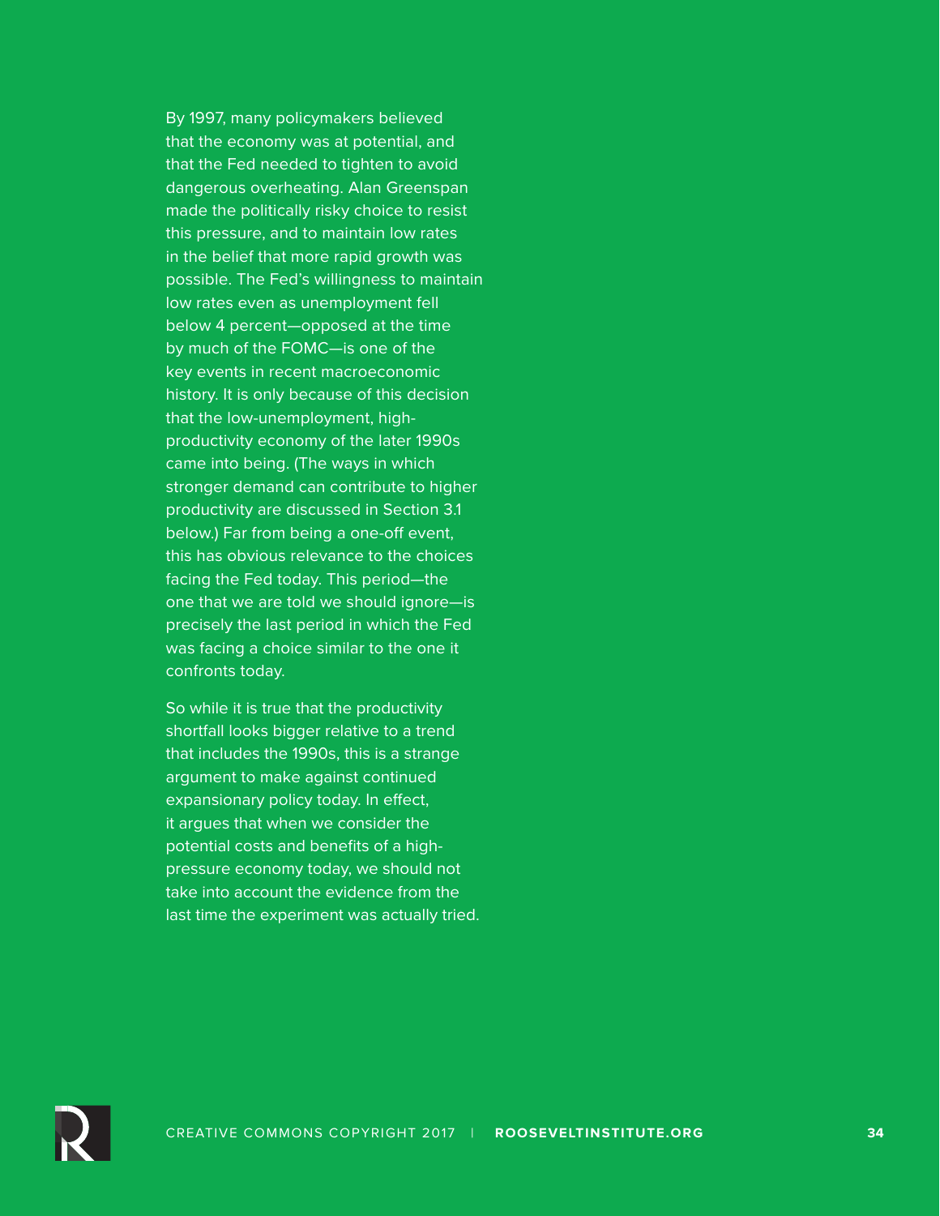By 1997, many policymakers believed that the economy was at potential, and that the Fed needed to tighten to avoid dangerous overheating. Alan Greenspan made the politically risky choice to resist this pressure, and to maintain low rates in the belief that more rapid growth was possible. The Fed's willingness to maintain low rates even as unemployment fell below 4 percent—opposed at the time by much of the FOMC—is one of the key events in recent macroeconomic history. It is only because of this decision that the low-unemployment, high-productivity economy of the later 1990s came into being. (The ways in which stronger demand can contribute to higher productivity are discussed in Section 3.1 below.) Far from being a one-off event, this has obvious relevance to the choices facing the Fed today. This period—the one that we are told we should ignore—is precisely the last period in which the Fed was facing a choice similar to the one it confronts today.

So while it is true that the productivity shortfall looks bigger relative to a trend that includes the 1990s, this is a strange argument to make against continued expansionary policy today. In effect, it argues that when we consider the potential costs and benefits of a high-pressure economy today, we should not take into account the evidence from the last time the experiment was actually tried.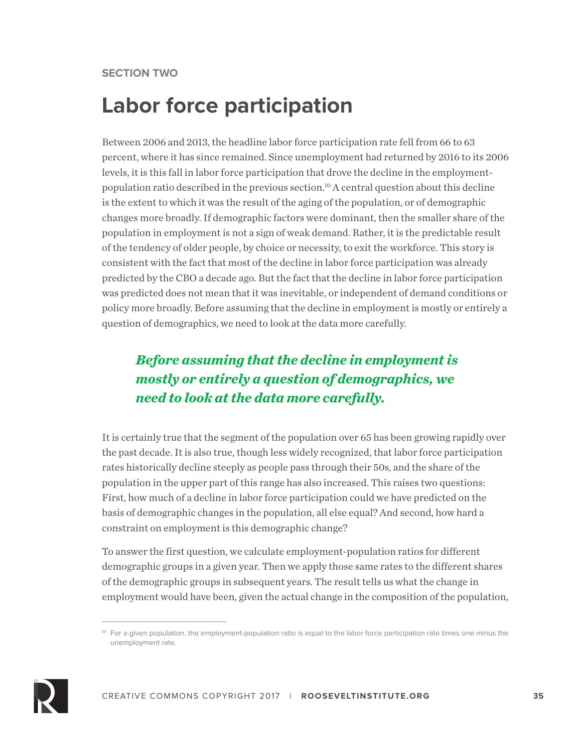SECTION TWO

# Labor force participation

Between 2006 and 2013, the headline labor force participation rate fell from 66 to 63 percent, where it has since remained. Since unemployment had returned by 2016 to its 2006 levels, it is this fall in labor force participation that drove the decline in the employment-population ratio described in the previous section.[10] A central question about this decline is the extent to which it was the result of the aging of the population, or of demographic changes more broadly. If demographic factors were dominant, then the smaller share of the population in employment is not a sign of weak demand. Rather, it is the predictable result of the tendency of older people, by choice or necessity, to exit the workforce. This story is consistent with the fact that most of the decline in labor force participation was already predicted by the CBO a decade ago. But the fact that the decline in labor force participation was predicted does not mean that it was inevitable, or independent of demand conditions or policy more broadly. Before assuming that the decline in employment is mostly or entirely a question of demographics, we need to look at the data more carefully.

> ***Before assuming that the decline in employment is mostly or entirely a question of demographics, we need to look at the data more carefully.***

It is certainly true that the segment of the population over 65 has been growing rapidly over the past decade. It is also true, though less widely recognized, that labor force participation rates historically decline steeply as people pass through their 50s, and the share of the population in the upper part of this range has also increased. This raises two questions: First, how much of a decline in labor force participation could we have predicted on the basis of demographic changes in the population, all else equal? And second, how hard a constraint on employment is this demographic change?

To answer the first question, we calculate employment-population ratios for different demographic groups in a given year. Then we apply those same rates to the different shares of the demographic groups in subsequent years. The result tells us what the change in employment would have been, given the actual change in the composition of the population,

[10] For a given population, the employment-population ratio is equal to the labor force participation rate times one minus the unemployment rate.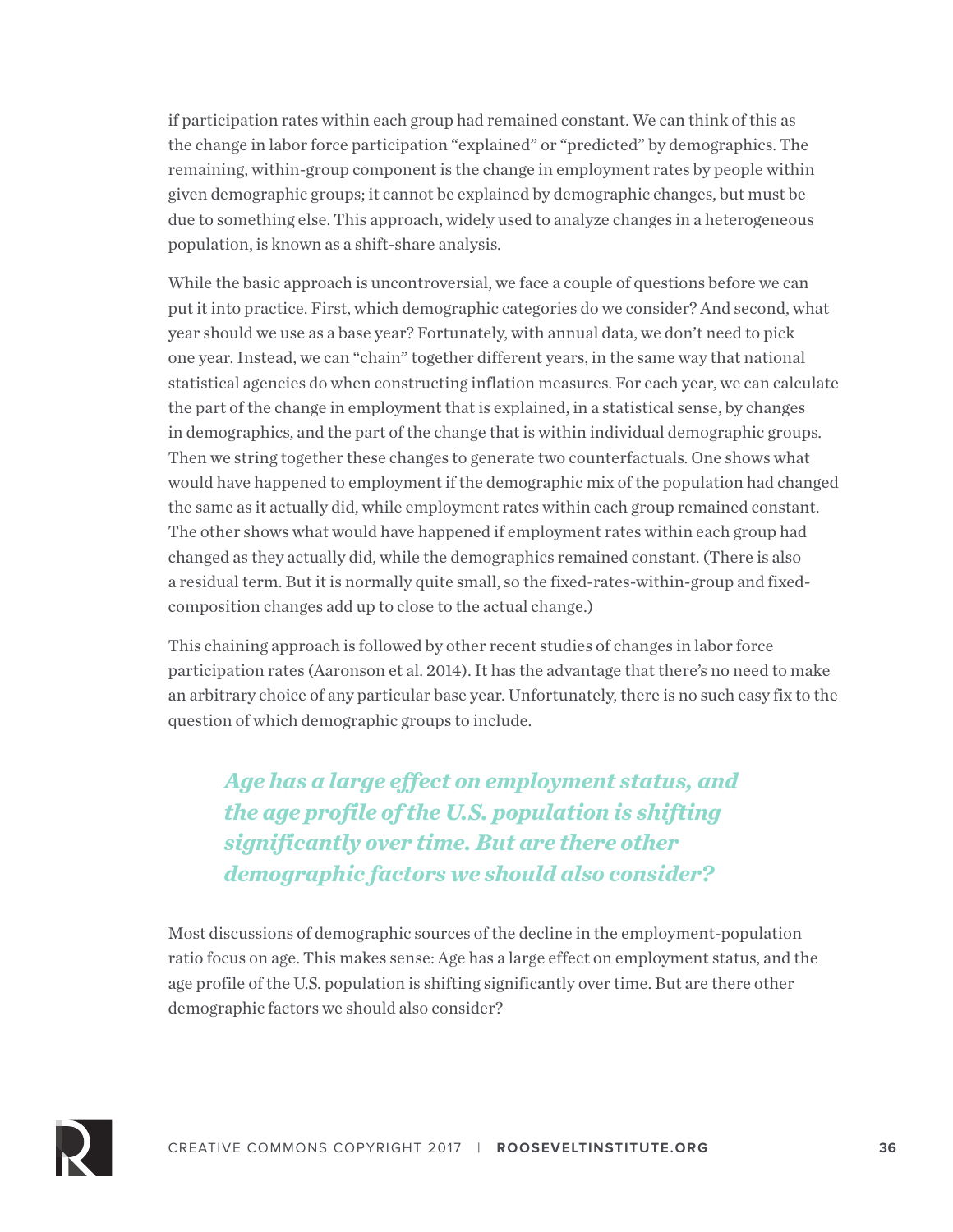if participation rates within each group had remained constant. We can think of this as the change in labor force participation "explained" or "predicted" by demographics. The remaining, within-group component is the change in employment rates by people within given demographic groups; it cannot be explained by demographic changes, but must be due to something else. This approach, widely used to analyze changes in a heterogeneous population, is known as a shift-share analysis.

While the basic approach is uncontroversial, we face a couple of questions before we can put it into practice. First, which demographic categories do we consider? And second, what year should we use as a base year? Fortunately, with annual data, we don't need to pick one year. Instead, we can "chain" together different years, in the same way that national statistical agencies do when constructing inflation measures. For each year, we can calculate the part of the change in employment that is explained, in a statistical sense, by changes in demographics, and the part of the change that is within individual demographic groups. Then we string together these changes to generate two counterfactuals. One shows what would have happened to employment if the demographic mix of the population had changed the same as it actually did, while employment rates within each group remained constant. The other shows what would have happened if employment rates within each group had changed as they actually did, while the demographics remained constant. (There is also a residual term. But it is normally quite small, so the fixed-rates-within-group and fixed-composition changes add up to close to the actual change.)

This chaining approach is followed by other recent studies of changes in labor force participation rates (Aaronson et al. 2014). It has the advantage that there's no need to make an arbitrary choice of any particular base year. Unfortunately, there is no such easy fix to the question of which demographic groups to include.

> ***Age has a large effect on employment status, and the age profile of the U.S. population is shifting significantly over time. But are there other demographic factors we should also consider?***

Most discussions of demographic sources of the decline in the employment-population ratio focus on age. This makes sense: Age has a large effect on employment status, and the age profile of the U.S. population is shifting significantly over time. But are there other demographic factors we should also consider?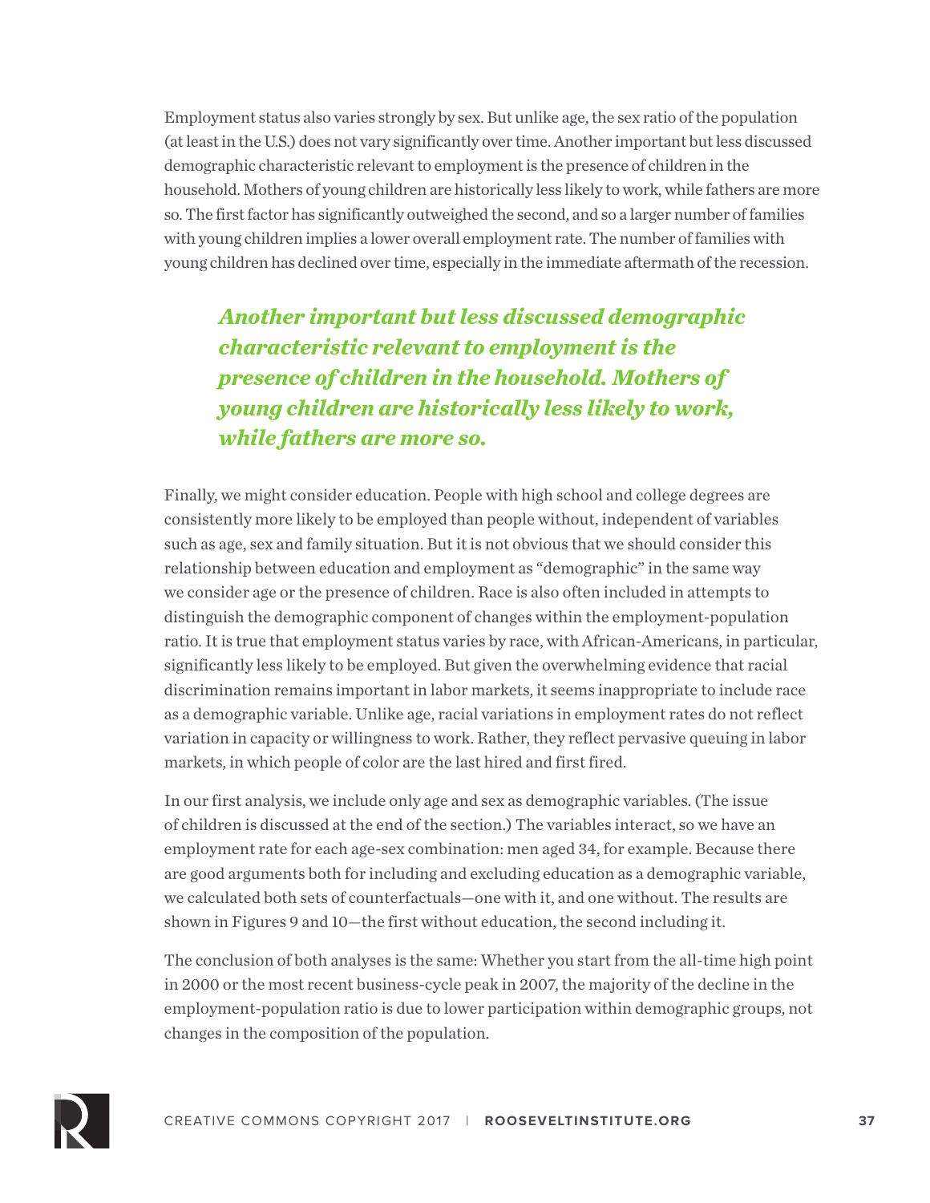Employment status also varies strongly by sex. But unlike age, the sex ratio of the population (at least in the U.S.) does not vary significantly over time. Another important but less discussed demographic characteristic relevant to employment is the presence of children in the household. Mothers of young children are historically less likely to work, while fathers are more so. The first factor has significantly outweighed the second, and so a larger number of families with young children implies a lower overall employment rate. The number of families with young children has declined over time, especially in the immediate aftermath of the recession.

> ***Another important but less discussed demographic characteristic relevant to employment is the presence of children in the household. Mothers of young children are historically less likely to work, while fathers are more so.***

Finally, we might consider education. People with high school and college degrees are consistently more likely to be employed than people without, independent of variables such as age, sex and family situation. But it is not obvious that we should consider this relationship between education and employment as "demographic" in the same way we consider age or the presence of children. Race is also often included in attempts to distinguish the demographic component of changes within the employment-population ratio. It is true that employment status varies by race, with African-Americans, in particular, significantly less likely to be employed. But given the overwhelming evidence that racial discrimination remains important in labor markets, it seems inappropriate to include race as a demographic variable. Unlike age, racial variations in employment rates do not reflect variation in capacity or willingness to work. Rather, they reflect pervasive queuing in labor markets, in which people of color are the last hired and first fired.

In our first analysis, we include only age and sex as demographic variables. (The issue of children is discussed at the end of the section.) The variables interact, so we have an employment rate for each age-sex combination: men aged 34, for example. Because there are good arguments both for including and excluding education as a demographic variable, we calculated both sets of counterfactuals—one with it, and one without. The results are shown in Figures 9 and 10—the first without education, the second including it.

The conclusion of both analyses is the same: Whether you start from the all-time high point in 2000 or the most recent business-cycle peak in 2007, the majority of the decline in the employment-population ratio is due to lower participation within demographic groups, not changes in the composition of the population.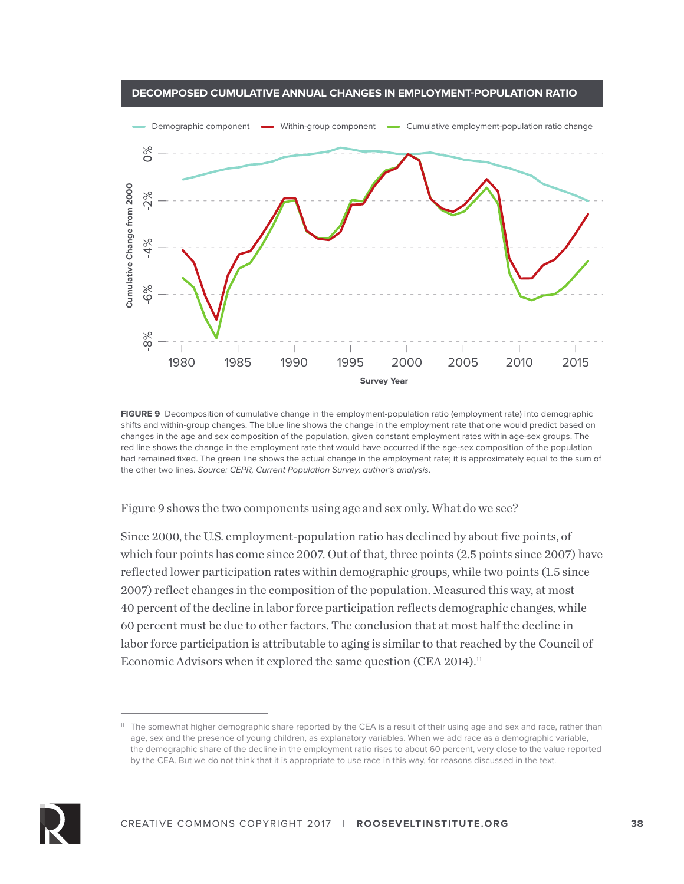**DECOMPOSED CUMULATIVE ANNUAL CHANGES IN EMPLOYMENT-POPULATION RATIO**

**FIGURE 9** Decomposition of cumulative change in the employment-population ratio (employment rate) into demographic shifts and within-group changes. The blue line shows the change in the employment rate that one would predict based on changes in the age and sex composition of the population, given constant employment rates within age-sex groups. The red line shows the change in the employment rate that would have occurred if the age-sex composition of the population had remained fixed. The green line shows the actual change in the employment rate; it is approximately equal to the sum of the other two lines. *Source: CEPR, Current Population Survey, author's analysis*.

Figure 9 shows the two components using age and sex only. What do we see?

Since 2000, the U.S. employment-population ratio has declined by about five points, of which four points has come since 2007. Out of that, three points (2.5 points since 2007) have reflected lower participation rates within demographic groups, while two points (1.5 since 2007) reflect changes in the composition of the population. Measured this way, at most 40 percent of the decline in labor force participation reflects demographic changes, while 60 percent must be due to other factors. The conclusion that at most half the decline in labor force participation is attributable to aging is similar to that reached by the Council of Economic Advisors when it explored the same question (CEA 2014).[11]

[11] The somewhat higher demographic share reported by the CEA is a result of their using age and sex and race, rather than age, sex and the presence of young children, as explanatory variables. When we add race as a demographic variable, the demographic share of the decline in the employment ratio rises to about 60 percent, very close to the value reported by the CEA. But we do not think that it is appropriate to use race in this way, for reasons discussed in the text.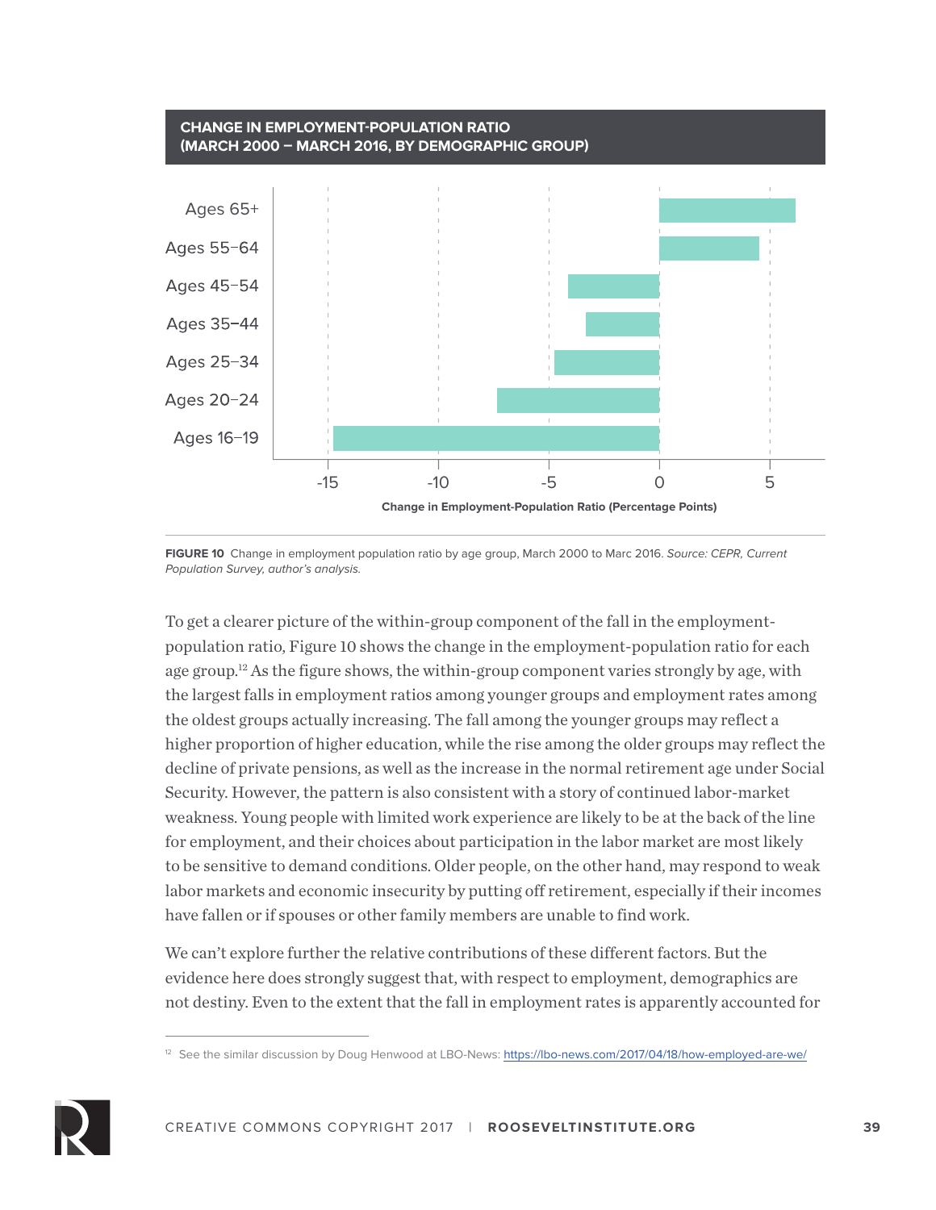**CHANGE IN EMPLOYMENT-POPULATION RATIO (MARCH 2000 – MARCH 2016, BY DEMOGRAPHIC GROUP)**

**FIGURE 10** Change in employment population ratio by age group, March 2000 to Marc 2016. *Source: CEPR, Current Population Survey, author's analysis.*

To get a clearer picture of the within-group component of the fall in the employment-population ratio, Figure 10 shows the change in the employment-population ratio for each age group.[12] As the figure shows, the within-group component varies strongly by age, with the largest falls in employment ratios among younger groups and employment rates among the oldest groups actually increasing. The fall among the younger groups may reflect a higher proportion of higher education, while the rise among the older groups may reflect the decline of private pensions, as well as the increase in the normal retirement age under Social Security. However, the pattern is also consistent with a story of continued labor-market weakness. Young people with limited work experience are likely to be at the back of the line for employment, and their choices about participation in the labor market are most likely to be sensitive to demand conditions. Older people, on the other hand, may respond to weak labor markets and economic insecurity by putting off retirement, especially if their incomes have fallen or if spouses or other family members are unable to find work.

We can't explore further the relative contributions of these different factors. But the evidence here does strongly suggest that, with respect to employment, demographics are not destiny. Even to the extent that the fall in employment rates is apparently accounted for

[12] See the similar discussion by Doug Henwood at LBO-News: https://lbo-news.com/2017/04/18/how-employed-are-we/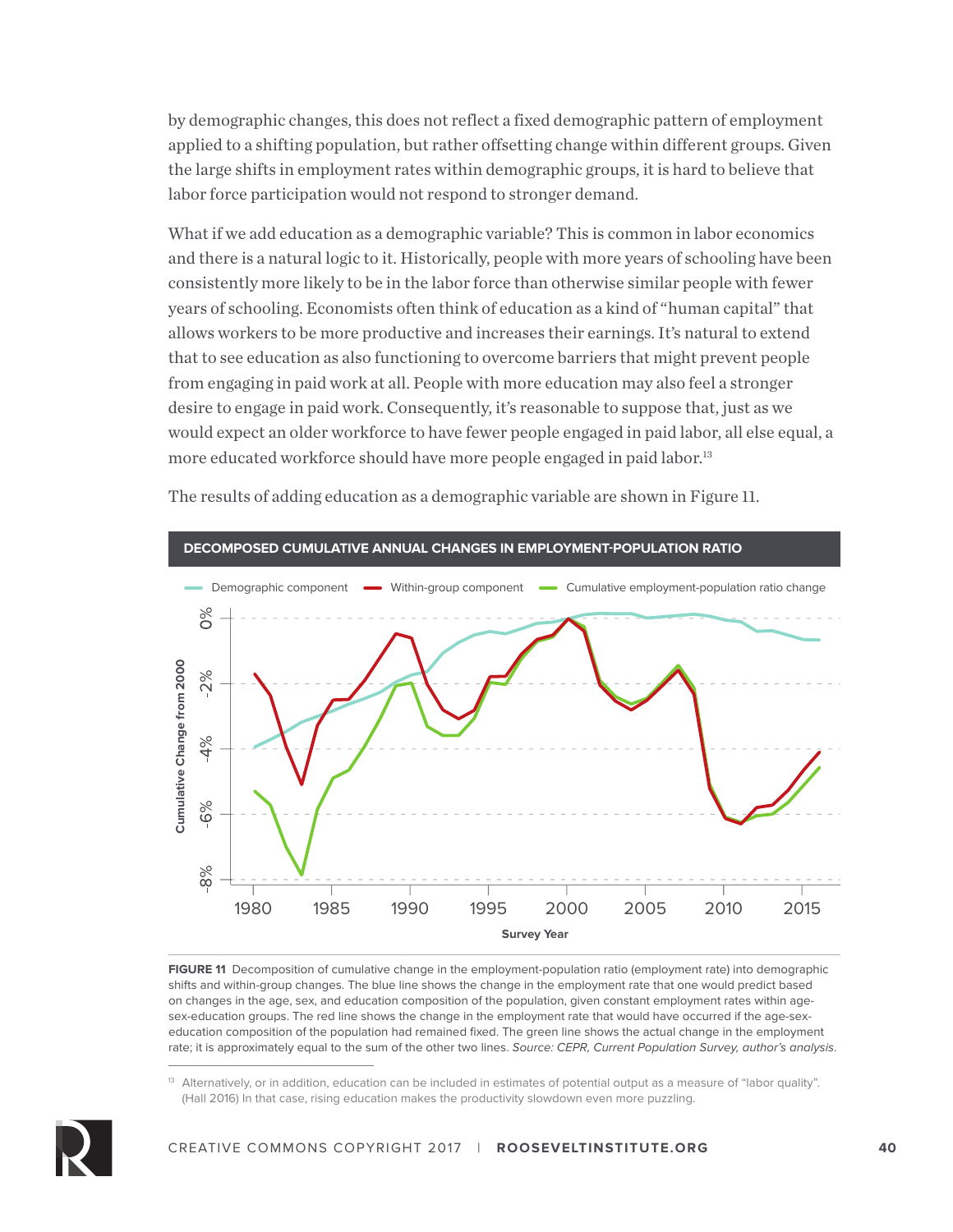by demographic changes, this does not reflect a fixed demographic pattern of employment applied to a shifting population, but rather offsetting change within different groups. Given the large shifts in employment rates within demographic groups, it is hard to believe that labor force participation would not respond to stronger demand.

What if we add education as a demographic variable? This is common in labor economics and there is a natural logic to it. Historically, people with more years of schooling have been consistently more likely to be in the labor force than otherwise similar people with fewer years of schooling. Economists often think of education as a kind of "human capital" that allows workers to be more productive and increases their earnings. It's natural to extend that to see education as also functioning to overcome barriers that might prevent people from engaging in paid work at all. People with more education may also feel a stronger desire to engage in paid work. Consequently, it's reasonable to suppose that, just as we would expect an older workforce to have fewer people engaged in paid labor, all else equal, a more educated workforce should have more people engaged in paid labor.[13]

The results of adding education as a demographic variable are shown in Figure 11.

**DECOMPOSED CUMULATIVE ANNUAL CHANGES IN EMPLOYMENT-POPULATION RATIO**

**FIGURE 11** Decomposition of cumulative change in the employment-population ratio (employment rate) into demographic shifts and within-group changes. The blue line shows the change in the employment rate that one would predict based on changes in the age, sex, and education composition of the population, given constant employment rates within age-sex-education groups. The red line shows the change in the employment rate that would have occurred if the age-sex-education composition of the population had remained fixed. The green line shows the actual change in the employment rate; it is approximately equal to the sum of the other two lines. *Source: CEPR, Current Population Survey, author's analysis*.

[13] Alternatively, or in addition, education can be included in estimates of potential output as a measure of "labor quality". (Hall 2016) In that case, rising education makes the productivity slowdown even more puzzling.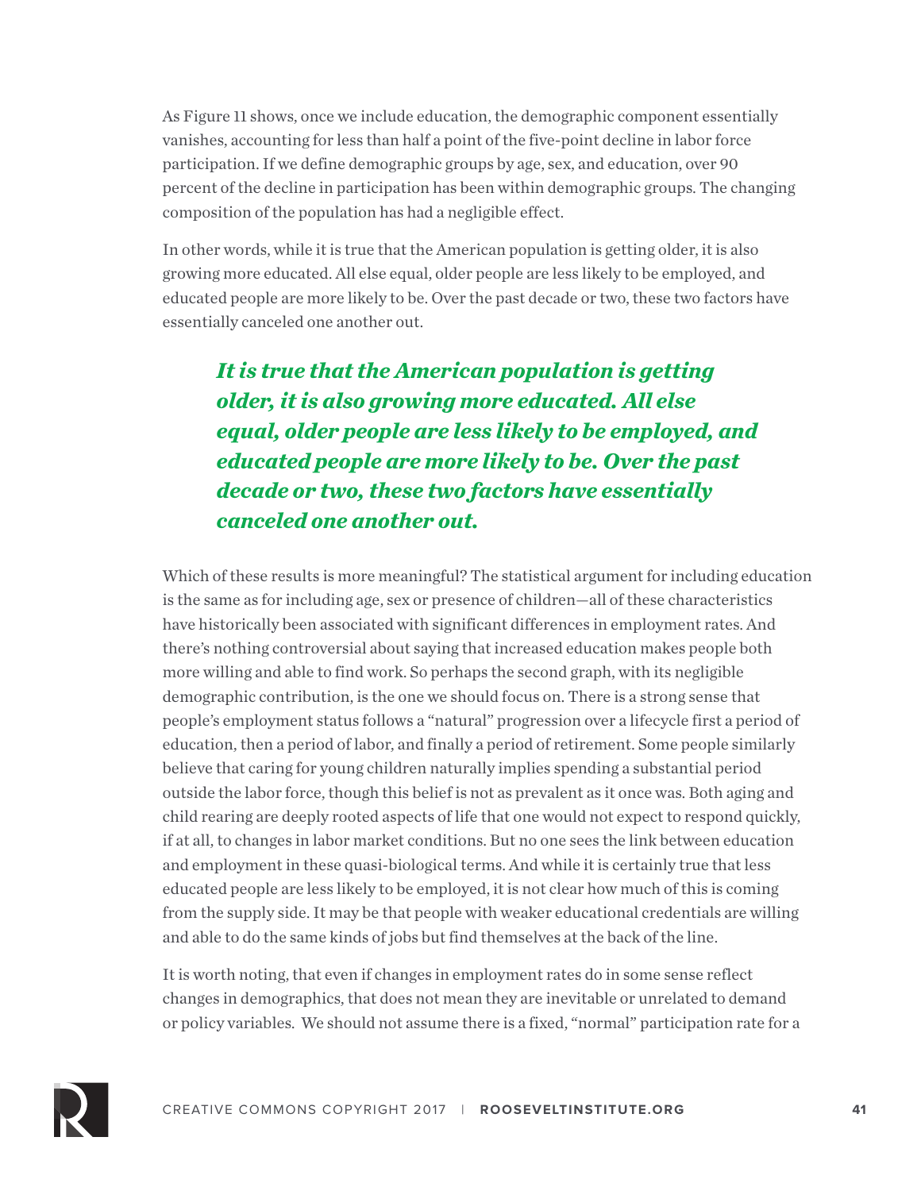As Figure 11 shows, once we include education, the demographic component essentially vanishes, accounting for less than half a point of the five-point decline in labor force participation. If we define demographic groups by age, sex, and education, over 90 percent of the decline in participation has been within demographic groups. The changing composition of the population has had a negligible effect.

In other words, while it is true that the American population is getting older, it is also growing more educated. All else equal, older people are less likely to be employed, and educated people are more likely to be. Over the past decade or two, these two factors have essentially canceled one another out.

> ***It is true that the American population is getting older, it is also growing more educated. All else equal, older people are less likely to be employed, and educated people are more likely to be. Over the past decade or two, these two factors have essentially canceled one another out.***

Which of these results is more meaningful? The statistical argument for including education is the same as for including age, sex or presence of children—all of these characteristics have historically been associated with significant differences in employment rates. And there's nothing controversial about saying that increased education makes people both more willing and able to find work. So perhaps the second graph, with its negligible demographic contribution, is the one we should focus on. There is a strong sense that people's employment status follows a "natural" progression over a lifecycle first a period of education, then a period of labor, and finally a period of retirement. Some people similarly believe that caring for young children naturally implies spending a substantial period outside the labor force, though this belief is not as prevalent as it once was. Both aging and child rearing are deeply rooted aspects of life that one would not expect to respond quickly, if at all, to changes in labor market conditions. But no one sees the link between education and employment in these quasi-biological terms. And while it is certainly true that less educated people are less likely to be employed, it is not clear how much of this is coming from the supply side. It may be that people with weaker educational credentials are willing and able to do the same kinds of jobs but find themselves at the back of the line.

It is worth noting, that even if changes in employment rates do in some sense reflect changes in demographics, that does not mean they are inevitable or unrelated to demand or policy variables. We should not assume there is a fixed, "normal" participation rate for a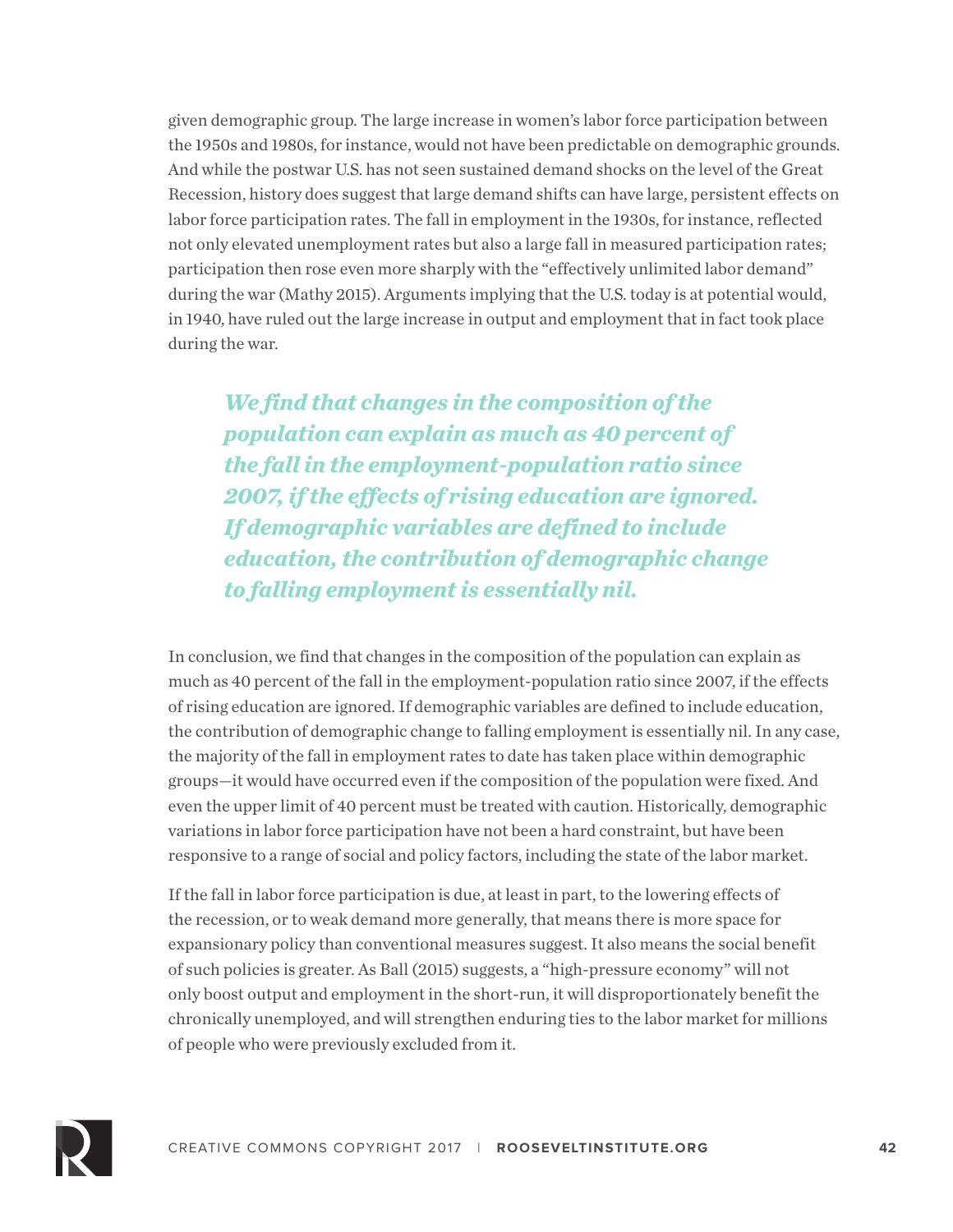given demographic group. The large increase in women's labor force participation between the 1950s and 1980s, for instance, would not have been predictable on demographic grounds. And while the postwar U.S. has not seen sustained demand shocks on the level of the Great Recession, history does suggest that large demand shifts can have large, persistent effects on labor force participation rates. The fall in employment in the 1930s, for instance, reflected not only elevated unemployment rates but also a large fall in measured participation rates; participation then rose even more sharply with the "effectively unlimited labor demand" during the war (Mathy 2015). Arguments implying that the U.S. today is at potential would, in 1940, have ruled out the large increase in output and employment that in fact took place during the war.

> ***We find that changes in the composition of the population can explain as much as 40 percent of the fall in the employment-population ratio since 2007, if the effects of rising education are ignored. If demographic variables are defined to include education, the contribution of demographic change to falling employment is essentially nil.***

In conclusion, we find that changes in the composition of the population can explain as much as 40 percent of the fall in the employment-population ratio since 2007, if the effects of rising education are ignored. If demographic variables are defined to include education, the contribution of demographic change to falling employment is essentially nil. In any case, the majority of the fall in employment rates to date has taken place within demographic groups—it would have occurred even if the composition of the population were fixed. And even the upper limit of 40 percent must be treated with caution. Historically, demographic variations in labor force participation have not been a hard constraint, but have been responsive to a range of social and policy factors, including the state of the labor market.

If the fall in labor force participation is due, at least in part, to the lowering effects of the recession, or to weak demand more generally, that means there is more space for expansionary policy than conventional measures suggest. It also means the social benefit of such policies is greater. As Ball (2015) suggests, a "high-pressure economy" will not only boost output and employment in the short-run, it will disproportionately benefit the chronically unemployed, and will strengthen enduring ties to the labor market for millions of people who were previously excluded from it.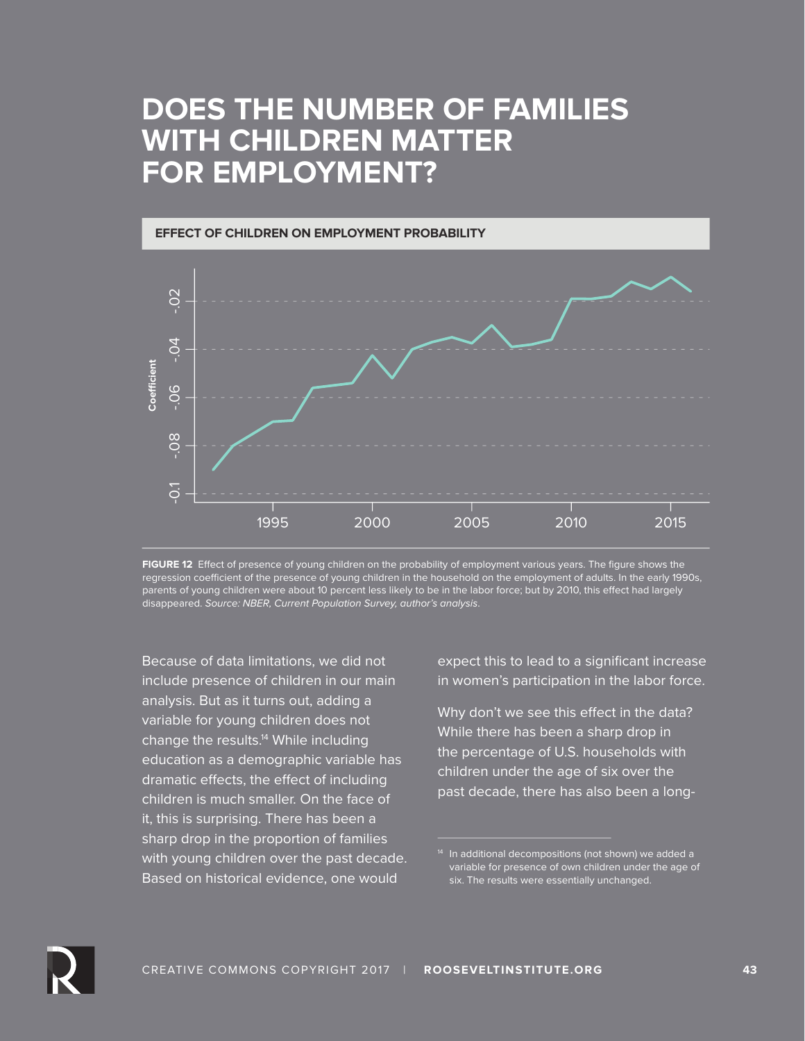# DOES THE NUMBER OF FAMILIES WITH CHILDREN MATTER FOR EMPLOYMENT?

**EFFECT OF CHILDREN ON EMPLOYMENT PROBABILITY**

**FIGURE 12** Effect of presence of young children on the probability of employment various years. The figure shows the regression coefficient of the presence of young children in the household on the employment of adults. In the early 1990s, parents of young children were about 10 percent less likely to be in the labor force; but by 2010, this effect had largely disappeared. *Source: NBER, Current Population Survey, author's analysis*.

Because of data limitations, we did not include presence of children in our main analysis. But as it turns out, adding a variable for young children does not change the results.[14] While including education as a demographic variable has dramatic effects, the effect of including children is much smaller. On the face of it, this is surprising. There has been a sharp drop in the proportion of families with young children over the past decade. Based on historical evidence, one would expect this to lead to a significant increase in women's participation in the labor force.

Why don't we see this effect in the data? While there has been a sharp drop in the percentage of U.S. households with children under the age of six over the past decade, there has also been a long-

[14] In additional decompositions (not shown) we added a variable for presence of own children under the age of six. The results were essentially unchanged.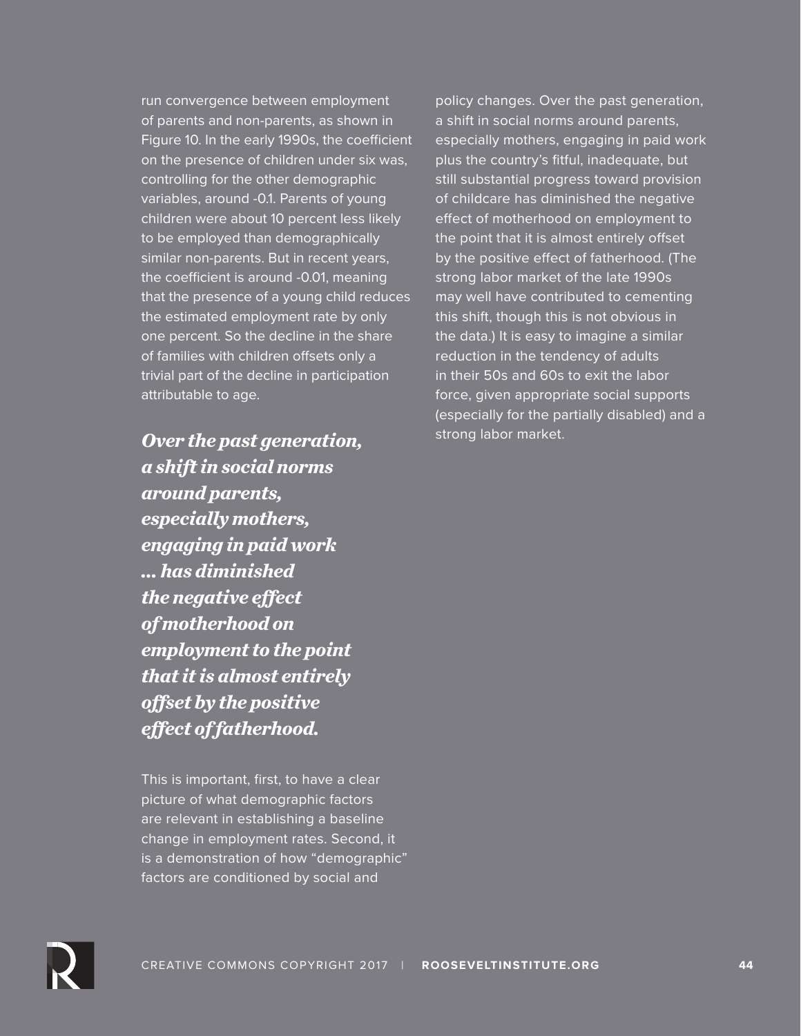run convergence between employment of parents and non-parents, as shown in Figure 10. In the early 1990s, the coefficient on the presence of children under six was, controlling for the other demographic variables, around -0.1. Parents of young children were about 10 percent less likely to be employed than demographically similar non-parents. But in recent years, the coefficient is around -0.01, meaning that the presence of a young child reduces the estimated employment rate by only one percent. So the decline in the share of families with children offsets only a trivial part of the decline in participation attributable to age.

***Over the past generation, a shift in social norms around parents, especially mothers, engaging in paid work … has diminished the negative effect of motherhood on employment to the point that it is almost entirely offset by the positive effect of fatherhood.***

This is important, first, to have a clear picture of what demographic factors are relevant in establishing a baseline change in employment rates. Second, it is a demonstration of how "demographic" factors are conditioned by social and policy changes. Over the past generation, a shift in social norms around parents, especially mothers, engaging in paid work plus the country's fitful, inadequate, but still substantial progress toward provision of childcare has diminished the negative effect of motherhood on employment to the point that it is almost entirely offset by the positive effect of fatherhood. (The strong labor market of the late 1990s may well have contributed to cementing this shift, though this is not obvious in the data.) It is easy to imagine a similar reduction in the tendency of adults in their 50s and 60s to exit the labor force, given appropriate social supports (especially for the partially disabled) and a strong labor market.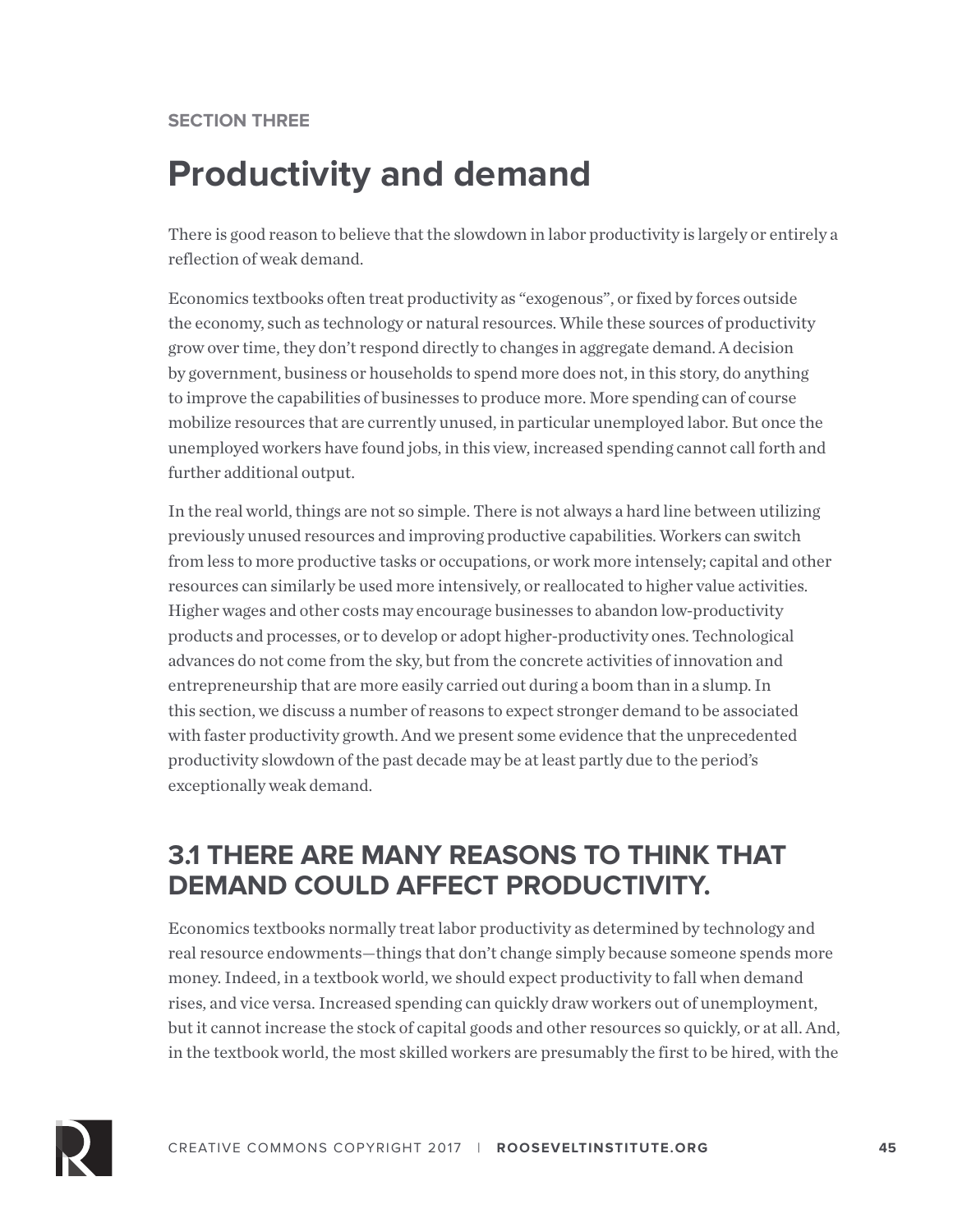SECTION THREE

# Productivity and demand

There is good reason to believe that the slowdown in labor productivity is largely or entirely a reflection of weak demand.

Economics textbooks often treat productivity as "exogenous", or fixed by forces outside the economy, such as technology or natural resources. While these sources of productivity grow over time, they don't respond directly to changes in aggregate demand. A decision by government, business or households to spend more does not, in this story, do anything to improve the capabilities of businesses to produce more. More spending can of course mobilize resources that are currently unused, in particular unemployed labor. But once the unemployed workers have found jobs, in this view, increased spending cannot call forth and further additional output.

In the real world, things are not so simple. There is not always a hard line between utilizing previously unused resources and improving productive capabilities. Workers can switch from less to more productive tasks or occupations, or work more intensely; capital and other resources can similarly be used more intensively, or reallocated to higher value activities. Higher wages and other costs may encourage businesses to abandon low-productivity products and processes, or to develop or adopt higher-productivity ones. Technological advances do not come from the sky, but from the concrete activities of innovation and entrepreneurship that are more easily carried out during a boom than in a slump. In this section, we discuss a number of reasons to expect stronger demand to be associated with faster productivity growth. And we present some evidence that the unprecedented productivity slowdown of the past decade may be at least partly due to the period's exceptionally weak demand.

## 3.1 THERE ARE MANY REASONS TO THINK THAT DEMAND COULD AFFECT PRODUCTIVITY.

Economics textbooks normally treat labor productivity as determined by technology and real resource endowments—things that don't change simply because someone spends more money. Indeed, in a textbook world, we should expect productivity to fall when demand rises, and vice versa. Increased spending can quickly draw workers out of unemployment, but it cannot increase the stock of capital goods and other resources so quickly, or at all. And, in the textbook world, the most skilled workers are presumably the first to be hired, with the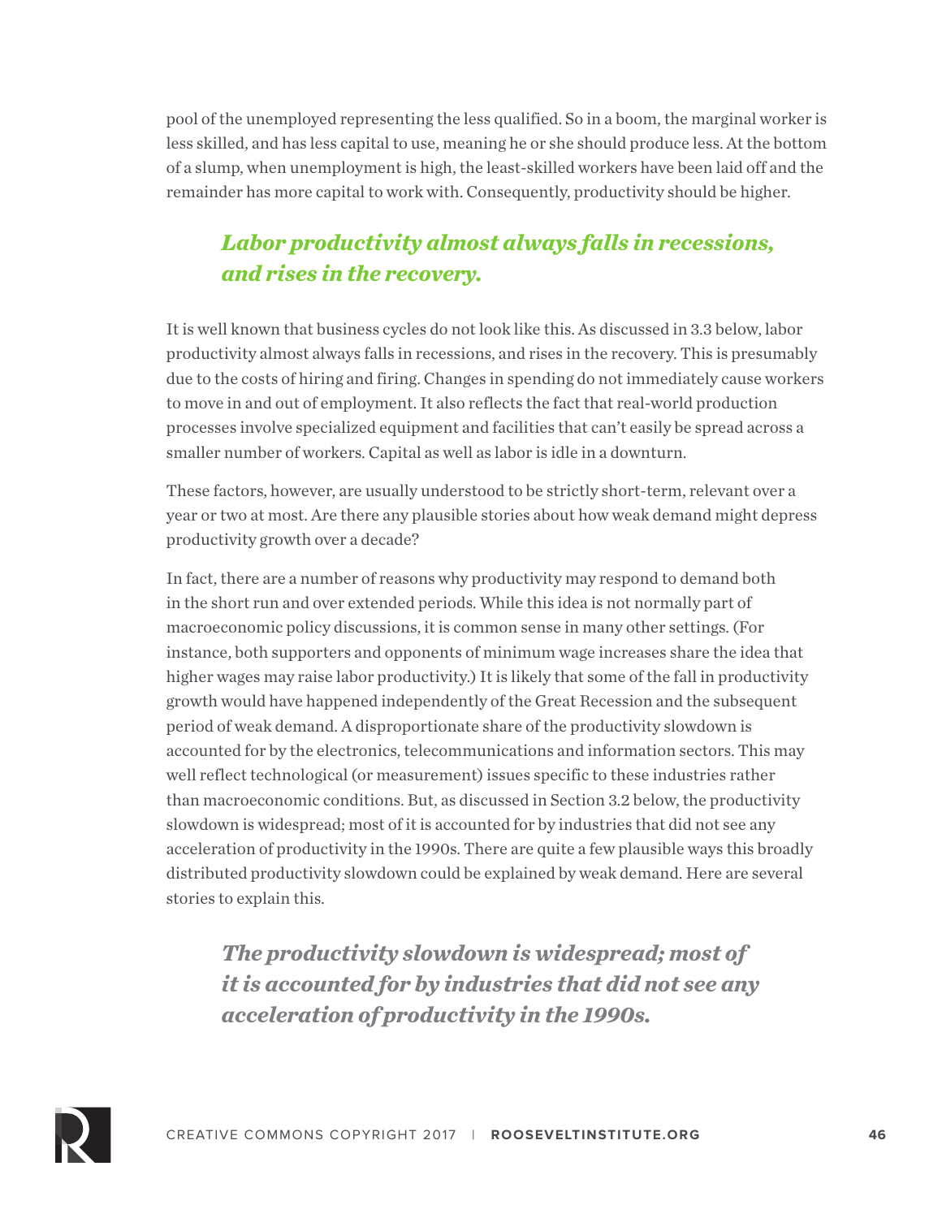pool of the unemployed representing the less qualified. So in a boom, the marginal worker is less skilled, and has less capital to use, meaning he or she should produce less. At the bottom of a slump, when unemployment is high, the least-skilled workers have been laid off and the remainder has more capital to work with. Consequently, productivity should be higher.

> ***Labor productivity almost always falls in recessions, and rises in the recovery.***

It is well known that business cycles do not look like this. As discussed in 3.3 below, labor productivity almost always falls in recessions, and rises in the recovery. This is presumably due to the costs of hiring and firing. Changes in spending do not immediately cause workers to move in and out of employment. It also reflects the fact that real-world production processes involve specialized equipment and facilities that can't easily be spread across a smaller number of workers. Capital as well as labor is idle in a downturn.

These factors, however, are usually understood to be strictly short-term, relevant over a year or two at most. Are there any plausible stories about how weak demand might depress productivity growth over a decade?

In fact, there are a number of reasons why productivity may respond to demand both in the short run and over extended periods. While this idea is not normally part of macroeconomic policy discussions, it is common sense in many other settings. (For instance, both supporters and opponents of minimum wage increases share the idea that higher wages may raise labor productivity.) It is likely that some of the fall in productivity growth would have happened independently of the Great Recession and the subsequent period of weak demand. A disproportionate share of the productivity slowdown is accounted for by the electronics, telecommunications and information sectors. This may well reflect technological (or measurement) issues specific to these industries rather than macroeconomic conditions. But, as discussed in Section 3.2 below, the productivity slowdown is widespread; most of it is accounted for by industries that did not see any acceleration of productivity in the 1990s. There are quite a few plausible ways this broadly distributed productivity slowdown could be explained by weak demand. Here are several stories to explain this.

> ***The productivity slowdown is widespread; most of it is accounted for by industries that did not see any acceleration of productivity in the 1990s.***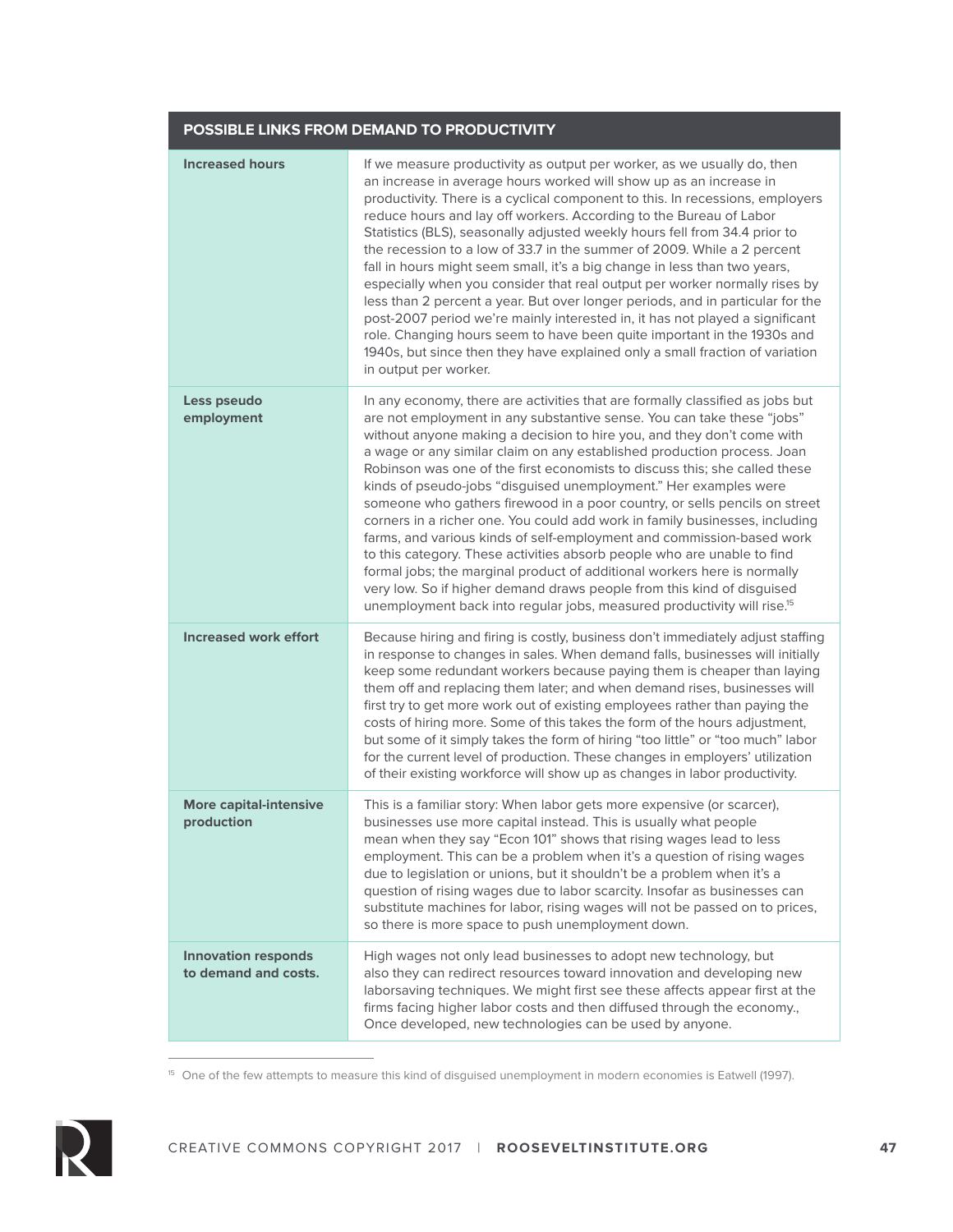| POSSIBLE LINKS FROM DEMAND TO PRODUCTIVITY | |
|---|---|
| **Increased hours** | If we measure productivity as output per worker, as we usually do, then an increase in average hours worked will show up as an increase in productivity. There is a cyclical component to this. In recessions, employers reduce hours and lay off workers. According to the Bureau of Labor Statistics (BLS), seasonally adjusted weekly hours fell from 34.4 prior to the recession to a low of 33.7 in the summer of 2009. While a 2 percent fall in hours might seem small, it's a big change in less than two years, especially when you consider that real output per worker normally rises by less than 2 percent a year. But over longer periods, and in particular for the post-2007 period we're mainly interested in, it has not played a significant role. Changing hours seem to have been quite important in the 1930s and 1940s, but since then they have explained only a small fraction of variation in output per worker. |
| **Less pseudo employment** | In any economy, there are activities that are formally classified as jobs but are not employment in any substantive sense. You can take these "jobs" without anyone making a decision to hire you, and they don't come with a wage or any similar claim on any established production process. Joan Robinson was one of the first economists to discuss this; she called these kinds of pseudo-jobs "disguised unemployment." Her examples were someone who gathers firewood in a poor country, or sells pencils on street corners in a richer one. You could add work in family businesses, including farms, and various kinds of self-employment and commission-based work to this category. These activities absorb people who are unable to find formal jobs; the marginal product of additional workers here is normally very low. So if higher demand draws people from this kind of disguised unemployment back into regular jobs, measured productivity will rise.[15] |
| **Increased work effort** | Because hiring and firing is costly, business don't immediately adjust staffing in response to changes in sales. When demand falls, businesses will initially keep some redundant workers because paying them is cheaper than laying them off and replacing them later; and when demand rises, businesses will first try to get more work out of existing employees rather than paying the costs of hiring more. Some of this takes the form of the hours adjustment, but some of it simply takes the form of hiring "too little" or "too much" labor for the current level of production. These changes in employers' utilization of their existing workforce will show up as changes in labor productivity. |
| **More capital-intensive production** | This is a familiar story: When labor gets more expensive (or scarcer), businesses use more capital instead. This is usually what people mean when they say "Econ 101" shows that rising wages lead to less employment. This can be a problem when it's a question of rising wages due to legislation or unions, but it shouldn't be a problem when it's a question of rising wages due to labor scarcity. Insofar as businesses can substitute machines for labor, rising wages will not be passed on to prices, so there is more space to push unemployment down. |
| **Innovation responds to demand and costs.** | High wages not only lead businesses to adopt new technology, but also they can redirect resources toward innovation and developing new laborsaving techniques. We might first see these affects appear first at the firms facing higher labor costs and then diffused through the economy., Once developed, new technologies can be used by anyone. |

[15] One of the few attempts to measure this kind of disguised unemployment in modern economies is Eatwell (1997).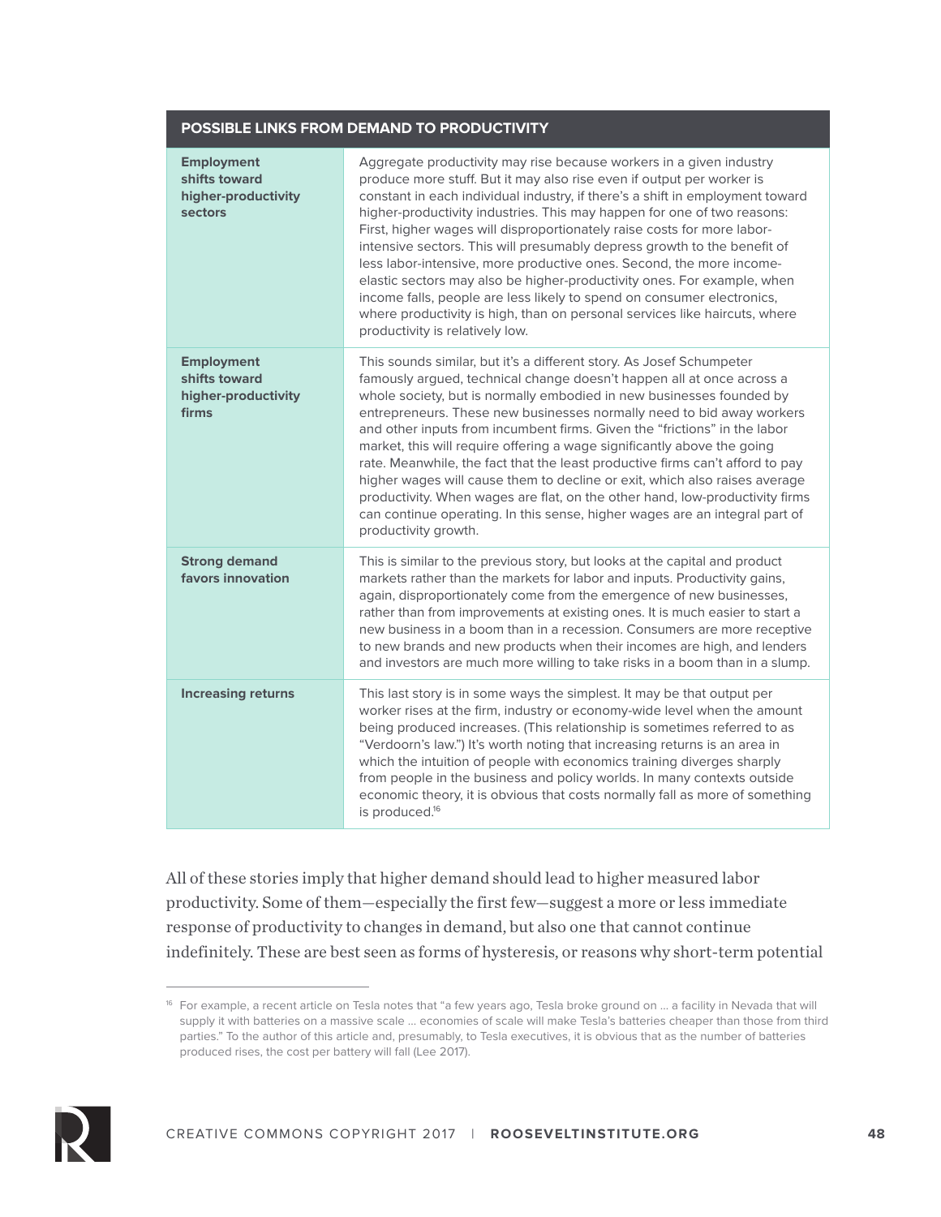| POSSIBLE LINKS FROM DEMAND TO PRODUCTIVITY | |
|---|---|
| **Employment shifts toward higher-productivity sectors** | Aggregate productivity may rise because workers in a given industry produce more stuff. But it may also rise even if output per worker is constant in each individual industry, if there's a shift in employment toward higher-productivity industries. This may happen for one of two reasons: First, higher wages will disproportionately raise costs for more labor-intensive sectors. This will presumably depress growth to the benefit of less labor-intensive, more productive ones. Second, the more income-elastic sectors may also be higher-productivity ones. For example, when income falls, people are less likely to spend on consumer electronics, where productivity is high, than on personal services like haircuts, where productivity is relatively low. |
| **Employment shifts toward higher-productivity firms** | This sounds similar, but it's a different story. As Josef Schumpeter famously argued, technical change doesn't happen all at once across a whole society, but is normally embodied in new businesses founded by entrepreneurs. These new businesses normally need to bid away workers and other inputs from incumbent firms. Given the "frictions" in the labor market, this will require offering a wage significantly above the going rate. Meanwhile, the fact that the least productive firms can't afford to pay higher wages will cause them to decline or exit, which also raises average productivity. When wages are flat, on the other hand, low-productivity firms can continue operating. In this sense, higher wages are an integral part of productivity growth. |
| **Strong demand favors innovation** | This is similar to the previous story, but looks at the capital and product markets rather than the markets for labor and inputs. Productivity gains, again, disproportionately come from the emergence of new businesses, rather than from improvements at existing ones. It is much easier to start a new business in a boom than in a recession. Consumers are more receptive to new brands and new products when their incomes are high, and lenders and investors are much more willing to take risks in a boom than in a slump. |
| **Increasing returns** | This last story is in some ways the simplest. It may be that output per worker rises at the firm, industry or economy-wide level when the amount being produced increases. (This relationship is sometimes referred to as "Verdoorn's law.") It's worth noting that increasing returns is an area in which the intuition of people with economics training diverges sharply from people in the business and policy worlds. In many contexts outside economic theory, it is obvious that costs normally fall as more of something is produced.[16] |

All of these stories imply that higher demand should lead to higher measured labor productivity. Some of them—especially the first few—suggest a more or less immediate response of productivity to changes in demand, but also one that cannot continue indefinitely. These are best seen as forms of hysteresis, or reasons why short-term potential

[16] For example, a recent article on Tesla notes that "a few years ago, Tesla broke ground on ... a facility in Nevada that will supply it with batteries on a massive scale ... economies of scale will make Tesla's batteries cheaper than those from third parties." To the author of this article and, presumably, to Tesla executives, it is obvious that as the number of batteries produced rises, the cost per battery will fall (Lee 2017).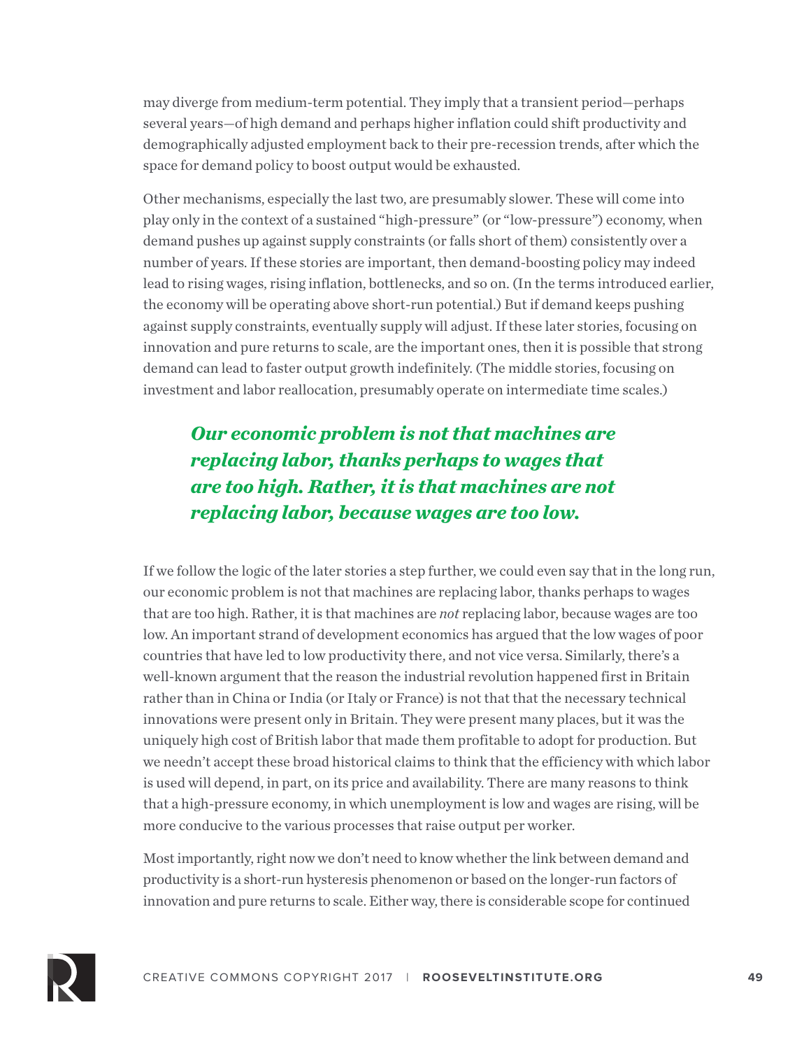may diverge from medium-term potential. They imply that a transient period—perhaps several years—of high demand and perhaps higher inflation could shift productivity and demographically adjusted employment back to their pre-recession trends, after which the space for demand policy to boost output would be exhausted.

Other mechanisms, especially the last two, are presumably slower. These will come into play only in the context of a sustained "high-pressure" (or "low-pressure") economy, when demand pushes up against supply constraints (or falls short of them) consistently over a number of years. If these stories are important, then demand-boosting policy may indeed lead to rising wages, rising inflation, bottlenecks, and so on. (In the terms introduced earlier, the economy will be operating above short-run potential.) But if demand keeps pushing against supply constraints, eventually supply will adjust. If these later stories, focusing on innovation and pure returns to scale, are the important ones, then it is possible that strong demand can lead to faster output growth indefinitely. (The middle stories, focusing on investment and labor reallocation, presumably operate on intermediate time scales.)

> ***Our economic problem is not that machines are replacing labor, thanks perhaps to wages that are too high. Rather, it is that machines are not replacing labor, because wages are too low.***

If we follow the logic of the later stories a step further, we could even say that in the long run, our economic problem is not that machines are replacing labor, thanks perhaps to wages that are too high. Rather, it is that machines are *not* replacing labor, because wages are too low. An important strand of development economics has argued that the low wages of poor countries that have led to low productivity there, and not vice versa. Similarly, there's a well-known argument that the reason the industrial revolution happened first in Britain rather than in China or India (or Italy or France) is not that that the necessary technical innovations were present only in Britain. They were present many places, but it was the uniquely high cost of British labor that made them profitable to adopt for production. But we needn't accept these broad historical claims to think that the efficiency with which labor is used will depend, in part, on its price and availability. There are many reasons to think that a high-pressure economy, in which unemployment is low and wages are rising, will be more conducive to the various processes that raise output per worker.

Most importantly, right now we don't need to know whether the link between demand and productivity is a short-run hysteresis phenomenon or based on the longer-run factors of innovation and pure returns to scale. Either way, there is considerable scope for continued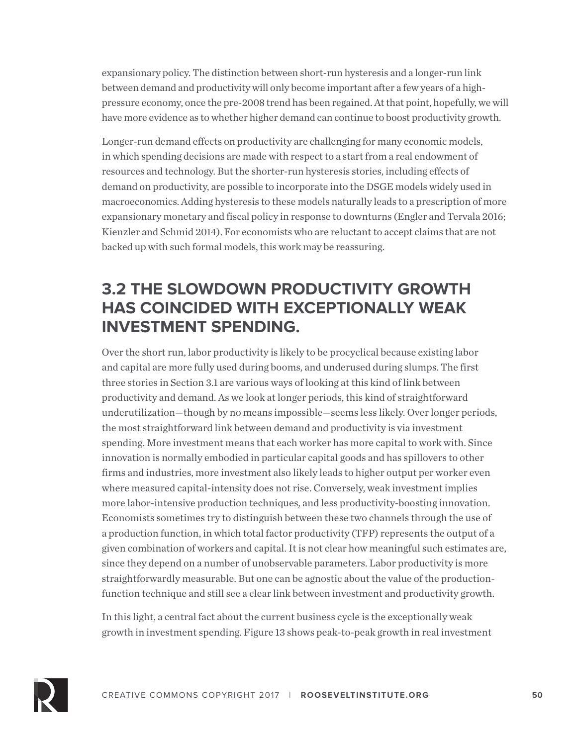expansionary policy. The distinction between short-run hysteresis and a longer-run link between demand and productivity will only become important after a few years of a high-pressure economy, once the pre-2008 trend has been regained. At that point, hopefully, we will have more evidence as to whether higher demand can continue to boost productivity growth.

Longer-run demand effects on productivity are challenging for many economic models, in which spending decisions are made with respect to a start from a real endowment of resources and technology. But the shorter-run hysteresis stories, including effects of demand on productivity, are possible to incorporate into the DSGE models widely used in macroeconomics. Adding hysteresis to these models naturally leads to a prescription of more expansionary monetary and fiscal policy in response to downturns (Engler and Tervala 2016; Kienzler and Schmid 2014). For economists who are reluctant to accept claims that are not backed up with such formal models, this work may be reassuring.

## 3.2 THE SLOWDOWN PRODUCTIVITY GROWTH HAS COINCIDED WITH EXCEPTIONALLY WEAK INVESTMENT SPENDING.

Over the short run, labor productivity is likely to be procyclical because existing labor and capital are more fully used during booms, and underused during slumps. The first three stories in Section 3.1 are various ways of looking at this kind of link between productivity and demand. As we look at longer periods, this kind of straightforward underutilization—though by no means impossible—seems less likely. Over longer periods, the most straightforward link between demand and productivity is via investment spending. More investment means that each worker has more capital to work with. Since innovation is normally embodied in particular capital goods and has spillovers to other firms and industries, more investment also likely leads to higher output per worker even where measured capital-intensity does not rise. Conversely, weak investment implies more labor-intensive production techniques, and less productivity-boosting innovation. Economists sometimes try to distinguish between these two channels through the use of a production function, in which total factor productivity (TFP) represents the output of a given combination of workers and capital. It is not clear how meaningful such estimates are, since they depend on a number of unobservable parameters. Labor productivity is more straightforwardly measurable. But one can be agnostic about the value of the production-function technique and still see a clear link between investment and productivity growth.

In this light, a central fact about the current business cycle is the exceptionally weak growth in investment spending. Figure 13 shows peak-to-peak growth in real investment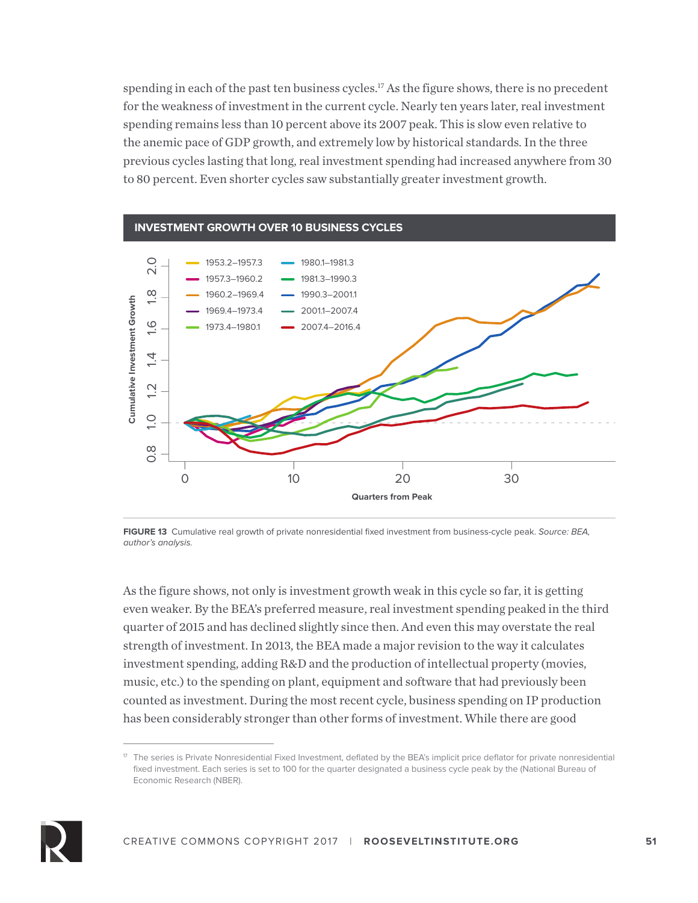spending in each of the past ten business cycles.[17] As the figure shows, there is no precedent for the weakness of investment in the current cycle. Nearly ten years later, real investment spending remains less than 10 percent above its 2007 peak. This is slow even relative to the anemic pace of GDP growth, and extremely low by historical standards. In the three previous cycles lasting that long, real investment spending had increased anywhere from 30 to 80 percent. Even shorter cycles saw substantially greater investment growth.

**INVESTMENT GROWTH OVER 10 BUSINESS CYCLES**

**FIGURE 13** Cumulative real growth of private nonresidential fixed investment from business-cycle peak. *Source: BEA, author's analysis.*

As the figure shows, not only is investment growth weak in this cycle so far, it is getting even weaker. By the BEA's preferred measure, real investment spending peaked in the third quarter of 2015 and has declined slightly since then. And even this may overstate the real strength of investment. In 2013, the BEA made a major revision to the way it calculates investment spending, adding R&D and the production of intellectual property (movies, music, etc.) to the spending on plant, equipment and software that had previously been counted as investment. During the most recent cycle, business spending on IP production has been considerably stronger than other forms of investment. While there are good

[17] The series is Private Nonresidential Fixed Investment, deflated by the BEA's implicit price deflator for private nonresidential fixed investment. Each series is set to 100 for the quarter designated a business cycle peak by the (National Bureau of Economic Research (NBER).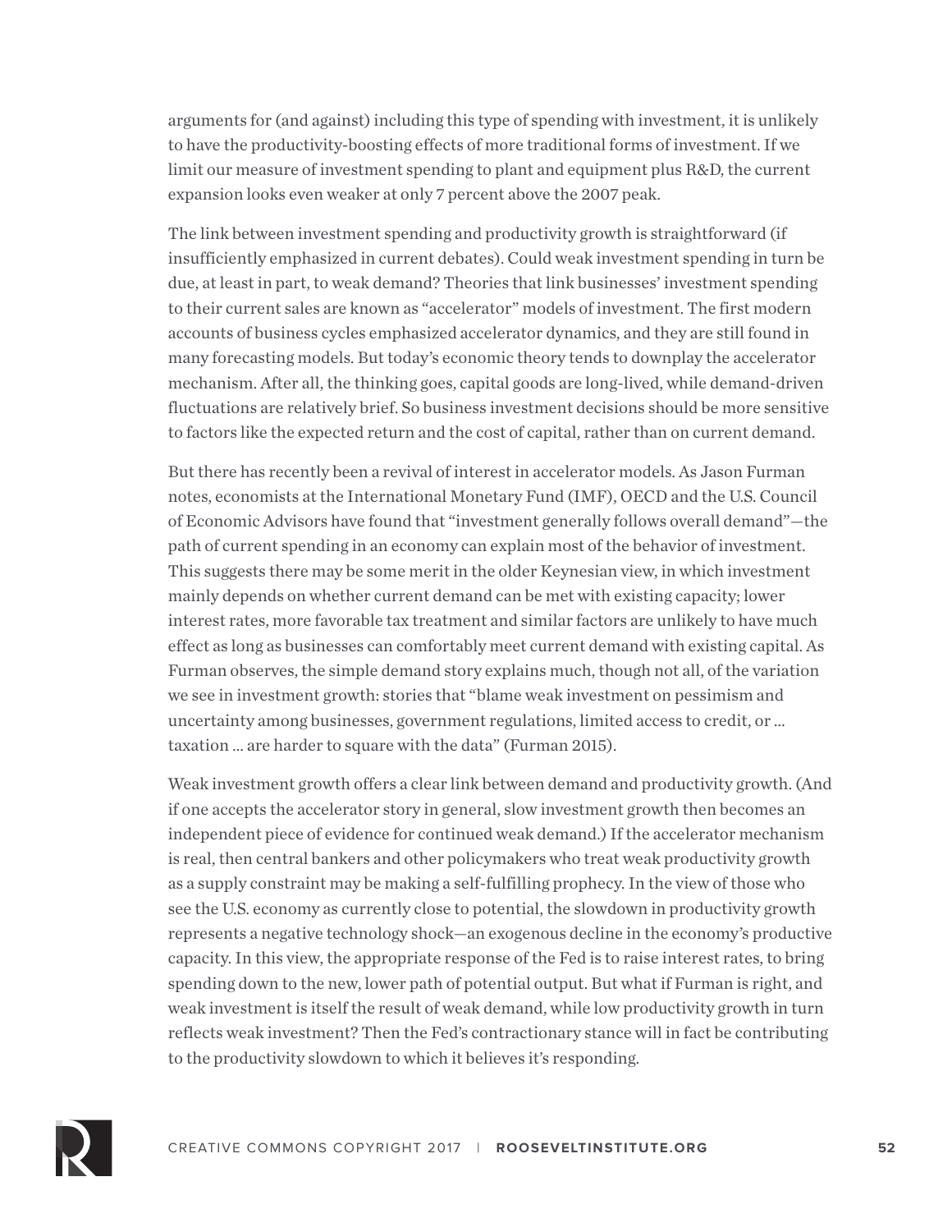arguments for (and against) including this type of spending with investment, it is unlikely to have the productivity-boosting effects of more traditional forms of investment. If we limit our measure of investment spending to plant and equipment plus R&D, the current expansion looks even weaker at only 7 percent above the 2007 peak.

The link between investment spending and productivity growth is straightforward (if insufficiently emphasized in current debates). Could weak investment spending in turn be due, at least in part, to weak demand? Theories that link businesses' investment spending to their current sales are known as "accelerator" models of investment. The first modern accounts of business cycles emphasized accelerator dynamics, and they are still found in many forecasting models. But today's economic theory tends to downplay the accelerator mechanism. After all, the thinking goes, capital goods are long-lived, while demand-driven fluctuations are relatively brief. So business investment decisions should be more sensitive to factors like the expected return and the cost of capital, rather than on current demand.

But there has recently been a revival of interest in accelerator models. As Jason Furman notes, economists at the International Monetary Fund (IMF), OECD and the U.S. Council of Economic Advisors have found that "investment generally follows overall demand"—the path of current spending in an economy can explain most of the behavior of investment. This suggests there may be some merit in the older Keynesian view, in which investment mainly depends on whether current demand can be met with existing capacity; lower interest rates, more favorable tax treatment and similar factors are unlikely to have much effect as long as businesses can comfortably meet current demand with existing capital. As Furman observes, the simple demand story explains much, though not all, of the variation we see in investment growth: stories that "blame weak investment on pessimism and uncertainty among businesses, government regulations, limited access to credit, or ... taxation ... are harder to square with the data" (Furman 2015).

Weak investment growth offers a clear link between demand and productivity growth. (And if one accepts the accelerator story in general, slow investment growth then becomes an independent piece of evidence for continued weak demand.) If the accelerator mechanism is real, then central bankers and other policymakers who treat weak productivity growth as a supply constraint may be making a self-fulfilling prophecy. In the view of those who see the U.S. economy as currently close to potential, the slowdown in productivity growth represents a negative technology shock—an exogenous decline in the economy's productive capacity. In this view, the appropriate response of the Fed is to raise interest rates, to bring spending down to the new, lower path of potential output. But what if Furman is right, and weak investment is itself the result of weak demand, while low productivity growth in turn reflects weak investment? Then the Fed's contractionary stance will in fact be contributing to the productivity slowdown to which it believes it's responding.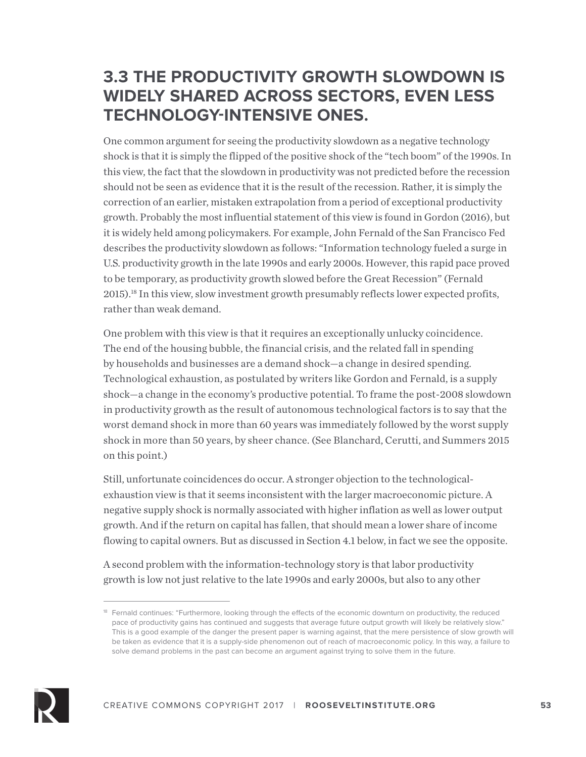## 3.3 THE PRODUCTIVITY GROWTH SLOWDOWN IS WIDELY SHARED ACROSS SECTORS, EVEN LESS TECHNOLOGY-INTENSIVE ONES.

One common argument for seeing the productivity slowdown as a negative technology shock is that it is simply the flipped of the positive shock of the "tech boom" of the 1990s. In this view, the fact that the slowdown in productivity was not predicted before the recession should not be seen as evidence that it is the result of the recession. Rather, it is simply the correction of an earlier, mistaken extrapolation from a period of exceptional productivity growth. Probably the most influential statement of this view is found in Gordon (2016), but it is widely held among policymakers. For example, John Fernald of the San Francisco Fed describes the productivity slowdown as follows: "Information technology fueled a surge in U.S. productivity growth in the late 1990s and early 2000s. However, this rapid pace proved to be temporary, as productivity growth slowed before the Great Recession" (Fernald 2015).[18] In this view, slow investment growth presumably reflects lower expected profits, rather than weak demand.

One problem with this view is that it requires an exceptionally unlucky coincidence. The end of the housing bubble, the financial crisis, and the related fall in spending by households and businesses are a demand shock—a change in desired spending. Technological exhaustion, as postulated by writers like Gordon and Fernald, is a supply shock—a change in the economy's productive potential. To frame the post-2008 slowdown in productivity growth as the result of autonomous technological factors is to say that the worst demand shock in more than 60 years was immediately followed by the worst supply shock in more than 50 years, by sheer chance. (See Blanchard, Cerutti, and Summers 2015 on this point.)

Still, unfortunate coincidences do occur. A stronger objection to the technological-exhaustion view is that it seems inconsistent with the larger macroeconomic picture. A negative supply shock is normally associated with higher inflation as well as lower output growth. And if the return on capital has fallen, that should mean a lower share of income flowing to capital owners. But as discussed in Section 4.1 below, in fact we see the opposite.

A second problem with the information-technology story is that labor productivity growth is low not just relative to the late 1990s and early 2000s, but also to any other

[18] Fernald continues: "Furthermore, looking through the effects of the economic downturn on productivity, the reduced pace of productivity gains has continued and suggests that average future output growth will likely be relatively slow." This is a good example of the danger the present paper is warning against, that the mere persistence of slow growth will be taken as evidence that it is a supply-side phenomenon out of reach of macroeconomic policy. In this way, a failure to solve demand problems in the past can become an argument against trying to solve them in the future.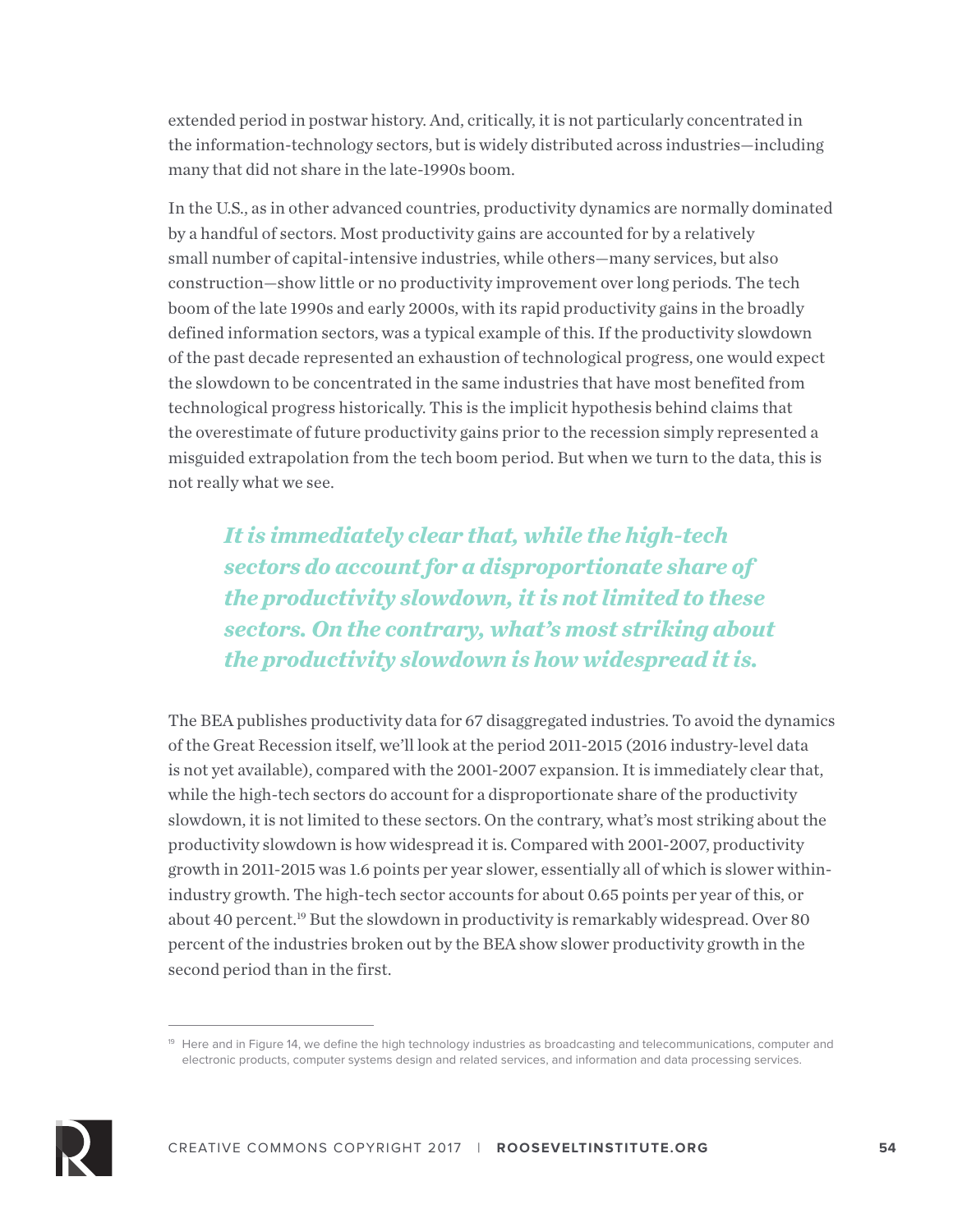extended period in postwar history. And, critically, it is not particularly concentrated in the information-technology sectors, but is widely distributed across industries—including many that did not share in the late-1990s boom.

In the U.S., as in other advanced countries, productivity dynamics are normally dominated by a handful of sectors. Most productivity gains are accounted for by a relatively small number of capital-intensive industries, while others—many services, but also construction—show little or no productivity improvement over long periods. The tech boom of the late 1990s and early 2000s, with its rapid productivity gains in the broadly defined information sectors, was a typical example of this. If the productivity slowdown of the past decade represented an exhaustion of technological progress, one would expect the slowdown to be concentrated in the same industries that have most benefited from technological progress historically. This is the implicit hypothesis behind claims that the overestimate of future productivity gains prior to the recession simply represented a misguided extrapolation from the tech boom period. But when we turn to the data, this is not really what we see.

> ***It is immediately clear that, while the high-tech sectors do account for a disproportionate share of the productivity slowdown, it is not limited to these sectors. On the contrary, what's most striking about the productivity slowdown is how widespread it is.***

The BEA publishes productivity data for 67 disaggregated industries. To avoid the dynamics of the Great Recession itself, we'll look at the period 2011-2015 (2016 industry-level data is not yet available), compared with the 2001-2007 expansion. It is immediately clear that, while the high-tech sectors do account for a disproportionate share of the productivity slowdown, it is not limited to these sectors. On the contrary, what's most striking about the productivity slowdown is how widespread it is. Compared with 2001-2007, productivity growth in 2011-2015 was 1.6 points per year slower, essentially all of which is slower within-industry growth. The high-tech sector accounts for about 0.65 points per year of this, or about 40 percent.[19] But the slowdown in productivity is remarkably widespread. Over 80 percent of the industries broken out by the BEA show slower productivity growth in the second period than in the first.

[19] Here and in Figure 14, we define the high technology industries as broadcasting and telecommunications, computer and electronic products, computer systems design and related services, and information and data processing services.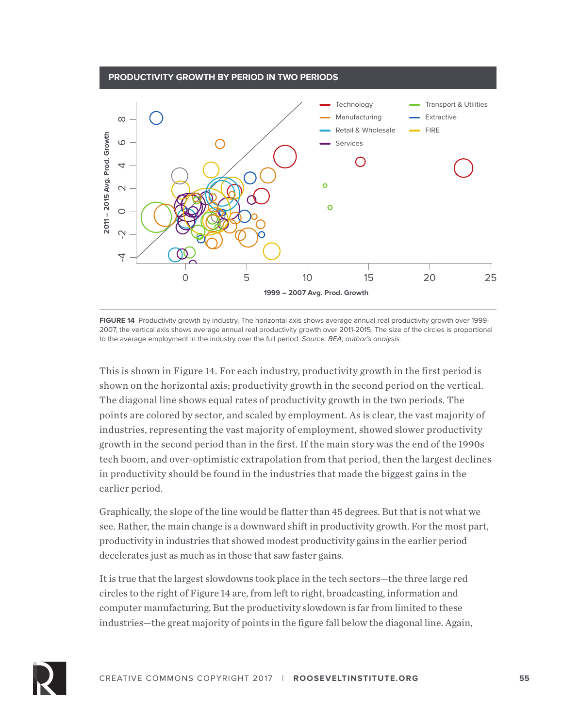**PRODUCTIVITY GROWTH BY PERIOD IN TWO PERIODS**

**FIGURE 14** Productivity growth by industry. The horizontal axis shows average annual real productivity growth over 1999-2007, the vertical axis shows average annual real productivity growth over 2011-2015. The size of the circles is proportional to the average employment in the industry over the full period. *Source: BEA, author's analysis.*

This is shown in Figure 14. For each industry, productivity growth in the first period is shown on the horizontal axis; productivity growth in the second period on the vertical. The diagonal line shows equal rates of productivity growth in the two periods. The points are colored by sector, and scaled by employment. As is clear, the vast majority of industries, representing the vast majority of employment, showed slower productivity growth in the second period than in the first. If the main story was the end of the 1990s tech boom, and over-optimistic extrapolation from that period, then the largest declines in productivity should be found in the industries that made the biggest gains in the earlier period.

Graphically, the slope of the line would be flatter than 45 degrees. But that is not what we see. Rather, the main change is a downward shift in productivity growth. For the most part, productivity in industries that showed modest productivity gains in the earlier period decelerates just as much as in those that saw faster gains.

It is true that the largest slowdowns took place in the tech sectors—the three large red circles to the right of Figure 14 are, from left to right, broadcasting, information and computer manufacturing. But the productivity slowdown is far from limited to these industries—the great majority of points in the figure fall below the diagonal line. Again,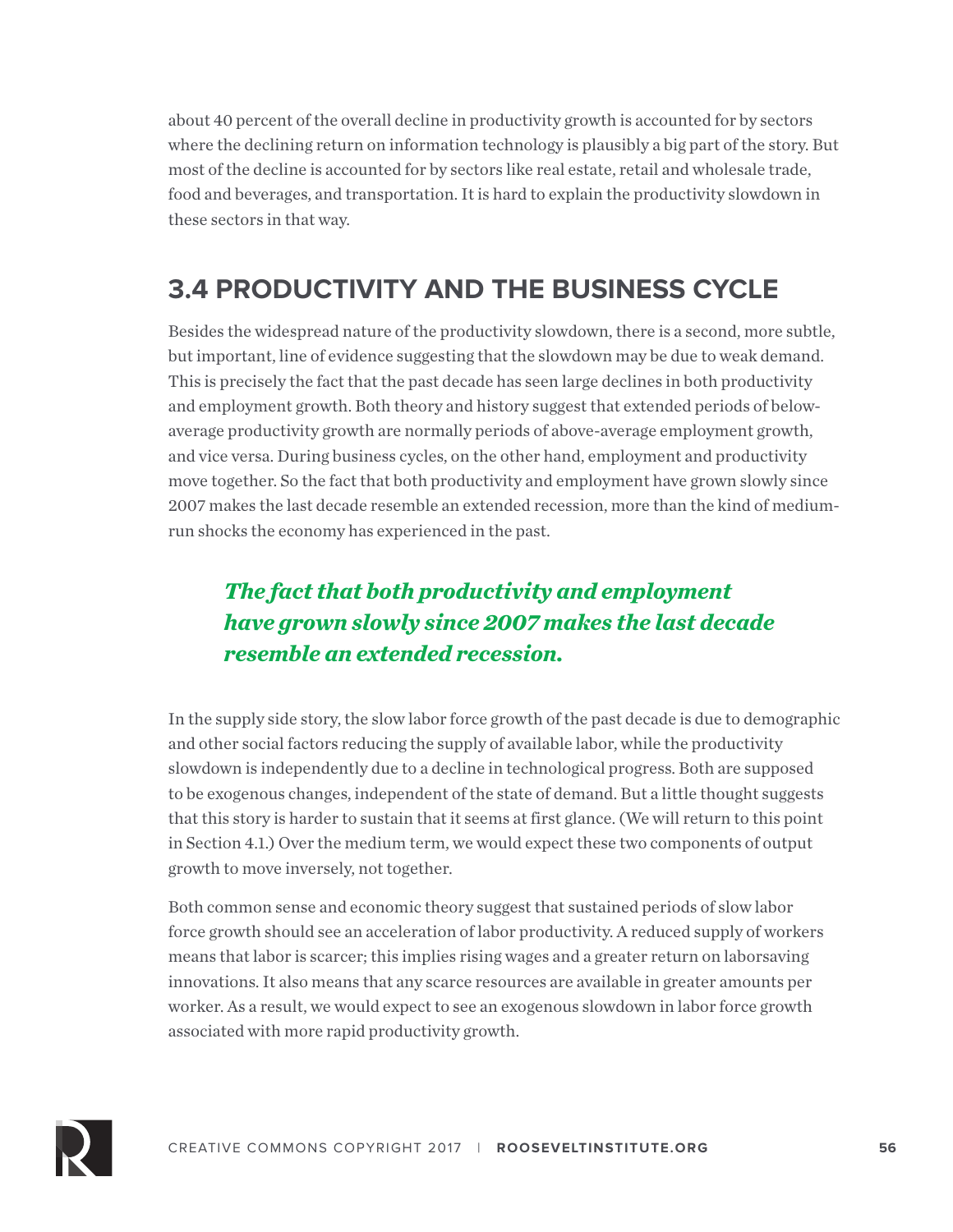about 40 percent of the overall decline in productivity growth is accounted for by sectors where the declining return on information technology is plausibly a big part of the story. But most of the decline is accounted for by sectors like real estate, retail and wholesale trade, food and beverages, and transportation. It is hard to explain the productivity slowdown in these sectors in that way.

## 3.4 PRODUCTIVITY AND THE BUSINESS CYCLE

Besides the widespread nature of the productivity slowdown, there is a second, more subtle, but important, line of evidence suggesting that the slowdown may be due to weak demand. This is precisely the fact that the past decade has seen large declines in both productivity and employment growth. Both theory and history suggest that extended periods of below-average productivity growth are normally periods of above-average employment growth, and vice versa. During business cycles, on the other hand, employment and productivity move together. So the fact that both productivity and employment have grown slowly since 2007 makes the last decade resemble an extended recession, more than the kind of medium-run shocks the economy has experienced in the past.

> ***The fact that both productivity and employment have grown slowly since 2007 makes the last decade resemble an extended recession.***

In the supply side story, the slow labor force growth of the past decade is due to demographic and other social factors reducing the supply of available labor, while the productivity slowdown is independently due to a decline in technological progress. Both are supposed to be exogenous changes, independent of the state of demand. But a little thought suggests that this story is harder to sustain that it seems at first glance. (We will return to this point in Section 4.1.) Over the medium term, we would expect these two components of output growth to move inversely, not together.

Both common sense and economic theory suggest that sustained periods of slow labor force growth should see an acceleration of labor productivity. A reduced supply of workers means that labor is scarcer; this implies rising wages and a greater return on laborsaving innovations. It also means that any scarce resources are available in greater amounts per worker. As a result, we would expect to see an exogenous slowdown in labor force growth associated with more rapid productivity growth.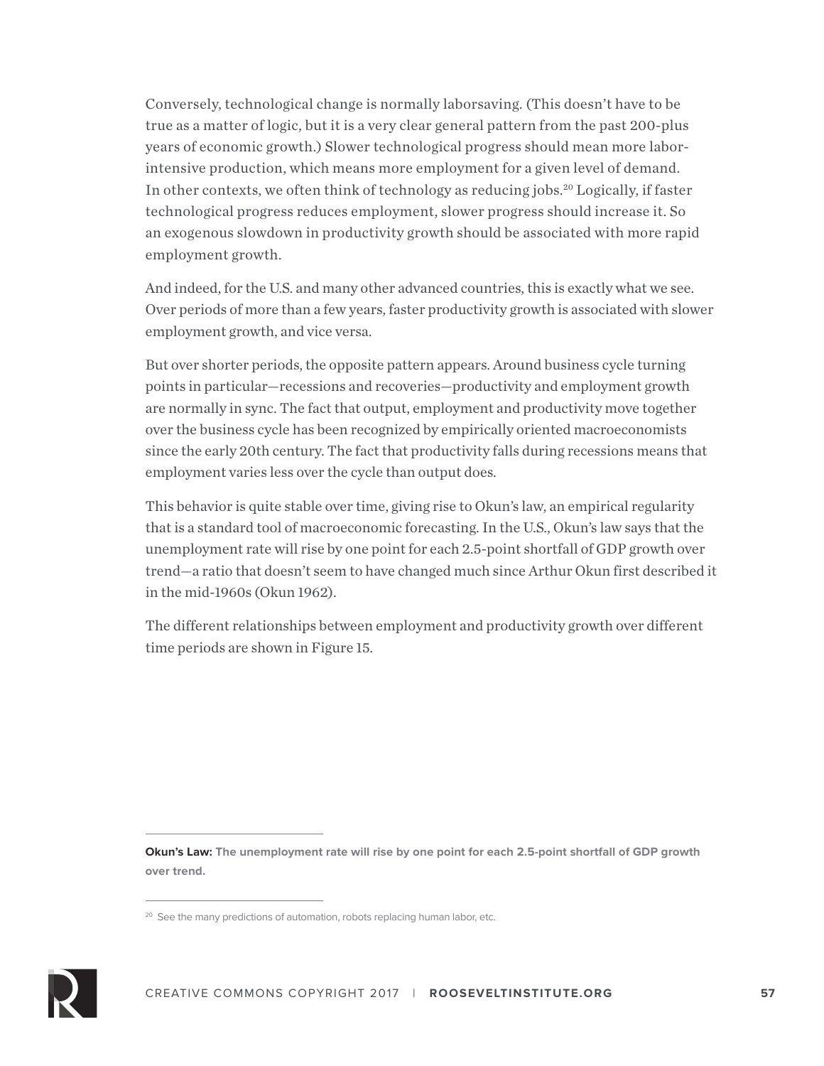Conversely, technological change is normally laborsaving. (This doesn't have to be true as a matter of logic, but it is a very clear general pattern from the past 200-plus years of economic growth.) Slower technological progress should mean more labor-intensive production, which means more employment for a given level of demand. In other contexts, we often think of technology as reducing jobs.[20] Logically, if faster technological progress reduces employment, slower progress should increase it. So an exogenous slowdown in productivity growth should be associated with more rapid employment growth.

And indeed, for the U.S. and many other advanced countries, this is exactly what we see. Over periods of more than a few years, faster productivity growth is associated with slower employment growth, and vice versa.

But over shorter periods, the opposite pattern appears. Around business cycle turning points in particular—recessions and recoveries—productivity and employment growth are normally in sync. The fact that output, employment and productivity move together over the business cycle has been recognized by empirically oriented macroeconomists since the early 20th century. The fact that productivity falls during recessions means that employment varies less over the cycle than output does.

This behavior is quite stable over time, giving rise to Okun's law, an empirical regularity that is a standard tool of macroeconomic forecasting. In the U.S., Okun's law says that the unemployment rate will rise by one point for each 2.5-point shortfall of GDP growth over trend—a ratio that doesn't seem to have changed much since Arthur Okun first described it in the mid-1960s (Okun 1962).

The different relationships between employment and productivity growth over different time periods are shown in Figure 15.

---

**Okun's Law:** The unemployment rate will rise by one point for each 2.5-point shortfall of GDP growth over trend.

---

[20] See the many predictions of automation, robots replacing human labor, etc.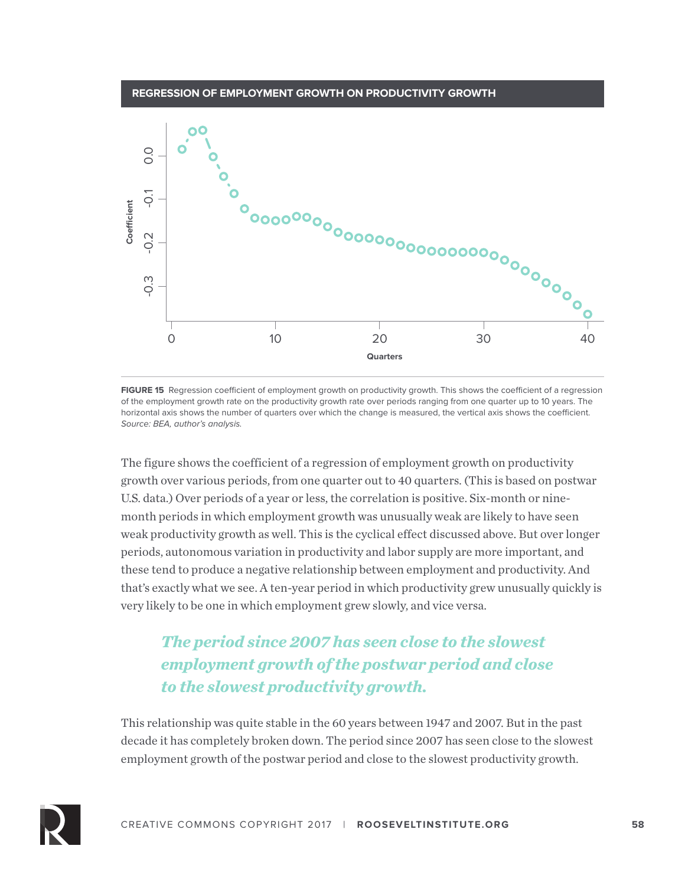**REGRESSION OF EMPLOYMENT GROWTH ON PRODUCTIVITY GROWTH**

**FIGURE 15** Regression coefficient of employment growth on productivity growth. This shows the coefficient of a regression of the employment growth rate on the productivity growth rate over periods ranging from one quarter up to 10 years. The horizontal axis shows the number of quarters over which the change is measured, the vertical axis shows the coefficient.
*Source: BEA, author's analysis.*

The figure shows the coefficient of a regression of employment growth on productivity growth over various periods, from one quarter out to 40 quarters. (This is based on postwar U.S. data.) Over periods of a year or less, the correlation is positive. Six-month or nine-month periods in which employment growth was unusually weak are likely to have seen weak productivity growth as well. This is the cyclical effect discussed above. But over longer periods, autonomous variation in productivity and labor supply are more important, and these tend to produce a negative relationship between employment and productivity. And that's exactly what we see. A ten-year period in which productivity grew unusually quickly is very likely to be one in which employment grew slowly, and vice versa.

> ***The period since 2007 has seen close to the slowest employment growth of the postwar period and close to the slowest productivity growth.***

This relationship was quite stable in the 60 years between 1947 and 2007. But in the past decade it has completely broken down. The period since 2007 has seen close to the slowest employment growth of the postwar period and close to the slowest productivity growth.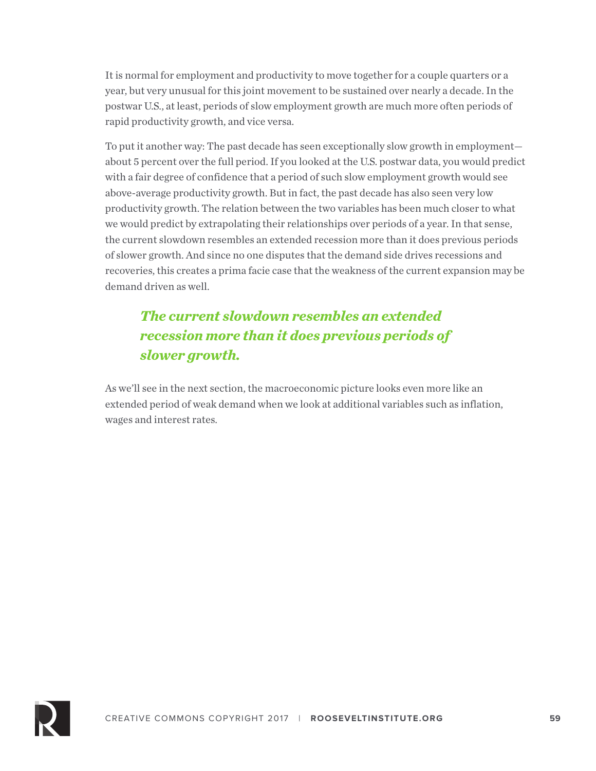It is normal for employment and productivity to move together for a couple quarters or a year, but very unusual for this joint movement to be sustained over nearly a decade. In the postwar U.S., at least, periods of slow employment growth are much more often periods of rapid productivity growth, and vice versa.

To put it another way: The past decade has seen exceptionally slow growth in employment—about 5 percent over the full period. If you looked at the U.S. postwar data, you would predict with a fair degree of confidence that a period of such slow employment growth would see above-average productivity growth. But in fact, the past decade has also seen very low productivity growth. The relation between the two variables has been much closer to what we would predict by extrapolating their relationships over periods of a year. In that sense, the current slowdown resembles an extended recession more than it does previous periods of slower growth. And since no one disputes that the demand side drives recessions and recoveries, this creates a prima facie case that the weakness of the current expansion may be demand driven as well.

> ***The current slowdown resembles an extended recession more than it does previous periods of slower growth.***

As we'll see in the next section, the macroeconomic picture looks even more like an extended period of weak demand when we look at additional variables such as inflation, wages and interest rates.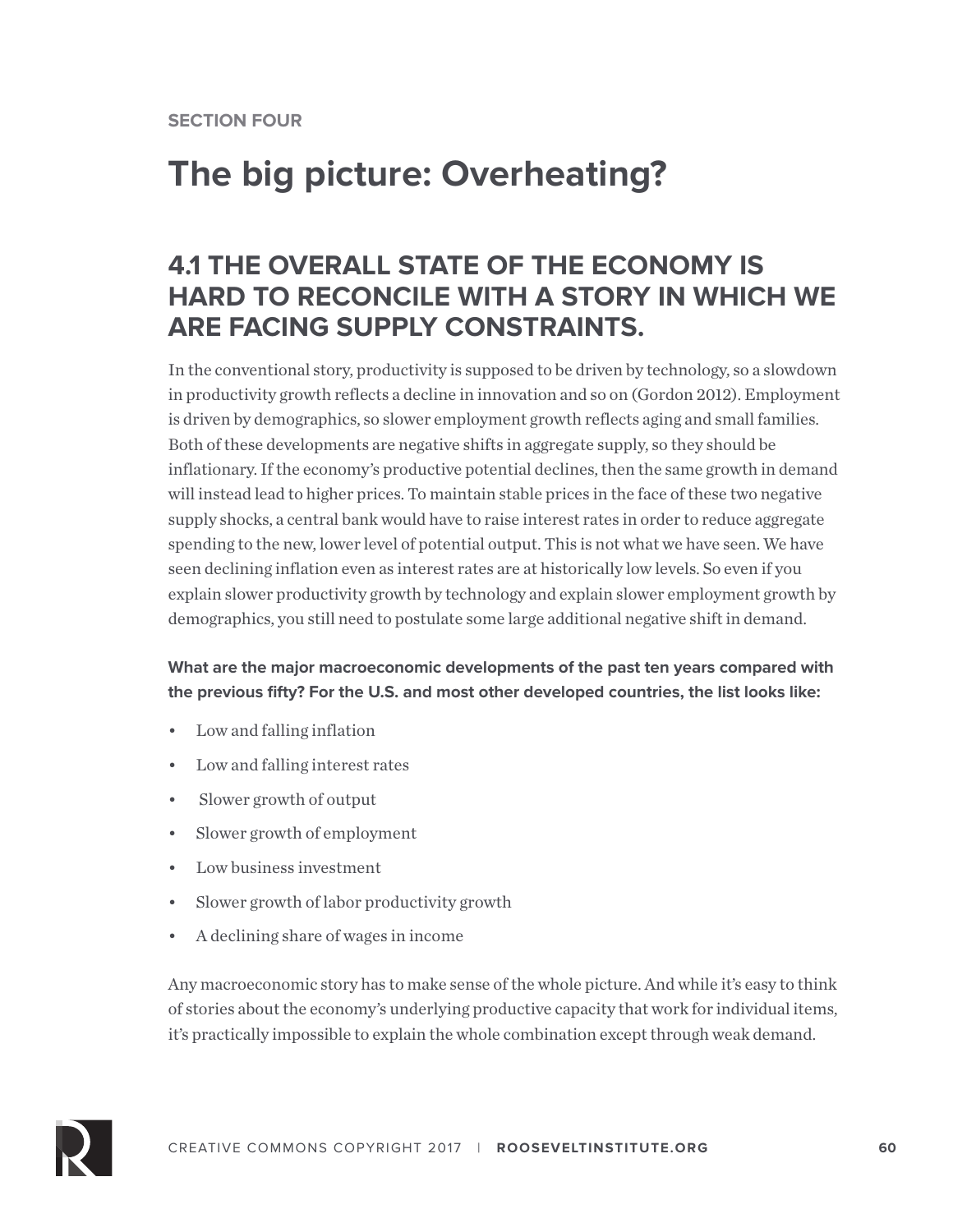SECTION FOUR

# The big picture: Overheating?

## 4.1 THE OVERALL STATE OF THE ECONOMY IS HARD TO RECONCILE WITH A STORY IN WHICH WE ARE FACING SUPPLY CONSTRAINTS.

In the conventional story, productivity is supposed to be driven by technology, so a slowdown in productivity growth reflects a decline in innovation and so on (Gordon 2012). Employment is driven by demographics, so slower employment growth reflects aging and small families. Both of these developments are negative shifts in aggregate supply, so they should be inflationary. If the economy's productive potential declines, then the same growth in demand will instead lead to higher prices. To maintain stable prices in the face of these two negative supply shocks, a central bank would have to raise interest rates in order to reduce aggregate spending to the new, lower level of potential output. This is not what we have seen. We have seen declining inflation even as interest rates are at historically low levels. So even if you explain slower productivity growth by technology and explain slower employment growth by demographics, you still need to postulate some large additional negative shift in demand.

**What are the major macroeconomic developments of the past ten years compared with the previous fifty? For the U.S. and most other developed countries, the list looks like:**

- Low and falling inflation
- Low and falling interest rates
- Slower growth of output
- Slower growth of employment
- Low business investment
- Slower growth of labor productivity growth
- A declining share of wages in income

Any macroeconomic story has to make sense of the whole picture. And while it's easy to think of stories about the economy's underlying productive capacity that work for individual items, it's practically impossible to explain the whole combination except through weak demand.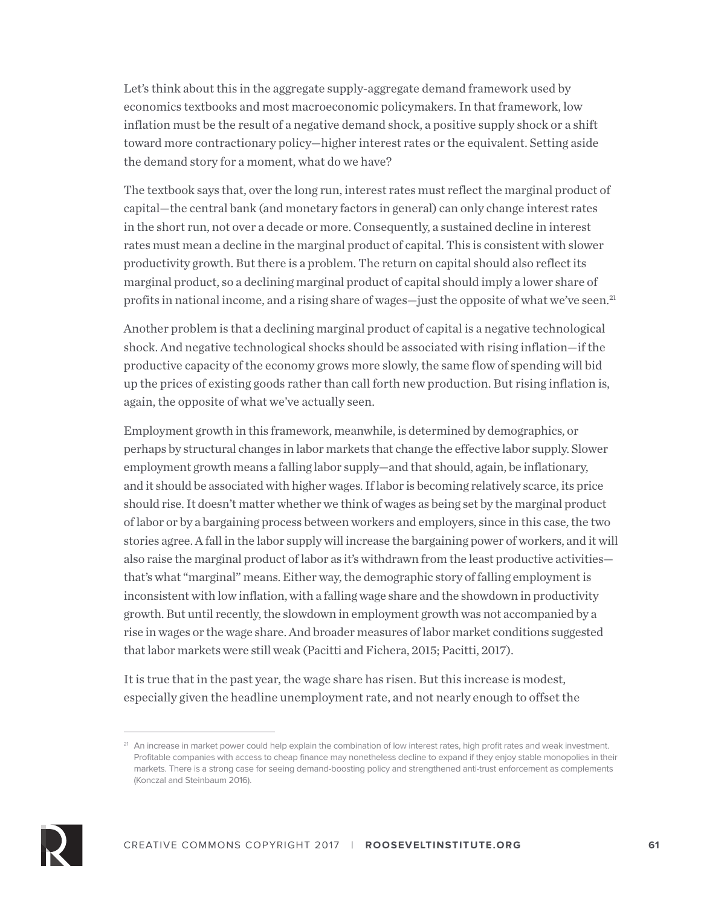Let's think about this in the aggregate supply-aggregate demand framework used by economics textbooks and most macroeconomic policymakers. In that framework, low inflation must be the result of a negative demand shock, a positive supply shock or a shift toward more contractionary policy—higher interest rates or the equivalent. Setting aside the demand story for a moment, what do we have?

The textbook says that, over the long run, interest rates must reflect the marginal product of capital—the central bank (and monetary factors in general) can only change interest rates in the short run, not over a decade or more. Consequently, a sustained decline in interest rates must mean a decline in the marginal product of capital. This is consistent with slower productivity growth. But there is a problem. The return on capital should also reflect its marginal product, so a declining marginal product of capital should imply a lower share of profits in national income, and a rising share of wages—just the opposite of what we've seen.[21]

Another problem is that a declining marginal product of capital is a negative technological shock. And negative technological shocks should be associated with rising inflation—if the productive capacity of the economy grows more slowly, the same flow of spending will bid up the prices of existing goods rather than call forth new production. But rising inflation is, again, the opposite of what we've actually seen.

Employment growth in this framework, meanwhile, is determined by demographics, or perhaps by structural changes in labor markets that change the effective labor supply. Slower employment growth means a falling labor supply—and that should, again, be inflationary, and it should be associated with higher wages. If labor is becoming relatively scarce, its price should rise. It doesn't matter whether we think of wages as being set by the marginal product of labor or by a bargaining process between workers and employers, since in this case, the two stories agree. A fall in the labor supply will increase the bargaining power of workers, and it will also raise the marginal product of labor as it's withdrawn from the least productive activities—that's what "marginal" means. Either way, the demographic story of falling employment is inconsistent with low inflation, with a falling wage share and the showdown in productivity growth. But until recently, the slowdown in employment growth was not accompanied by a rise in wages or the wage share. And broader measures of labor market conditions suggested that labor markets were still weak (Pacitti and Fichera, 2015; Pacitti, 2017).

It is true that in the past year, the wage share has risen. But this increase is modest, especially given the headline unemployment rate, and not nearly enough to offset the

[21] An increase in market power could help explain the combination of low interest rates, high profit rates and weak investment. Profitable companies with access to cheap finance may nonetheless decline to expand if they enjoy stable monopolies in their markets. There is a strong case for seeing demand-boosting policy and strengthened anti-trust enforcement as complements (Konczal and Steinbaum 2016).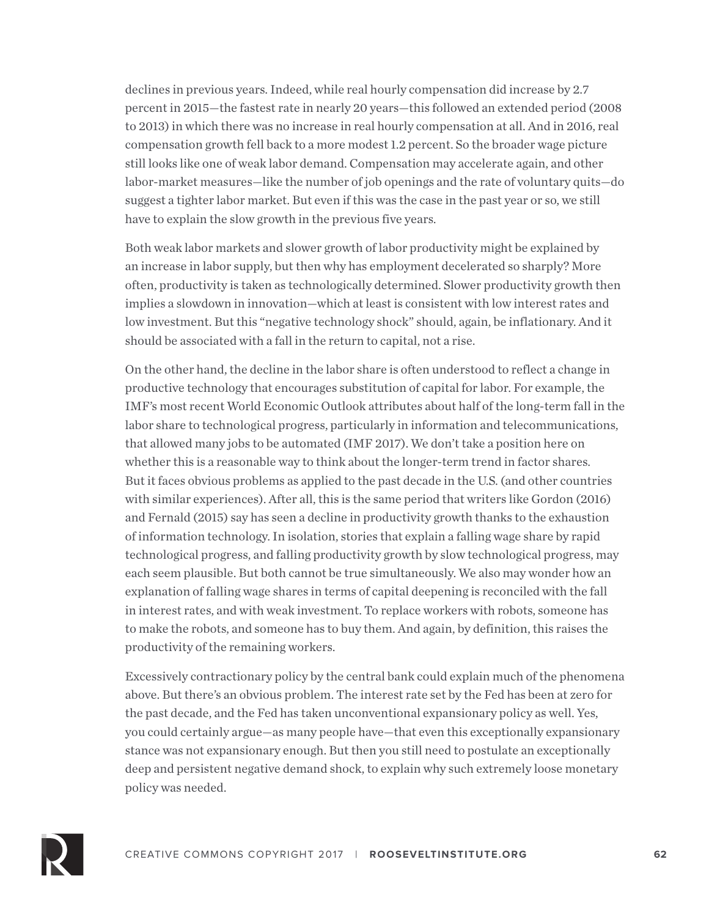declines in previous years. Indeed, while real hourly compensation did increase by 2.7 percent in 2015—the fastest rate in nearly 20 years—this followed an extended period (2008 to 2013) in which there was no increase in real hourly compensation at all. And in 2016, real compensation growth fell back to a more modest 1.2 percent. So the broader wage picture still looks like one of weak labor demand. Compensation may accelerate again, and other labor-market measures—like the number of job openings and the rate of voluntary quits—do suggest a tighter labor market. But even if this was the case in the past year or so, we still have to explain the slow growth in the previous five years.

Both weak labor markets and slower growth of labor productivity might be explained by an increase in labor supply, but then why has employment decelerated so sharply? More often, productivity is taken as technologically determined. Slower productivity growth then implies a slowdown in innovation—which at least is consistent with low interest rates and low investment. But this "negative technology shock" should, again, be inflationary. And it should be associated with a fall in the return to capital, not a rise.

On the other hand, the decline in the labor share is often understood to reflect a change in productive technology that encourages substitution of capital for labor. For example, the IMF's most recent World Economic Outlook attributes about half of the long-term fall in the labor share to technological progress, particularly in information and telecommunications, that allowed many jobs to be automated (IMF 2017). We don't take a position here on whether this is a reasonable way to think about the longer-term trend in factor shares. But it faces obvious problems as applied to the past decade in the U.S. (and other countries with similar experiences). After all, this is the same period that writers like Gordon (2016) and Fernald (2015) say has seen a decline in productivity growth thanks to the exhaustion of information technology. In isolation, stories that explain a falling wage share by rapid technological progress, and falling productivity growth by slow technological progress, may each seem plausible. But both cannot be true simultaneously. We also may wonder how an explanation of falling wage shares in terms of capital deepening is reconciled with the fall in interest rates, and with weak investment. To replace workers with robots, someone has to make the robots, and someone has to buy them. And again, by definition, this raises the productivity of the remaining workers.

Excessively contractionary policy by the central bank could explain much of the phenomena above. But there's an obvious problem. The interest rate set by the Fed has been at zero for the past decade, and the Fed has taken unconventional expansionary policy as well. Yes, you could certainly argue—as many people have—that even this exceptionally expansionary stance was not expansionary enough. But then you still need to postulate an exceptionally deep and persistent negative demand shock, to explain why such extremely loose monetary policy was needed.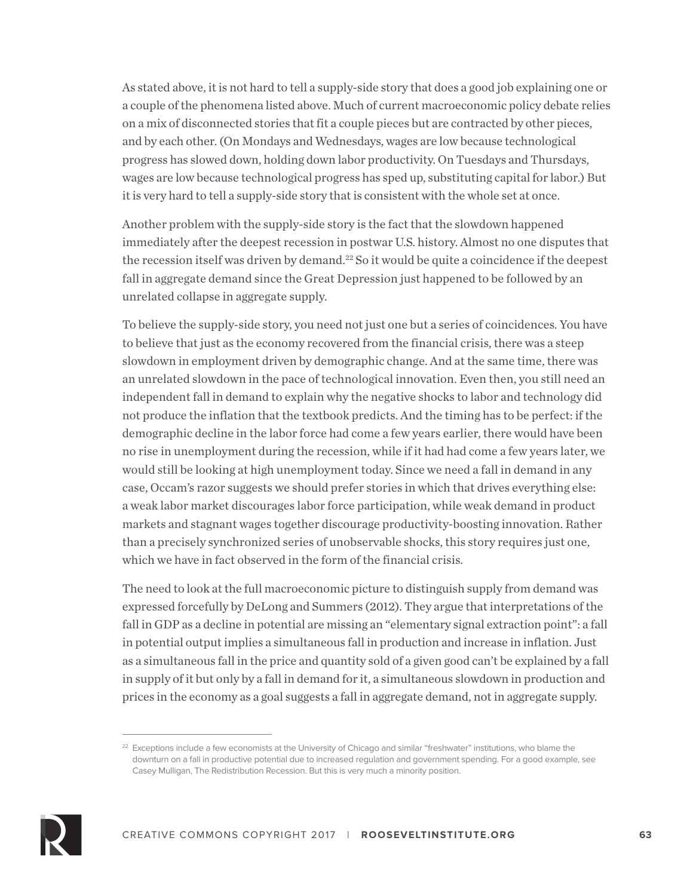As stated above, it is not hard to tell a supply-side story that does a good job explaining one or a couple of the phenomena listed above. Much of current macroeconomic policy debate relies on a mix of disconnected stories that fit a couple pieces but are contracted by other pieces, and by each other. (On Mondays and Wednesdays, wages are low because technological progress has slowed down, holding down labor productivity. On Tuesdays and Thursdays, wages are low because technological progress has sped up, substituting capital for labor.) But it is very hard to tell a supply-side story that is consistent with the whole set at once.

Another problem with the supply-side story is the fact that the slowdown happened immediately after the deepest recession in postwar U.S. history. Almost no one disputes that the recession itself was driven by demand.[22] So it would be quite a coincidence if the deepest fall in aggregate demand since the Great Depression just happened to be followed by an unrelated collapse in aggregate supply.

To believe the supply-side story, you need not just one but a series of coincidences. You have to believe that just as the economy recovered from the financial crisis, there was a steep slowdown in employment driven by demographic change. And at the same time, there was an unrelated slowdown in the pace of technological innovation. Even then, you still need an independent fall in demand to explain why the negative shocks to labor and technology did not produce the inflation that the textbook predicts. And the timing has to be perfect: if the demographic decline in the labor force had come a few years earlier, there would have been no rise in unemployment during the recession, while if it had had come a few years later, we would still be looking at high unemployment today. Since we need a fall in demand in any case, Occam's razor suggests we should prefer stories in which that drives everything else: a weak labor market discourages labor force participation, while weak demand in product markets and stagnant wages together discourage productivity-boosting innovation. Rather than a precisely synchronized series of unobservable shocks, this story requires just one, which we have in fact observed in the form of the financial crisis.

The need to look at the full macroeconomic picture to distinguish supply from demand was expressed forcefully by DeLong and Summers (2012). They argue that interpretations of the fall in GDP as a decline in potential are missing an "elementary signal extraction point": a fall in potential output implies a simultaneous fall in production and increase in inflation. Just as a simultaneous fall in the price and quantity sold of a given good can't be explained by a fall in supply of it but only by a fall in demand for it, a simultaneous slowdown in production and prices in the economy as a goal suggests a fall in aggregate demand, not in aggregate supply.

[22] Exceptions include a few economists at the University of Chicago and similar "freshwater" institutions, who blame the downturn on a fall in productive potential due to increased regulation and government spending. For a good example, see Casey Mulligan, The Redistribution Recession. But this is very much a minority position.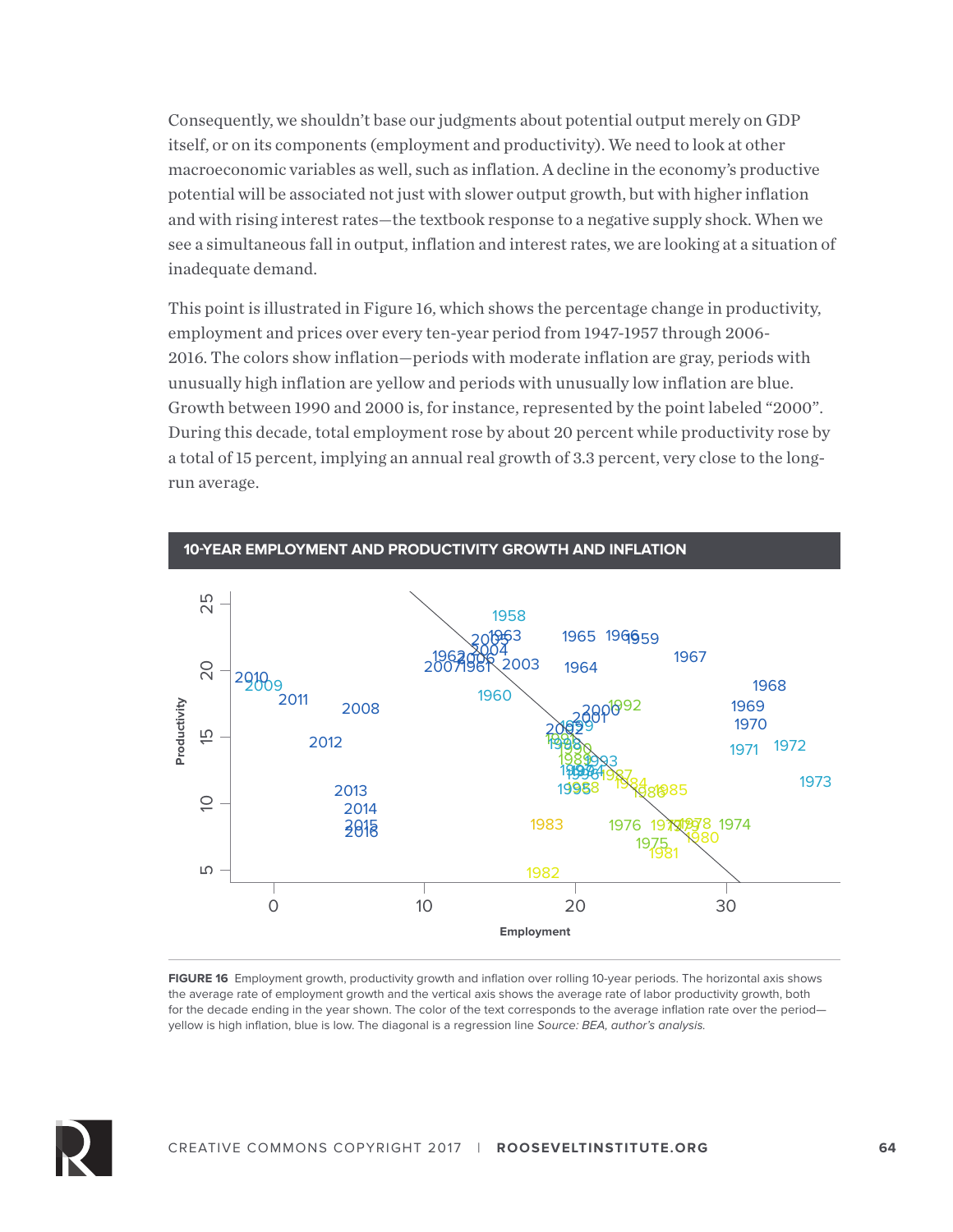Consequently, we shouldn't base our judgments about potential output merely on GDP itself, or on its components (employment and productivity). We need to look at other macroeconomic variables as well, such as inflation. A decline in the economy's productive potential will be associated not just with slower output growth, but with higher inflation and with rising interest rates—the textbook response to a negative supply shock. When we see a simultaneous fall in output, inflation and interest rates, we are looking at a situation of inadequate demand.

This point is illustrated in Figure 16, which shows the percentage change in productivity, employment and prices over every ten-year period from 1947-1957 through 2006-2016. The colors show inflation—periods with moderate inflation are gray, periods with unusually high inflation are yellow and periods with unusually low inflation are blue. Growth between 1990 and 2000 is, for instance, represented by the point labeled "2000". During this decade, total employment rose by about 20 percent while productivity rose by a total of 15 percent, implying an annual real growth of 3.3 percent, very close to the long-run average.

**10-YEAR EMPLOYMENT AND PRODUCTIVITY GROWTH AND INFLATION**

**FIGURE 16** Employment growth, productivity growth and inflation over rolling 10-year periods. The horizontal axis shows the average rate of employment growth and the vertical axis shows the average rate of labor productivity growth, both for the decade ending in the year shown. The color of the text corresponds to the average inflation rate over the period—yellow is high inflation, blue is low. The diagonal is a regression line *Source: BEA, author's analysis.*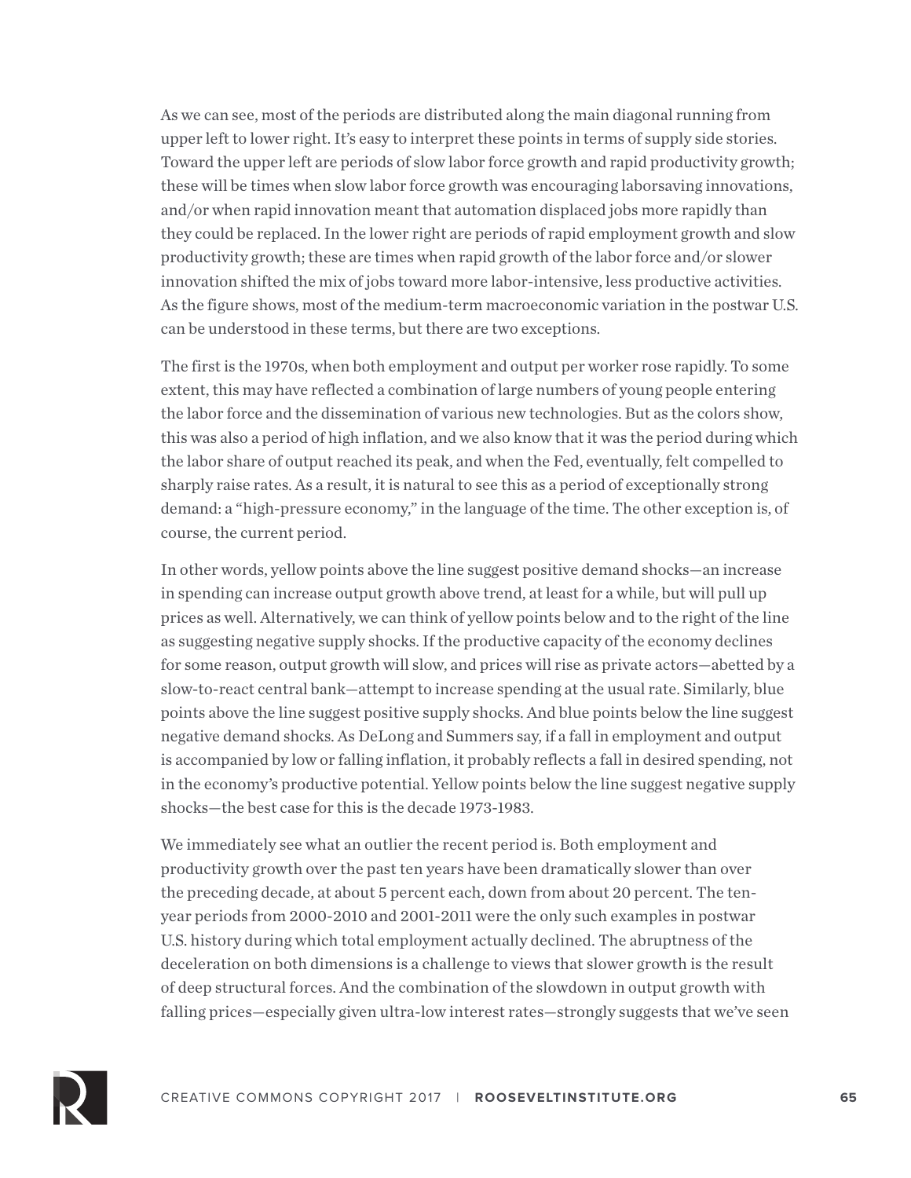As we can see, most of the periods are distributed along the main diagonal running from upper left to lower right. It's easy to interpret these points in terms of supply side stories. Toward the upper left are periods of slow labor force growth and rapid productivity growth; these will be times when slow labor force growth was encouraging laborsaving innovations, and/or when rapid innovation meant that automation displaced jobs more rapidly than they could be replaced. In the lower right are periods of rapid employment growth and slow productivity growth; these are times when rapid growth of the labor force and/or slower innovation shifted the mix of jobs toward more labor-intensive, less productive activities. As the figure shows, most of the medium-term macroeconomic variation in the postwar U.S. can be understood in these terms, but there are two exceptions.

The first is the 1970s, when both employment and output per worker rose rapidly. To some extent, this may have reflected a combination of large numbers of young people entering the labor force and the dissemination of various new technologies. But as the colors show, this was also a period of high inflation, and we also know that it was the period during which the labor share of output reached its peak, and when the Fed, eventually, felt compelled to sharply raise rates. As a result, it is natural to see this as a period of exceptionally strong demand: a "high-pressure economy," in the language of the time. The other exception is, of course, the current period.

In other words, yellow points above the line suggest positive demand shocks—an increase in spending can increase output growth above trend, at least for a while, but will pull up prices as well. Alternatively, we can think of yellow points below and to the right of the line as suggesting negative supply shocks. If the productive capacity of the economy declines for some reason, output growth will slow, and prices will rise as private actors—abetted by a slow-to-react central bank—attempt to increase spending at the usual rate. Similarly, blue points above the line suggest positive supply shocks. And blue points below the line suggest negative demand shocks. As DeLong and Summers say, if a fall in employment and output is accompanied by low or falling inflation, it probably reflects a fall in desired spending, not in the economy's productive potential. Yellow points below the line suggest negative supply shocks—the best case for this is the decade 1973-1983.

We immediately see what an outlier the recent period is. Both employment and productivity growth over the past ten years have been dramatically slower than over the preceding decade, at about 5 percent each, down from about 20 percent. The ten-year periods from 2000-2010 and 2001-2011 were the only such examples in postwar U.S. history during which total employment actually declined. The abruptness of the deceleration on both dimensions is a challenge to views that slower growth is the result of deep structural forces. And the combination of the slowdown in output growth with falling prices—especially given ultra-low interest rates—strongly suggests that we've seen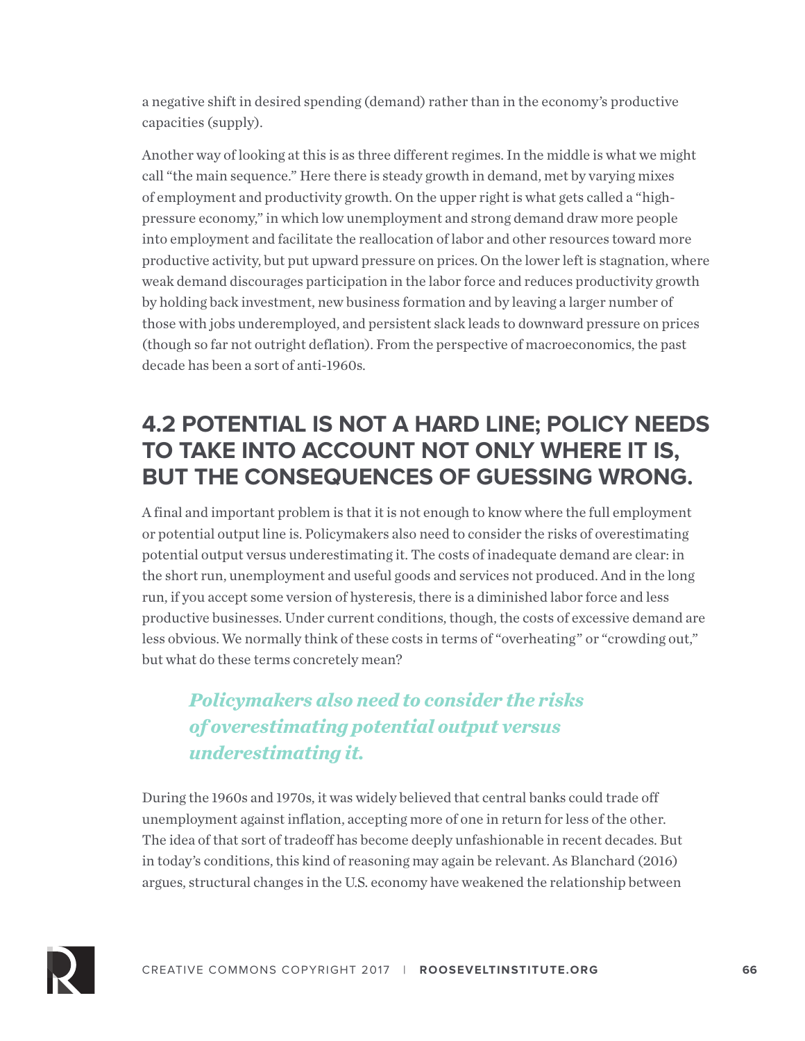a negative shift in desired spending (demand) rather than in the economy's productive capacities (supply).

Another way of looking at this is as three different regimes. In the middle is what we might call "the main sequence." Here there is steady growth in demand, met by varying mixes of employment and productivity growth. On the upper right is what gets called a "high-pressure economy," in which low unemployment and strong demand draw more people into employment and facilitate the reallocation of labor and other resources toward more productive activity, but put upward pressure on prices. On the lower left is stagnation, where weak demand discourages participation in the labor force and reduces productivity growth by holding back investment, new business formation and by leaving a larger number of those with jobs underemployed, and persistent slack leads to downward pressure on prices (though so far not outright deflation). From the perspective of macroeconomics, the past decade has been a sort of anti-1960s.

## 4.2 POTENTIAL IS NOT A HARD LINE; POLICY NEEDS TO TAKE INTO ACCOUNT NOT ONLY WHERE IT IS, BUT THE CONSEQUENCES OF GUESSING WRONG.

A final and important problem is that it is not enough to know where the full employment or potential output line is. Policymakers also need to consider the risks of overestimating potential output versus underestimating it. The costs of inadequate demand are clear: in the short run, unemployment and useful goods and services not produced. And in the long run, if you accept some version of hysteresis, there is a diminished labor force and less productive businesses. Under current conditions, though, the costs of excessive demand are less obvious. We normally think of these costs in terms of "overheating" or "crowding out," but what do these terms concretely mean?

> ***Policymakers also need to consider the risks of overestimating potential output versus underestimating it.***

During the 1960s and 1970s, it was widely believed that central banks could trade off unemployment against inflation, accepting more of one in return for less of the other. The idea of that sort of tradeoff has become deeply unfashionable in recent decades. But in today's conditions, this kind of reasoning may again be relevant. As Blanchard (2016) argues, structural changes in the U.S. economy have weakened the relationship between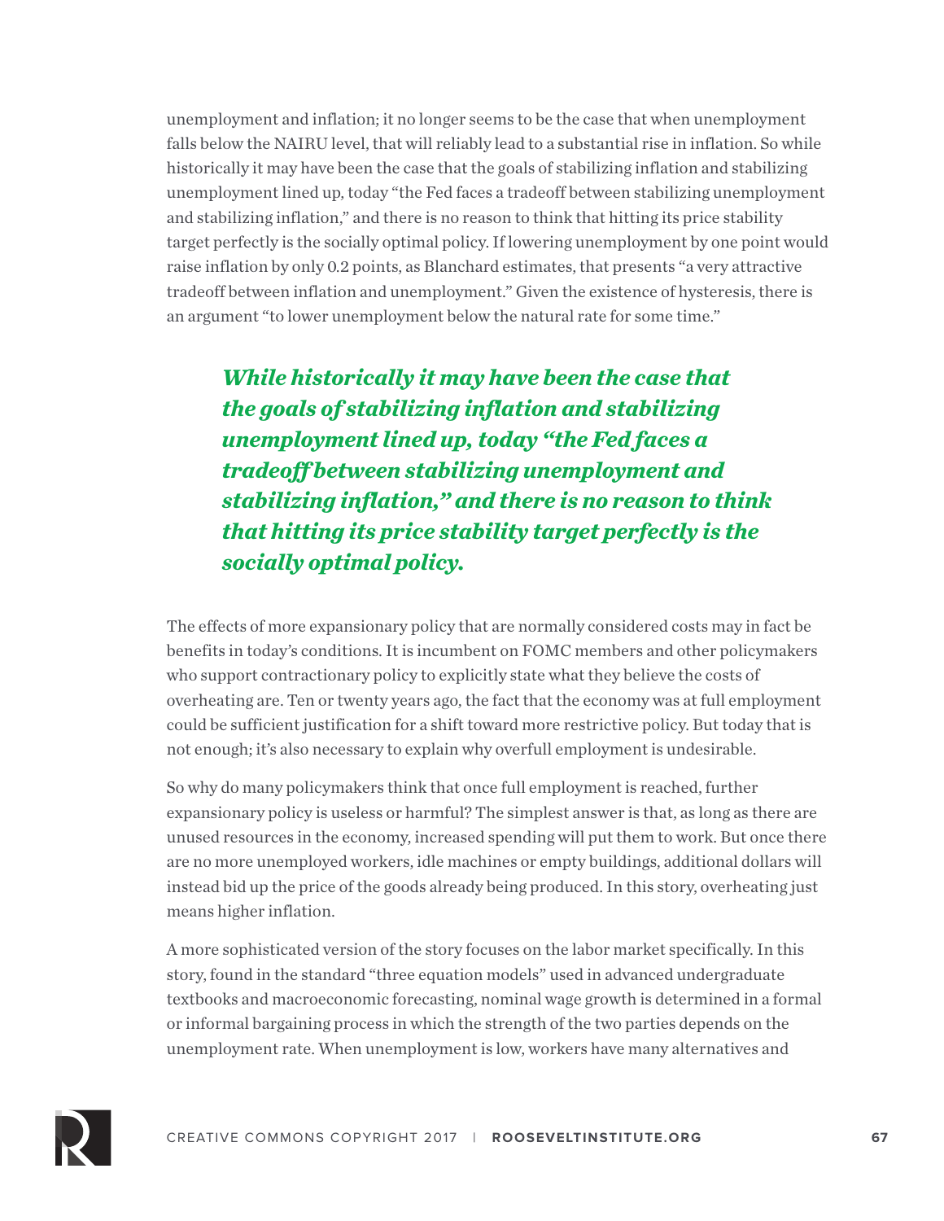unemployment and inflation; it no longer seems to be the case that when unemployment falls below the NAIRU level, that will reliably lead to a substantial rise in inflation. So while historically it may have been the case that the goals of stabilizing inflation and stabilizing unemployment lined up, today "the Fed faces a tradeoff between stabilizing unemployment and stabilizing inflation," and there is no reason to think that hitting its price stability target perfectly is the socially optimal policy. If lowering unemployment by one point would raise inflation by only 0.2 points, as Blanchard estimates, that presents "a very attractive tradeoff between inflation and unemployment." Given the existence of hysteresis, there is an argument "to lower unemployment below the natural rate for some time."

> ***While historically it may have been the case that the goals of stabilizing inflation and stabilizing unemployment lined up, today "the Fed faces a tradeoff between stabilizing unemployment and stabilizing inflation," and there is no reason to think that hitting its price stability target perfectly is the socially optimal policy.***

The effects of more expansionary policy that are normally considered costs may in fact be benefits in today's conditions. It is incumbent on FOMC members and other policymakers who support contractionary policy to explicitly state what they believe the costs of overheating are. Ten or twenty years ago, the fact that the economy was at full employment could be sufficient justification for a shift toward more restrictive policy. But today that is not enough; it's also necessary to explain why overfull employment is undesirable.

So why do many policymakers think that once full employment is reached, further expansionary policy is useless or harmful? The simplest answer is that, as long as there are unused resources in the economy, increased spending will put them to work. But once there are no more unemployed workers, idle machines or empty buildings, additional dollars will instead bid up the price of the goods already being produced. In this story, overheating just means higher inflation.

A more sophisticated version of the story focuses on the labor market specifically. In this story, found in the standard "three equation models" used in advanced undergraduate textbooks and macroeconomic forecasting, nominal wage growth is determined in a formal or informal bargaining process in which the strength of the two parties depends on the unemployment rate. When unemployment is low, workers have many alternatives and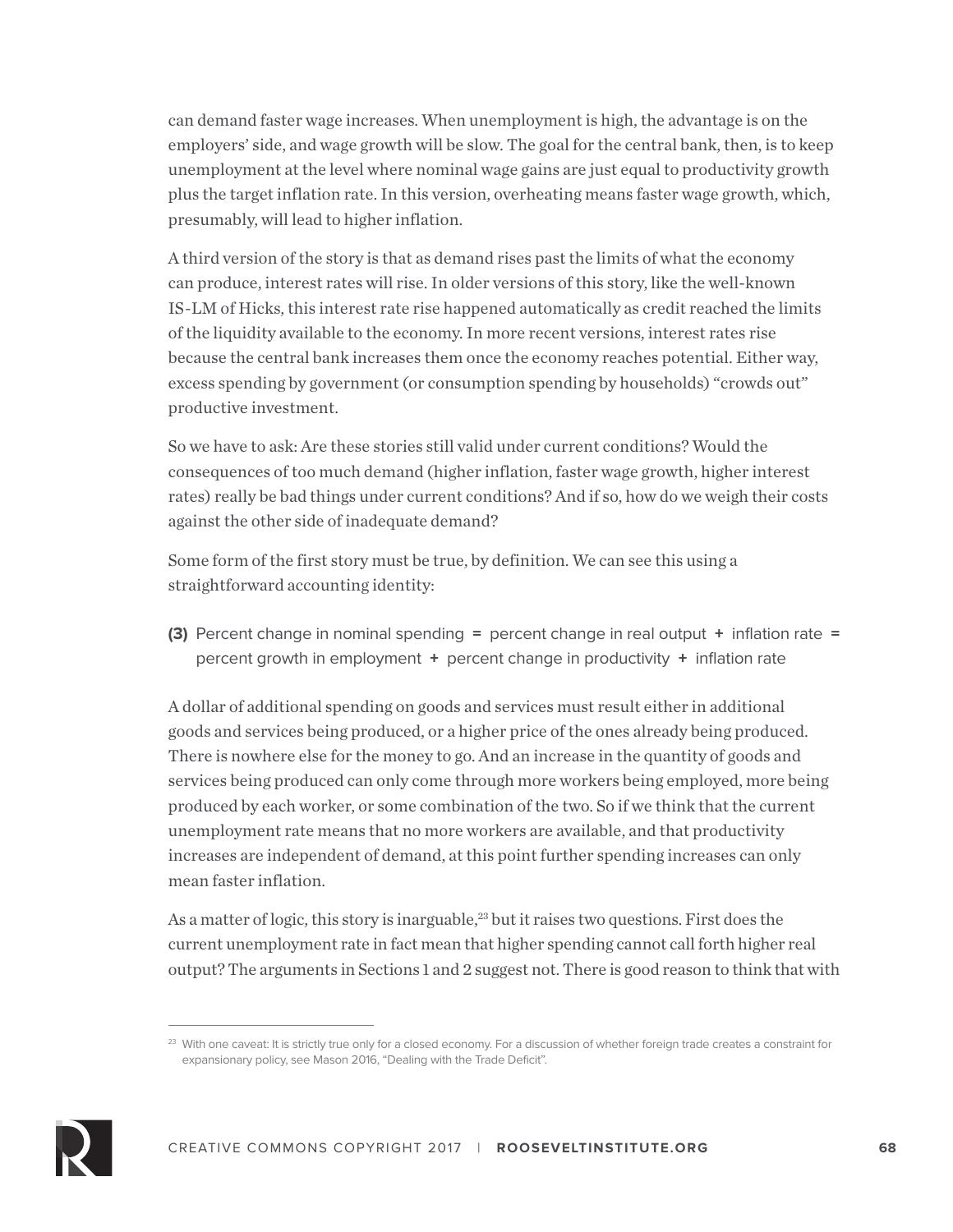can demand faster wage increases. When unemployment is high, the advantage is on the employers' side, and wage growth will be slow. The goal for the central bank, then, is to keep unemployment at the level where nominal wage gains are just equal to productivity growth plus the target inflation rate. In this version, overheating means faster wage growth, which, presumably, will lead to higher inflation.

A third version of the story is that as demand rises past the limits of what the economy can produce, interest rates will rise. In older versions of this story, like the well-known IS-LM of Hicks, this interest rate rise happened automatically as credit reached the limits of the liquidity available to the economy. In more recent versions, interest rates rise because the central bank increases them once the economy reaches potential. Either way, excess spending by government (or consumption spending by households) "crowds out" productive investment.

So we have to ask: Are these stories still valid under current conditions? Would the consequences of too much demand (higher inflation, faster wage growth, higher interest rates) really be bad things under current conditions? And if so, how do we weigh their costs against the other side of inadequate demand?

Some form of the first story must be true, by definition. We can see this using a straightforward accounting identity:

**(3)** Percent change in nominal spending = percent change in real output + inflation rate = percent growth in employment + percent change in productivity + inflation rate

A dollar of additional spending on goods and services must result either in additional goods and services being produced, or a higher price of the ones already being produced. There is nowhere else for the money to go. And an increase in the quantity of goods and services being produced can only come through more workers being employed, more being produced by each worker, or some combination of the two. So if we think that the current unemployment rate means that no more workers are available, and that productivity increases are independent of demand, at this point further spending increases can only mean faster inflation.

As a matter of logic, this story is inarguable,[23] but it raises two questions. First does the current unemployment rate in fact mean that higher spending cannot call forth higher real output? The arguments in Sections 1 and 2 suggest not. There is good reason to think that with

[23] With one caveat: It is strictly true only for a closed economy. For a discussion of whether foreign trade creates a constraint for expansionary policy, see Mason 2016, "Dealing with the Trade Deficit".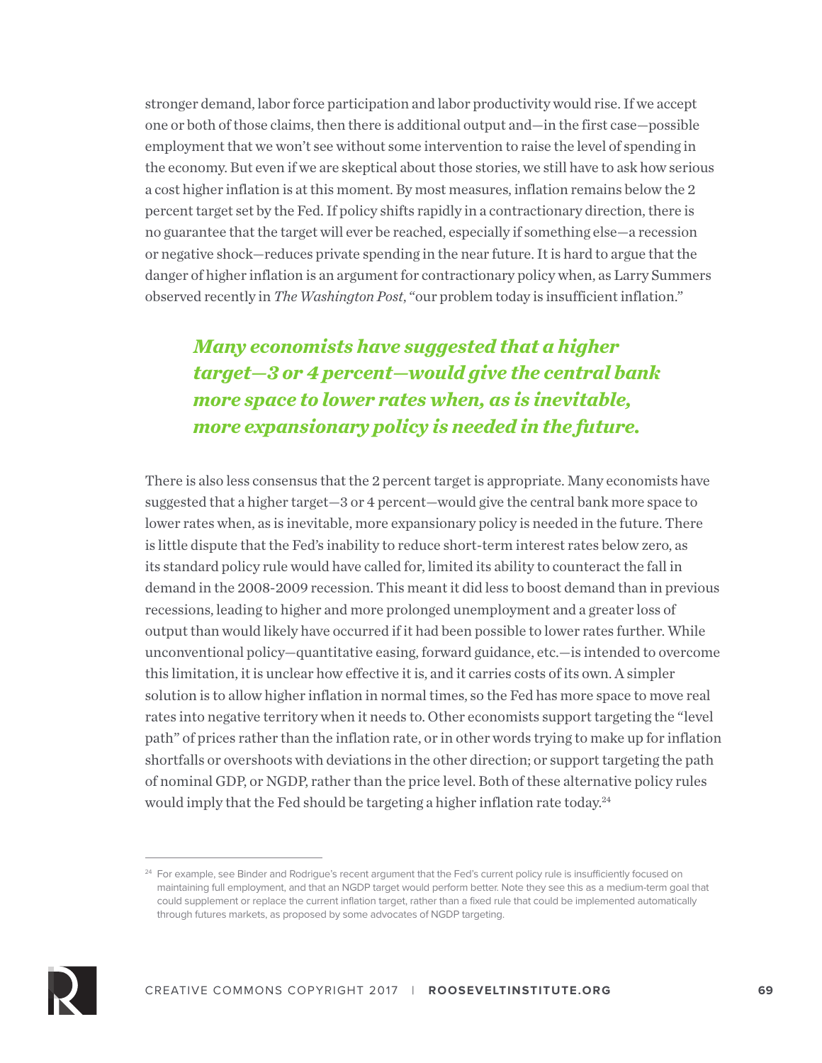stronger demand, labor force participation and labor productivity would rise. If we accept one or both of those claims, then there is additional output and—in the first case—possible employment that we won't see without some intervention to raise the level of spending in the economy. But even if we are skeptical about those stories, we still have to ask how serious a cost higher inflation is at this moment. By most measures, inflation remains below the 2 percent target set by the Fed. If policy shifts rapidly in a contractionary direction, there is no guarantee that the target will ever be reached, especially if something else—a recession or negative shock—reduces private spending in the near future. It is hard to argue that the danger of higher inflation is an argument for contractionary policy when, as Larry Summers observed recently in *The Washington Post*, "our problem today is insufficient inflation."

> ***Many economists have suggested that a higher target—3 or 4 percent—would give the central bank more space to lower rates when, as is inevitable, more expansionary policy is needed in the future.***

There is also less consensus that the 2 percent target is appropriate. Many economists have suggested that a higher target—3 or 4 percent—would give the central bank more space to lower rates when, as is inevitable, more expansionary policy is needed in the future. There is little dispute that the Fed's inability to reduce short-term interest rates below zero, as its standard policy rule would have called for, limited its ability to counteract the fall in demand in the 2008-2009 recession. This meant it did less to boost demand than in previous recessions, leading to higher and more prolonged unemployment and a greater loss of output than would likely have occurred if it had been possible to lower rates further. While unconventional policy—quantitative easing, forward guidance, etc.—is intended to overcome this limitation, it is unclear how effective it is, and it carries costs of its own. A simpler solution is to allow higher inflation in normal times, so the Fed has more space to move real rates into negative territory when it needs to. Other economists support targeting the "level path" of prices rather than the inflation rate, or in other words trying to make up for inflation shortfalls or overshoots with deviations in the other direction; or support targeting the path of nominal GDP, or NGDP, rather than the price level. Both of these alternative policy rules would imply that the Fed should be targeting a higher inflation rate today.[24]

---

[24] For example, see Binder and Rodrigue's recent argument that the Fed's current policy rule is insufficiently focused on maintaining full employment, and that an NGDP target would perform better. Note they see this as a medium-term goal that could supplement or replace the current inflation target, rather than a fixed rule that could be implemented automatically through futures markets, as proposed by some advocates of NGDP targeting.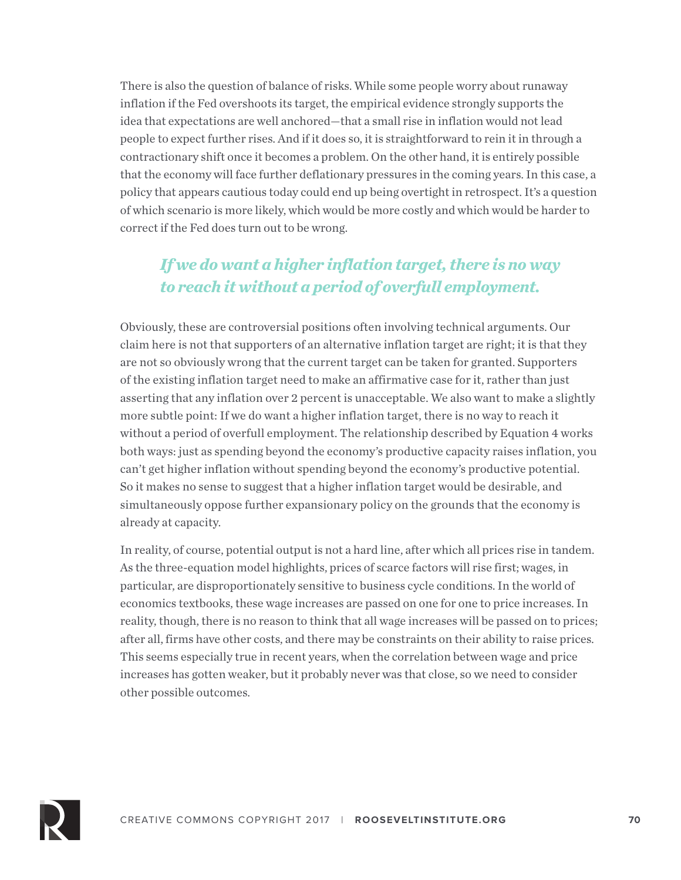There is also the question of balance of risks. While some people worry about runaway inflation if the Fed overshoots its target, the empirical evidence strongly supports the idea that expectations are well anchored—that a small rise in inflation would not lead people to expect further rises. And if it does so, it is straightforward to rein it in through a contractionary shift once it becomes a problem. On the other hand, it is entirely possible that the economy will face further deflationary pressures in the coming years. In this case, a policy that appears cautious today could end up being overtight in retrospect. It's a question of which scenario is more likely, which would be more costly and which would be harder to correct if the Fed does turn out to be wrong.

> ***If we do want a higher inflation target, there is no way to reach it without a period of overfull employment.***

Obviously, these are controversial positions often involving technical arguments. Our claim here is not that supporters of an alternative inflation target are right; it is that they are not so obviously wrong that the current target can be taken for granted. Supporters of the existing inflation target need to make an affirmative case for it, rather than just asserting that any inflation over 2 percent is unacceptable. We also want to make a slightly more subtle point: If we do want a higher inflation target, there is no way to reach it without a period of overfull employment. The relationship described by Equation 4 works both ways: just as spending beyond the economy's productive capacity raises inflation, you can't get higher inflation without spending beyond the economy's productive potential. So it makes no sense to suggest that a higher inflation target would be desirable, and simultaneously oppose further expansionary policy on the grounds that the economy is already at capacity.

In reality, of course, potential output is not a hard line, after which all prices rise in tandem. As the three-equation model highlights, prices of scarce factors will rise first; wages, in particular, are disproportionately sensitive to business cycle conditions. In the world of economics textbooks, these wage increases are passed on one for one to price increases. In reality, though, there is no reason to think that all wage increases will be passed on to prices; after all, firms have other costs, and there may be constraints on their ability to raise prices. This seems especially true in recent years, when the correlation between wage and price increases has gotten weaker, but it probably never was that close, so we need to consider other possible outcomes.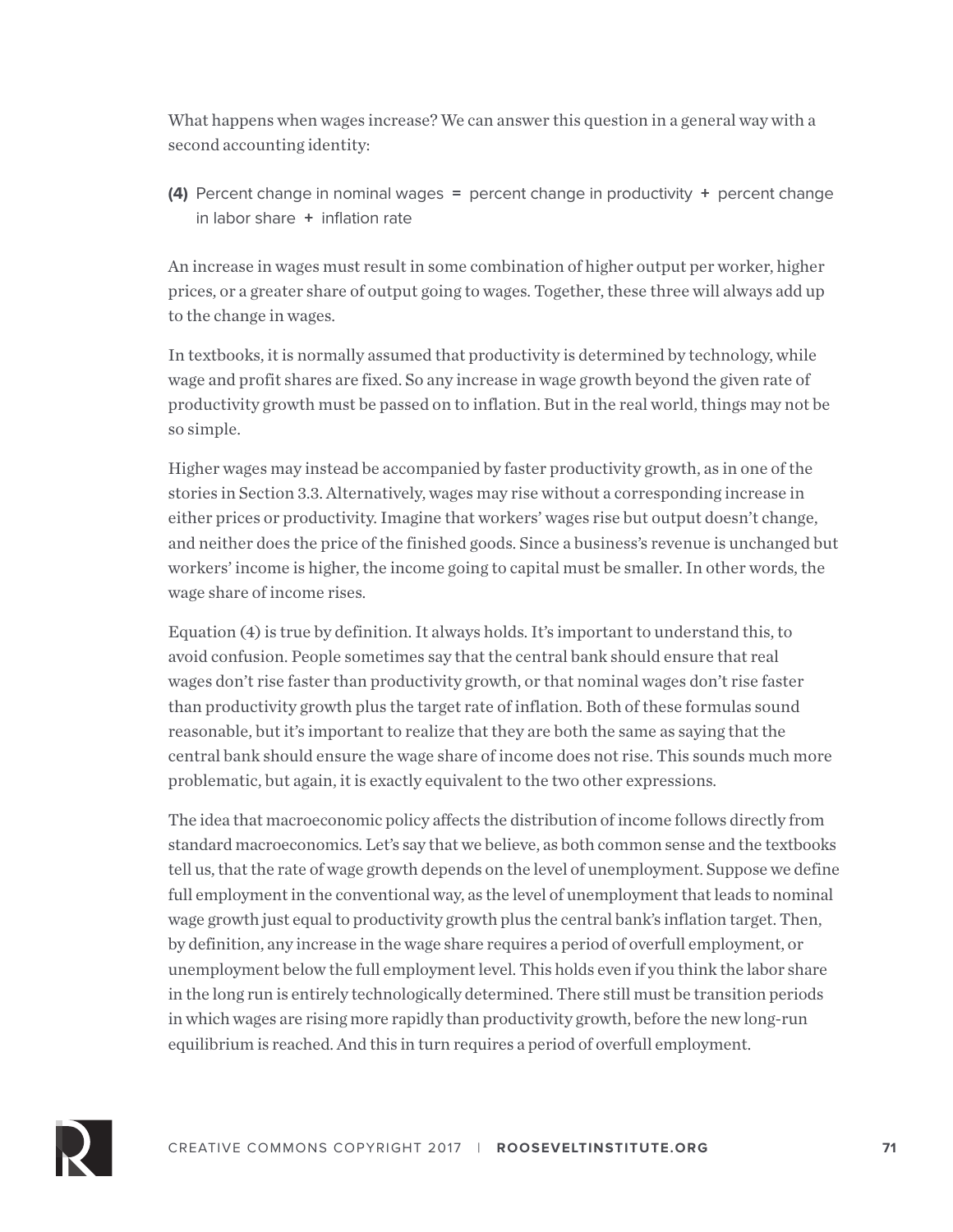What happens when wages increase? We can answer this question in a general way with a second accounting identity:

**(4)** Percent change in nominal wages = percent change in productivity + percent change in labor share + inflation rate

An increase in wages must result in some combination of higher output per worker, higher prices, or a greater share of output going to wages. Together, these three will always add up to the change in wages.

In textbooks, it is normally assumed that productivity is determined by technology, while wage and profit shares are fixed. So any increase in wage growth beyond the given rate of productivity growth must be passed on to inflation. But in the real world, things may not be so simple.

Higher wages may instead be accompanied by faster productivity growth, as in one of the stories in Section 3.3. Alternatively, wages may rise without a corresponding increase in either prices or productivity. Imagine that workers' wages rise but output doesn't change, and neither does the price of the finished goods. Since a business's revenue is unchanged but workers' income is higher, the income going to capital must be smaller. In other words, the wage share of income rises.

Equation (4) is true by definition. It always holds. It's important to understand this, to avoid confusion. People sometimes say that the central bank should ensure that real wages don't rise faster than productivity growth, or that nominal wages don't rise faster than productivity growth plus the target rate of inflation. Both of these formulas sound reasonable, but it's important to realize that they are both the same as saying that the central bank should ensure the wage share of income does not rise. This sounds much more problematic, but again, it is exactly equivalent to the two other expressions.

The idea that macroeconomic policy affects the distribution of income follows directly from standard macroeconomics. Let's say that we believe, as both common sense and the textbooks tell us, that the rate of wage growth depends on the level of unemployment. Suppose we define full employment in the conventional way, as the level of unemployment that leads to nominal wage growth just equal to productivity growth plus the central bank's inflation target. Then, by definition, any increase in the wage share requires a period of overfull employment, or unemployment below the full employment level. This holds even if you think the labor share in the long run is entirely technologically determined. There still must be transition periods in which wages are rising more rapidly than productivity growth, before the new long-run equilibrium is reached. And this in turn requires a period of overfull employment.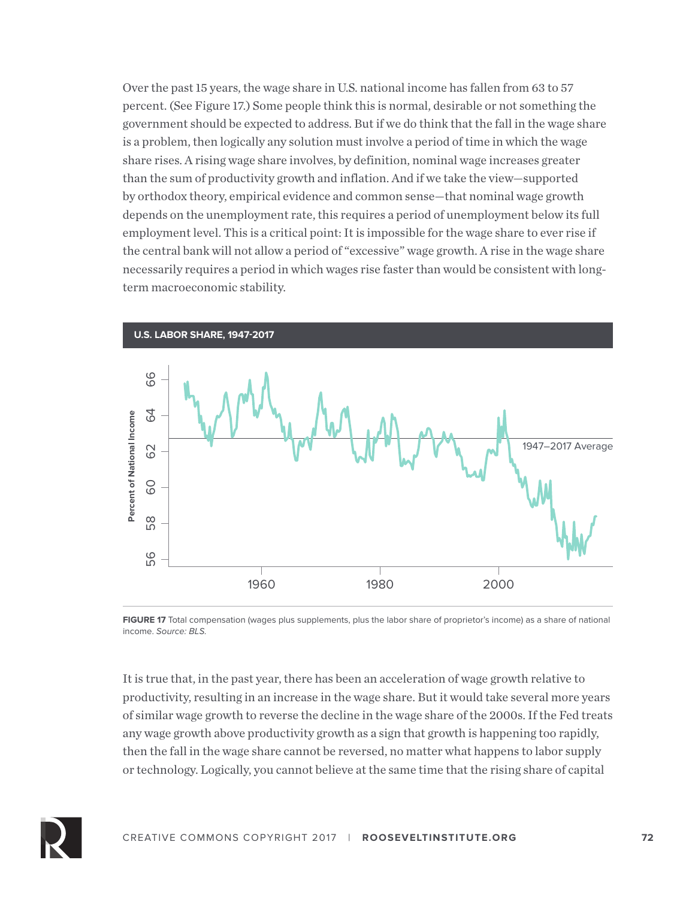Over the past 15 years, the wage share in U.S. national income has fallen from 63 to 57 percent. (See Figure 17.) Some people think this is normal, desirable or not something the government should be expected to address. But if we do think that the fall in the wage share is a problem, then logically any solution must involve a period of time in which the wage share rises. A rising wage share involves, by definition, nominal wage increases greater than the sum of productivity growth and inflation. And if we take the view—supported by orthodox theory, empirical evidence and common sense—that nominal wage growth depends on the unemployment rate, this requires a period of unemployment below its full employment level. This is a critical point: It is impossible for the wage share to ever rise if the central bank will not allow a period of "excessive" wage growth. A rise in the wage share necessarily requires a period in which wages rise faster than would be consistent with long-term macroeconomic stability.

**U.S. LABOR SHARE, 1947-2017**

**FIGURE 17** Total compensation (wages plus supplements, plus the labor share of proprietor's income) as a share of national income. *Source: BLS.*

It is true that, in the past year, there has been an acceleration of wage growth relative to productivity, resulting in an increase in the wage share. But it would take several more years of similar wage growth to reverse the decline in the wage share of the 2000s. If the Fed treats any wage growth above productivity growth as a sign that growth is happening too rapidly, then the fall in the wage share cannot be reversed, no matter what happens to labor supply or technology. Logically, you cannot believe at the same time that the rising share of capital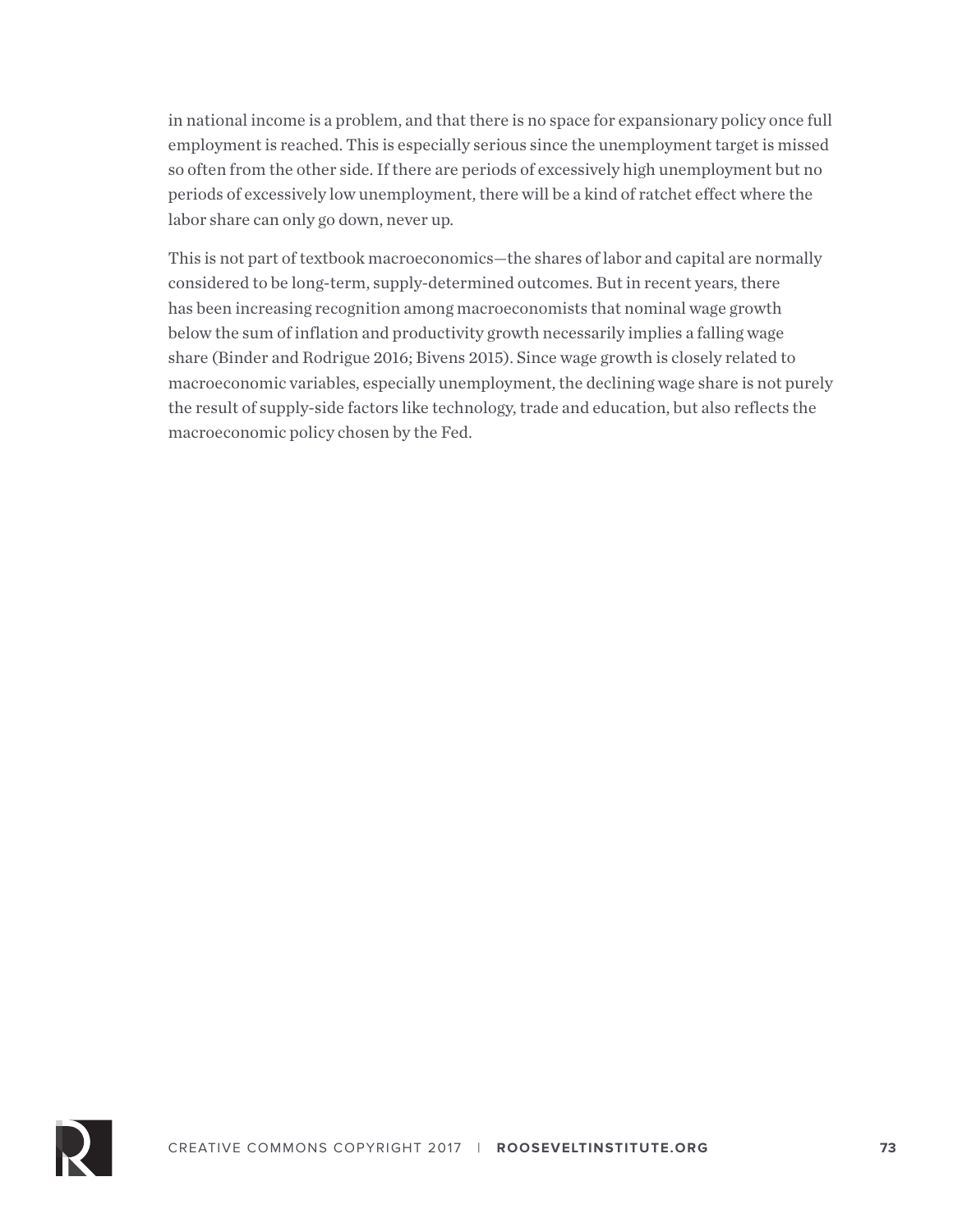in national income is a problem, and that there is no space for expansionary policy once full employment is reached. This is especially serious since the unemployment target is missed so often from the other side. If there are periods of excessively high unemployment but no periods of excessively low unemployment, there will be a kind of ratchet effect where the labor share can only go down, never up.

This is not part of textbook macroeconomics—the shares of labor and capital are normally considered to be long-term, supply-determined outcomes. But in recent years, there has been increasing recognition among macroeconomists that nominal wage growth below the sum of inflation and productivity growth necessarily implies a falling wage share (Binder and Rodrigue 2016; Bivens 2015). Since wage growth is closely related to macroeconomic variables, especially unemployment, the declining wage share is not purely the result of supply-side factors like technology, trade and education, but also reflects the macroeconomic policy chosen by the Fed.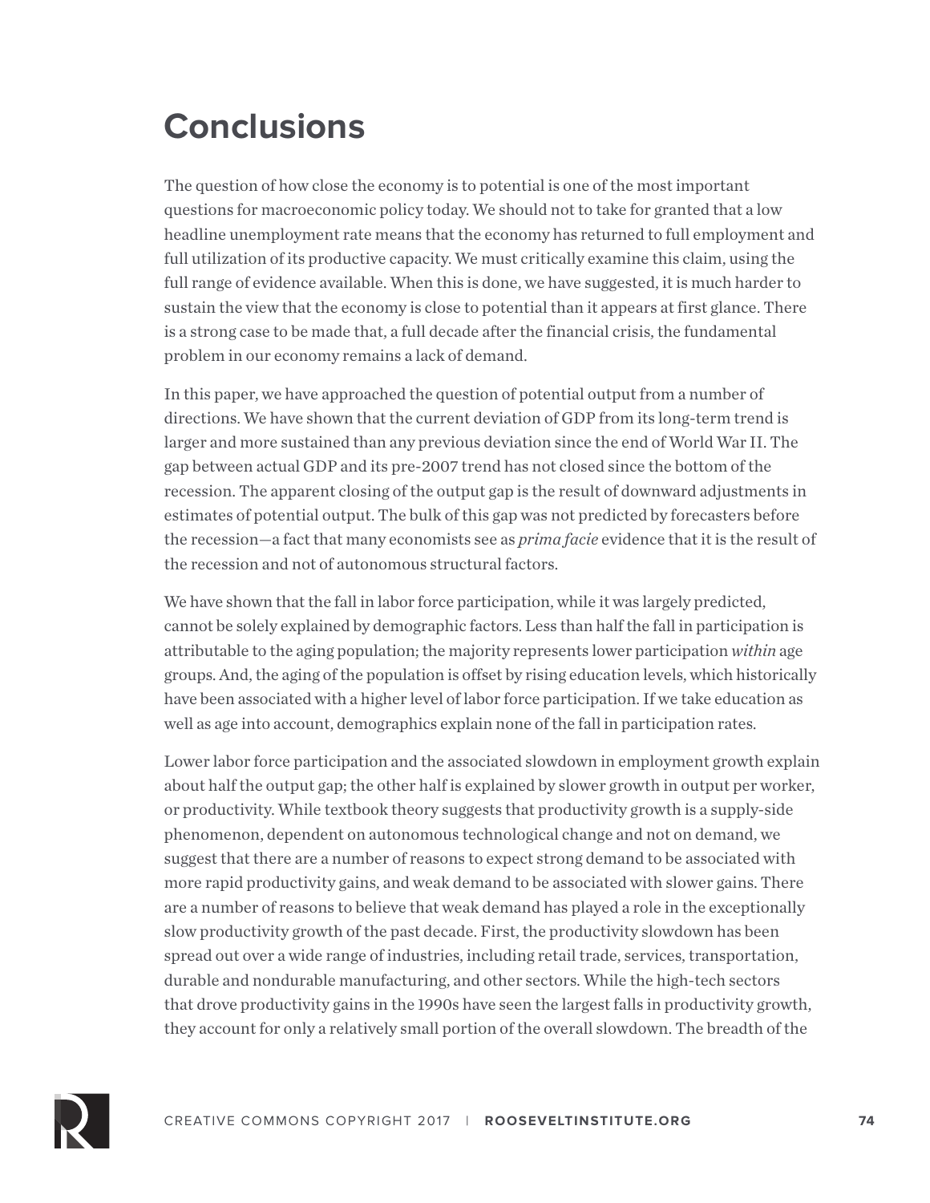# Conclusions

The question of how close the economy is to potential is one of the most important questions for macroeconomic policy today. We should not to take for granted that a low headline unemployment rate means that the economy has returned to full employment and full utilization of its productive capacity. We must critically examine this claim, using the full range of evidence available. When this is done, we have suggested, it is much harder to sustain the view that the economy is close to potential than it appears at first glance. There is a strong case to be made that, a full decade after the financial crisis, the fundamental problem in our economy remains a lack of demand.

In this paper, we have approached the question of potential output from a number of directions. We have shown that the current deviation of GDP from its long-term trend is larger and more sustained than any previous deviation since the end of World War II. The gap between actual GDP and its pre-2007 trend has not closed since the bottom of the recession. The apparent closing of the output gap is the result of downward adjustments in estimates of potential output. The bulk of this gap was not predicted by forecasters before the recession—a fact that many economists see as *prima facie* evidence that it is the result of the recession and not of autonomous structural factors.

We have shown that the fall in labor force participation, while it was largely predicted, cannot be solely explained by demographic factors. Less than half the fall in participation is attributable to the aging population; the majority represents lower participation *within* age groups. And, the aging of the population is offset by rising education levels, which historically have been associated with a higher level of labor force participation. If we take education as well as age into account, demographics explain none of the fall in participation rates.

Lower labor force participation and the associated slowdown in employment growth explain about half the output gap; the other half is explained by slower growth in output per worker, or productivity. While textbook theory suggests that productivity growth is a supply-side phenomenon, dependent on autonomous technological change and not on demand, we suggest that there are a number of reasons to expect strong demand to be associated with more rapid productivity gains, and weak demand to be associated with slower gains. There are a number of reasons to believe that weak demand has played a role in the exceptionally slow productivity growth of the past decade. First, the productivity slowdown has been spread out over a wide range of industries, including retail trade, services, transportation, durable and nondurable manufacturing, and other sectors. While the high-tech sectors that drove productivity gains in the 1990s have seen the largest falls in productivity growth, they account for only a relatively small portion of the overall slowdown. The breadth of the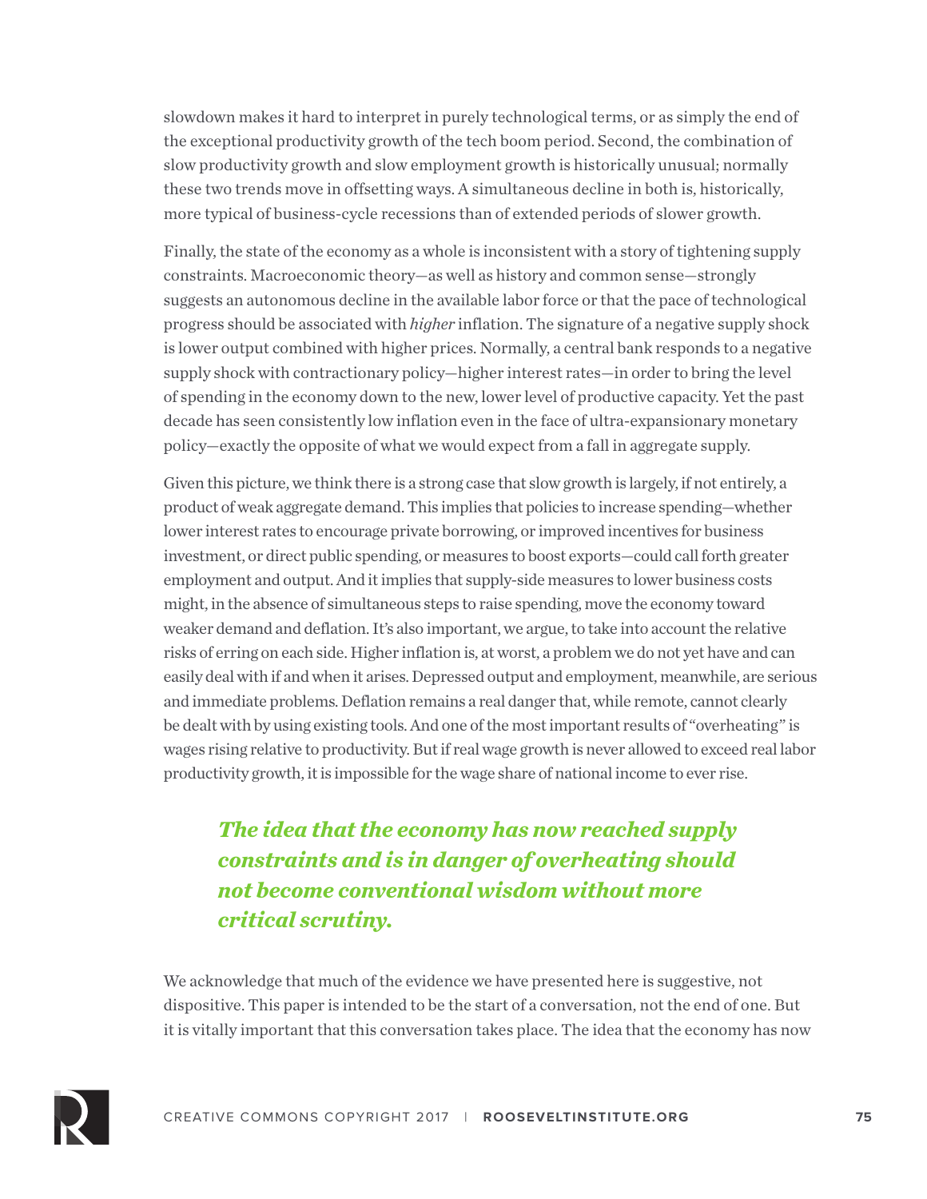slowdown makes it hard to interpret in purely technological terms, or as simply the end of the exceptional productivity growth of the tech boom period. Second, the combination of slow productivity growth and slow employment growth is historically unusual; normally these two trends move in offsetting ways. A simultaneous decline in both is, historically, more typical of business-cycle recessions than of extended periods of slower growth.

Finally, the state of the economy as a whole is inconsistent with a story of tightening supply constraints. Macroeconomic theory—as well as history and common sense—strongly suggests an autonomous decline in the available labor force or that the pace of technological progress should be associated with *higher* inflation. The signature of a negative supply shock is lower output combined with higher prices. Normally, a central bank responds to a negative supply shock with contractionary policy—higher interest rates—in order to bring the level of spending in the economy down to the new, lower level of productive capacity. Yet the past decade has seen consistently low inflation even in the face of ultra-expansionary monetary policy—exactly the opposite of what we would expect from a fall in aggregate supply.

Given this picture, we think there is a strong case that slow growth is largely, if not entirely, a product of weak aggregate demand. This implies that policies to increase spending—whether lower interest rates to encourage private borrowing, or improved incentives for business investment, or direct public spending, or measures to boost exports—could call forth greater employment and output. And it implies that supply-side measures to lower business costs might, in the absence of simultaneous steps to raise spending, move the economy toward weaker demand and deflation. It's also important, we argue, to take into account the relative risks of erring on each side. Higher inflation is, at worst, a problem we do not yet have and can easily deal with if and when it arises. Depressed output and employment, meanwhile, are serious and immediate problems. Deflation remains a real danger that, while remote, cannot clearly be dealt with by using existing tools. And one of the most important results of "overheating" is wages rising relative to productivity. But if real wage growth is never allowed to exceed real labor productivity growth, it is impossible for the wage share of national income to ever rise.

> ***The idea that the economy has now reached supply constraints and is in danger of overheating should not become conventional wisdom without more critical scrutiny.***

We acknowledge that much of the evidence we have presented here is suggestive, not dispositive. This paper is intended to be the start of a conversation, not the end of one. But it is vitally important that this conversation takes place. The idea that the economy has now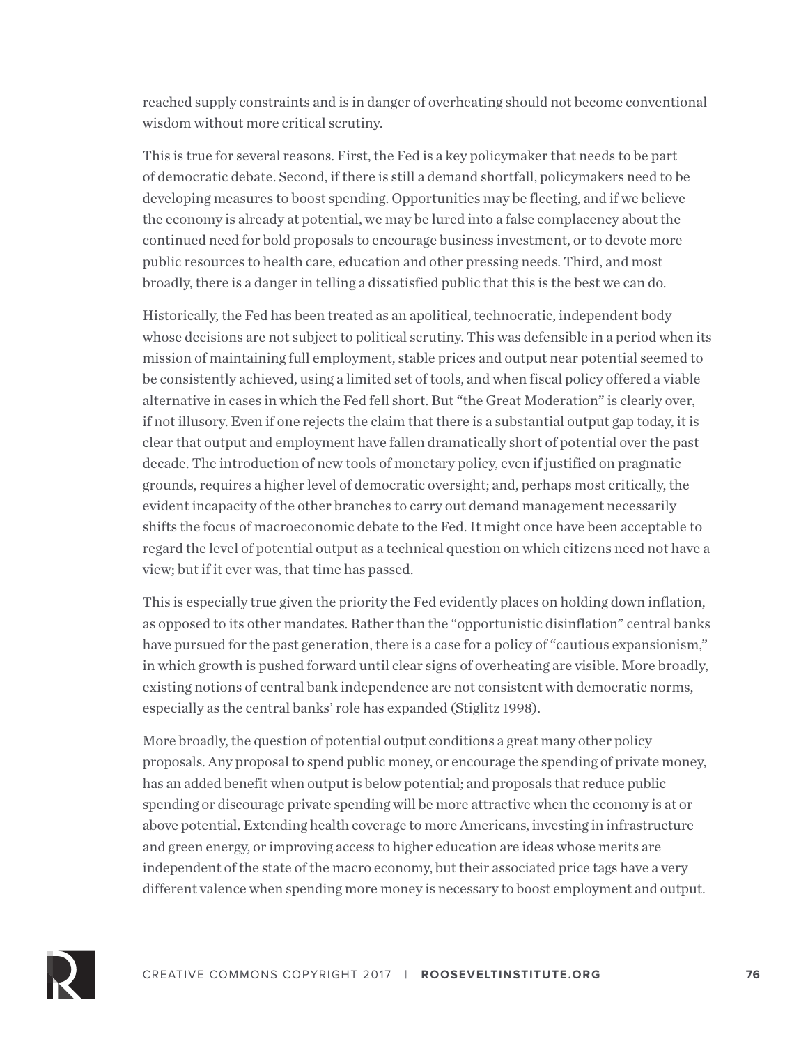reached supply constraints and is in danger of overheating should not become conventional wisdom without more critical scrutiny.

This is true for several reasons. First, the Fed is a key policymaker that needs to be part of democratic debate. Second, if there is still a demand shortfall, policymakers need to be developing measures to boost spending. Opportunities may be fleeting, and if we believe the economy is already at potential, we may be lured into a false complacency about the continued need for bold proposals to encourage business investment, or to devote more public resources to health care, education and other pressing needs. Third, and most broadly, there is a danger in telling a dissatisfied public that this is the best we can do.

Historically, the Fed has been treated as an apolitical, technocratic, independent body whose decisions are not subject to political scrutiny. This was defensible in a period when its mission of maintaining full employment, stable prices and output near potential seemed to be consistently achieved, using a limited set of tools, and when fiscal policy offered a viable alternative in cases in which the Fed fell short. But "the Great Moderation" is clearly over, if not illusory. Even if one rejects the claim that there is a substantial output gap today, it is clear that output and employment have fallen dramatically short of potential over the past decade. The introduction of new tools of monetary policy, even if justified on pragmatic grounds, requires a higher level of democratic oversight; and, perhaps most critically, the evident incapacity of the other branches to carry out demand management necessarily shifts the focus of macroeconomic debate to the Fed. It might once have been acceptable to regard the level of potential output as a technical question on which citizens need not have a view; but if it ever was, that time has passed.

This is especially true given the priority the Fed evidently places on holding down inflation, as opposed to its other mandates. Rather than the "opportunistic disinflation" central banks have pursued for the past generation, there is a case for a policy of "cautious expansionism," in which growth is pushed forward until clear signs of overheating are visible. More broadly, existing notions of central bank independence are not consistent with democratic norms, especially as the central banks' role has expanded (Stiglitz 1998).

More broadly, the question of potential output conditions a great many other policy proposals. Any proposal to spend public money, or encourage the spending of private money, has an added benefit when output is below potential; and proposals that reduce public spending or discourage private spending will be more attractive when the economy is at or above potential. Extending health coverage to more Americans, investing in infrastructure and green energy, or improving access to higher education are ideas whose merits are independent of the state of the macro economy, but their associated price tags have a very different valence when spending more money is necessary to boost employment and output.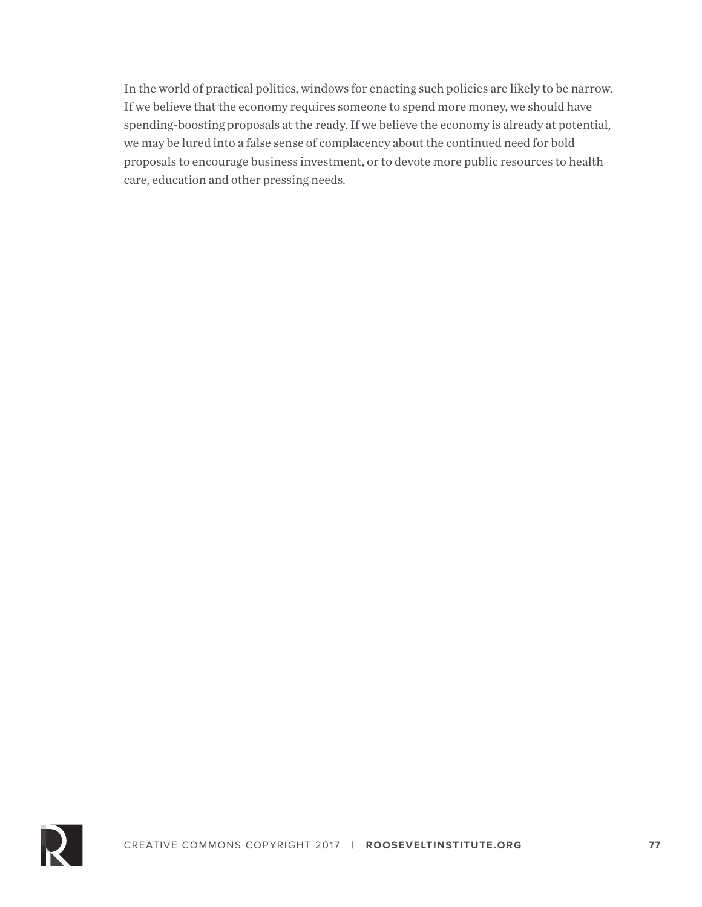In the world of practical politics, windows for enacting such policies are likely to be narrow. If we believe that the economy requires someone to spend more money, we should have spending-boosting proposals at the ready. If we believe the economy is already at potential, we may be lured into a false sense of complacency about the continued need for bold proposals to encourage business investment, or to devote more public resources to health care, education and other pressing needs.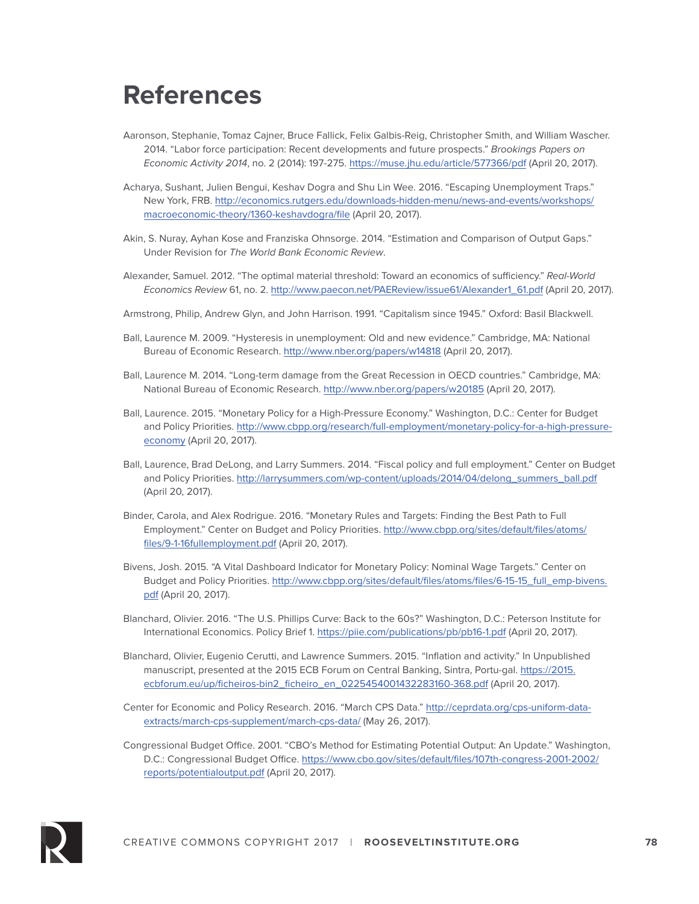# References

Aaronson, Stephanie, Tomaz Cajner, Bruce Fallick, Felix Galbis-Reig, Christopher Smith, and William Wascher. 2014. "Labor force participation: Recent developments and future prospects." *Brookings Papers on Economic Activity 2014*, no. 2 (2014): 197-275. https://muse.jhu.edu/article/577366/pdf (April 20, 2017).

Acharya, Sushant, Julien Bengui, Keshav Dogra and Shu Lin Wee. 2016. "Escaping Unemployment Traps." New York, FRB. http://economics.rutgers.edu/downloads-hidden-menu/news-and-events/workshops/macroeconomic-theory/1360-keshavdogra/file (April 20, 2017).

Akin, S. Nuray, Ayhan Kose and Franziska Ohnsorge. 2014. "Estimation and Comparison of Output Gaps." Under Revision for *The World Bank Economic Review*.

Alexander, Samuel. 2012. "The optimal material threshold: Toward an economics of sufficiency." *Real-World Economics Review* 61, no. 2. http://www.paecon.net/PAEReview/issue61/Alexander1_61.pdf (April 20, 2017).

Armstrong, Philip, Andrew Glyn, and John Harrison. 1991. "Capitalism since 1945." Oxford: Basil Blackwell.

Ball, Laurence M. 2009. "Hysteresis in unemployment: Old and new evidence." Cambridge, MA: National Bureau of Economic Research. http://www.nber.org/papers/w14818 (April 20, 2017).

Ball, Laurence M. 2014. "Long-term damage from the Great Recession in OECD countries." Cambridge, MA: National Bureau of Economic Research. http://www.nber.org/papers/w20185 (April 20, 2017).

Ball, Laurence. 2015. "Monetary Policy for a High-Pressure Economy." Washington, D.C.: Center for Budget and Policy Priorities. http://www.cbpp.org/research/full-employment/monetary-policy-for-a-high-pressure-economy (April 20, 2017).

Ball, Laurence, Brad DeLong, and Larry Summers. 2014. "Fiscal policy and full employment." Center on Budget and Policy Priorities. http://larrysummers.com/wp-content/uploads/2014/04/delong_summers_ball.pdf (April 20, 2017).

Binder, Carola, and Alex Rodrigue. 2016. "Monetary Rules and Targets: Finding the Best Path to Full Employment." Center on Budget and Policy Priorities. http://www.cbpp.org/sites/default/files/atoms/files/9-1-16fullemployment.pdf (April 20, 2017).

Bivens, Josh. 2015. "A Vital Dashboard Indicator for Monetary Policy: Nominal Wage Targets." Center on Budget and Policy Priorities. http://www.cbpp.org/sites/default/files/atoms/files/6-15-15_full_emp-bivens.pdf (April 20, 2017).

Blanchard, Olivier. 2016. "The U.S. Phillips Curve: Back to the 60s?" Washington, D.C.: Peterson Institute for International Economics. Policy Brief 1. https://piie.com/publications/pb/pb16-1.pdf (April 20, 2017).

Blanchard, Olivier, Eugenio Cerutti, and Lawrence Summers. 2015. "Inflation and activity." In Unpublished manuscript, presented at the 2015 ECB Forum on Central Banking, Sintra, Portu-gal. https://2015.ecbforum.eu/up/ficheiros-bin2_ficheiro_en_0225454001432283160-368.pdf (April 20, 2017).

Center for Economic and Policy Research. 2016. "March CPS Data." http://ceprdata.org/cps-uniform-data-extracts/march-cps-supplement/march-cps-data/ (May 26, 2017).

Congressional Budget Office. 2001. "CBO's Method for Estimating Potential Output: An Update." Washington, D.C.: Congressional Budget Office. https://www.cbo.gov/sites/default/files/107th-congress-2001-2002/reports/potentialoutput.pdf (April 20, 2017).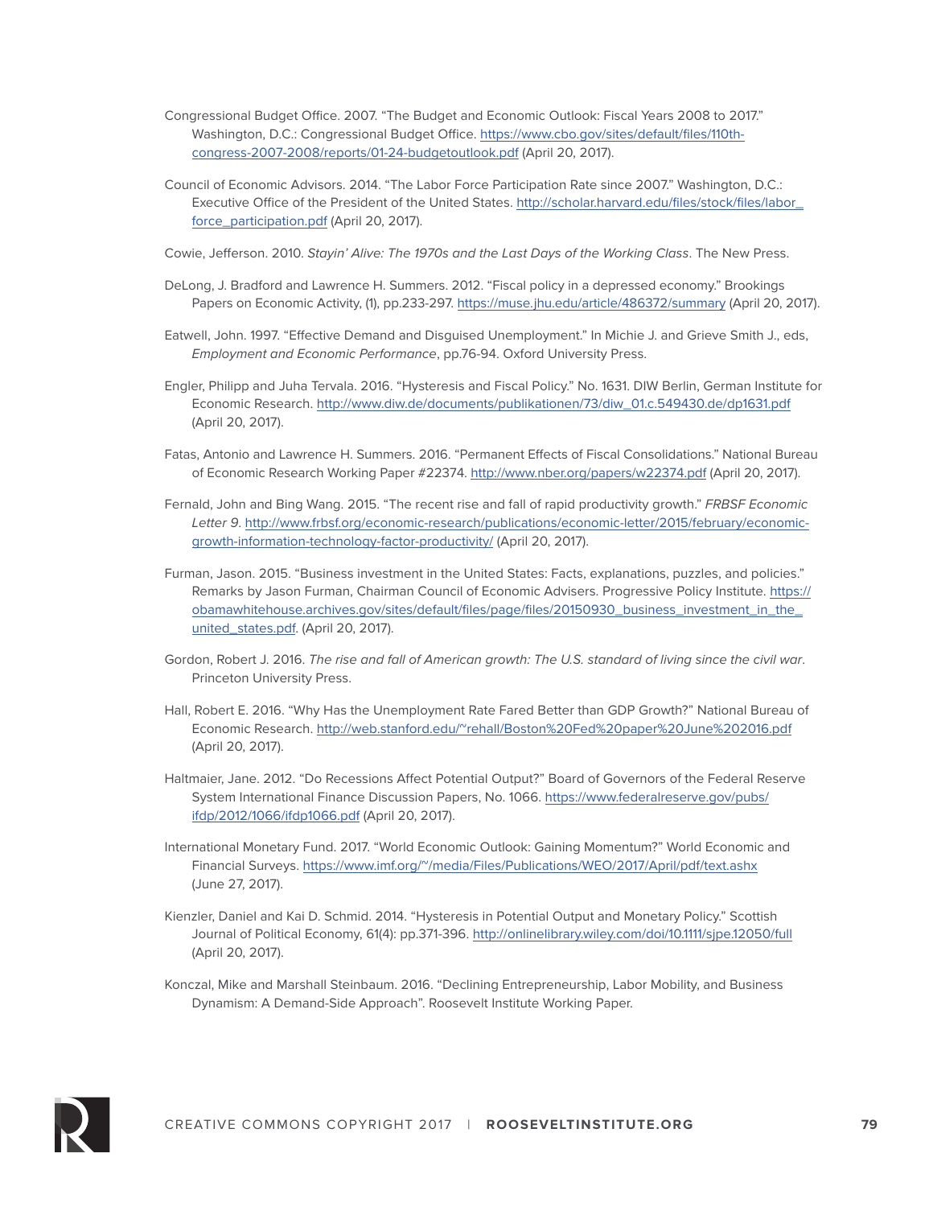Congressional Budget Office. 2007. "The Budget and Economic Outlook: Fiscal Years 2008 to 2017." Washington, D.C.: Congressional Budget Office. https://www.cbo.gov/sites/default/files/110th-congress-2007-2008/reports/01-24-budgetoutlook.pdf (April 20, 2017).

Council of Economic Advisors. 2014. "The Labor Force Participation Rate since 2007." Washington, D.C.: Executive Office of the President of the United States. http://scholar.harvard.edu/files/stock/files/labor_force_participation.pdf (April 20, 2017).

Cowie, Jefferson. 2010. *Stayin' Alive: The 1970s and the Last Days of the Working Class*. The New Press.

DeLong, J. Bradford and Lawrence H. Summers. 2012. "Fiscal policy in a depressed economy." Brookings Papers on Economic Activity, (1), pp.233-297. https://muse.jhu.edu/article/486372/summary (April 20, 2017).

Eatwell, John. 1997. "Effective Demand and Disguised Unemployment." In Michie J. and Grieve Smith J., eds, *Employment and Economic Performance*, pp.76-94. Oxford University Press.

Engler, Philipp and Juha Tervala. 2016. "Hysteresis and Fiscal Policy." No. 1631. DIW Berlin, German Institute for Economic Research. http://www.diw.de/documents/publikationen/73/diw_01.c.549430.de/dp1631.pdf (April 20, 2017).

Fatas, Antonio and Lawrence H. Summers. 2016. "Permanent Effects of Fiscal Consolidations." National Bureau of Economic Research Working Paper #22374. http://www.nber.org/papers/w22374.pdf (April 20, 2017).

Fernald, John and Bing Wang. 2015. "The recent rise and fall of rapid productivity growth." *FRBSF Economic Letter 9*. http://www.frbsf.org/economic-research/publications/economic-letter/2015/february/economic-growth-information-technology-factor-productivity/ (April 20, 2017).

Furman, Jason. 2015. "Business investment in the United States: Facts, explanations, puzzles, and policies." Remarks by Jason Furman, Chairman Council of Economic Advisers. Progressive Policy Institute. https://obamawhitehouse.archives.gov/sites/default/files/page/files/20150930_business_investment_in_the_united_states.pdf. (April 20, 2017).

Gordon, Robert J. 2016. *The rise and fall of American growth: The U.S. standard of living since the civil war*. Princeton University Press.

Hall, Robert E. 2016. "Why Has the Unemployment Rate Fared Better than GDP Growth?" National Bureau of Economic Research. http://web.stanford.edu/~rehall/Boston%20Fed%20paper%20June%202016.pdf (April 20, 2017).

Haltmaier, Jane. 2012. "Do Recessions Affect Potential Output?" Board of Governors of the Federal Reserve System International Finance Discussion Papers, No. 1066. https://www.federalreserve.gov/pubs/ifdp/2012/1066/ifdp1066.pdf (April 20, 2017).

International Monetary Fund. 2017. "World Economic Outlook: Gaining Momentum?" World Economic and Financial Surveys. https://www.imf.org/~/media/Files/Publications/WEO/2017/April/pdf/text.ashx (June 27, 2017).

Kienzler, Daniel and Kai D. Schmid. 2014. "Hysteresis in Potential Output and Monetary Policy." Scottish Journal of Political Economy, 61(4): pp.371-396. http://onlinelibrary.wiley.com/doi/10.1111/sjpe.12050/full (April 20, 2017).

Konczal, Mike and Marshall Steinbaum. 2016. "Declining Entrepreneurship, Labor Mobility, and Business Dynamism: A Demand-Side Approach". Roosevelt Institute Working Paper.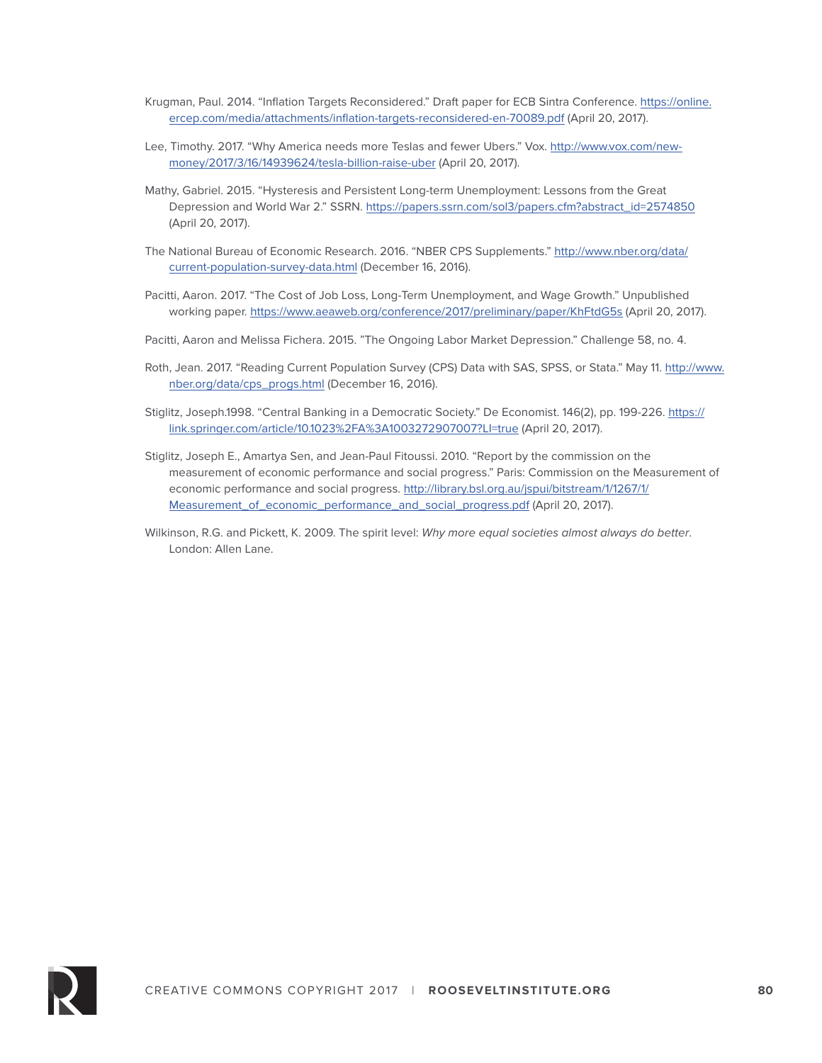Krugman, Paul. 2014. "Inflation Targets Reconsidered." Draft paper for ECB Sintra Conference. https://online.ercep.com/media/attachments/inflation-targets-reconsidered-en-70089.pdf (April 20, 2017).

Lee, Timothy. 2017. "Why America needs more Teslas and fewer Ubers." Vox. http://www.vox.com/new-money/2017/3/16/14939624/tesla-billion-raise-uber (April 20, 2017).

Mathy, Gabriel. 2015. "Hysteresis and Persistent Long-term Unemployment: Lessons from the Great Depression and World War 2." SSRN. https://papers.ssrn.com/sol3/papers.cfm?abstract_id=2574850 (April 20, 2017).

The National Bureau of Economic Research. 2016. "NBER CPS Supplements." http://www.nber.org/data/current-population-survey-data.html (December 16, 2016).

Pacitti, Aaron. 2017. "The Cost of Job Loss, Long-Term Unemployment, and Wage Growth." Unpublished working paper. https://www.aeaweb.org/conference/2017/preliminary/paper/KhFtdG5s (April 20, 2017).

Pacitti, Aaron and Melissa Fichera. 2015. "The Ongoing Labor Market Depression." Challenge 58, no. 4.

Roth, Jean. 2017. "Reading Current Population Survey (CPS) Data with SAS, SPSS, or Stata." May 11. http://www.nber.org/data/cps_progs.html (December 16, 2016).

Stiglitz, Joseph.1998. "Central Banking in a Democratic Society." De Economist. 146(2), pp. 199-226. https://link.springer.com/article/10.1023%2FA%3A1003272907007?LI=true (April 20, 2017).

Stiglitz, Joseph E., Amartya Sen, and Jean-Paul Fitoussi. 2010. "Report by the commission on the measurement of economic performance and social progress." Paris: Commission on the Measurement of economic performance and social progress. http://library.bsl.org.au/jspui/bitstream/1/1267/1/Measurement_of_economic_performance_and_social_progress.pdf (April 20, 2017).

Wilkinson, R.G. and Pickett, K. 2009. The spirit level: *Why more equal societies almost always do better*. London: Allen Lane.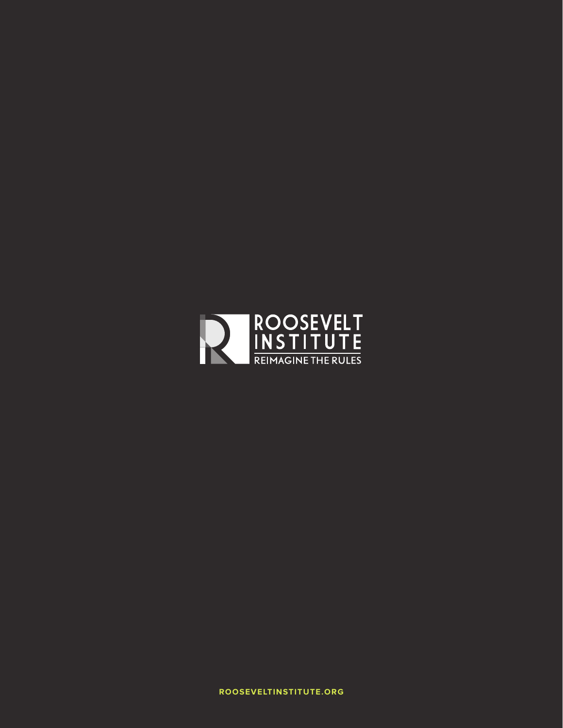ROOSEVELT INSTITUTE

REIMAGINE THE RULES

ROOSEVELTINSTITUTE.ORG